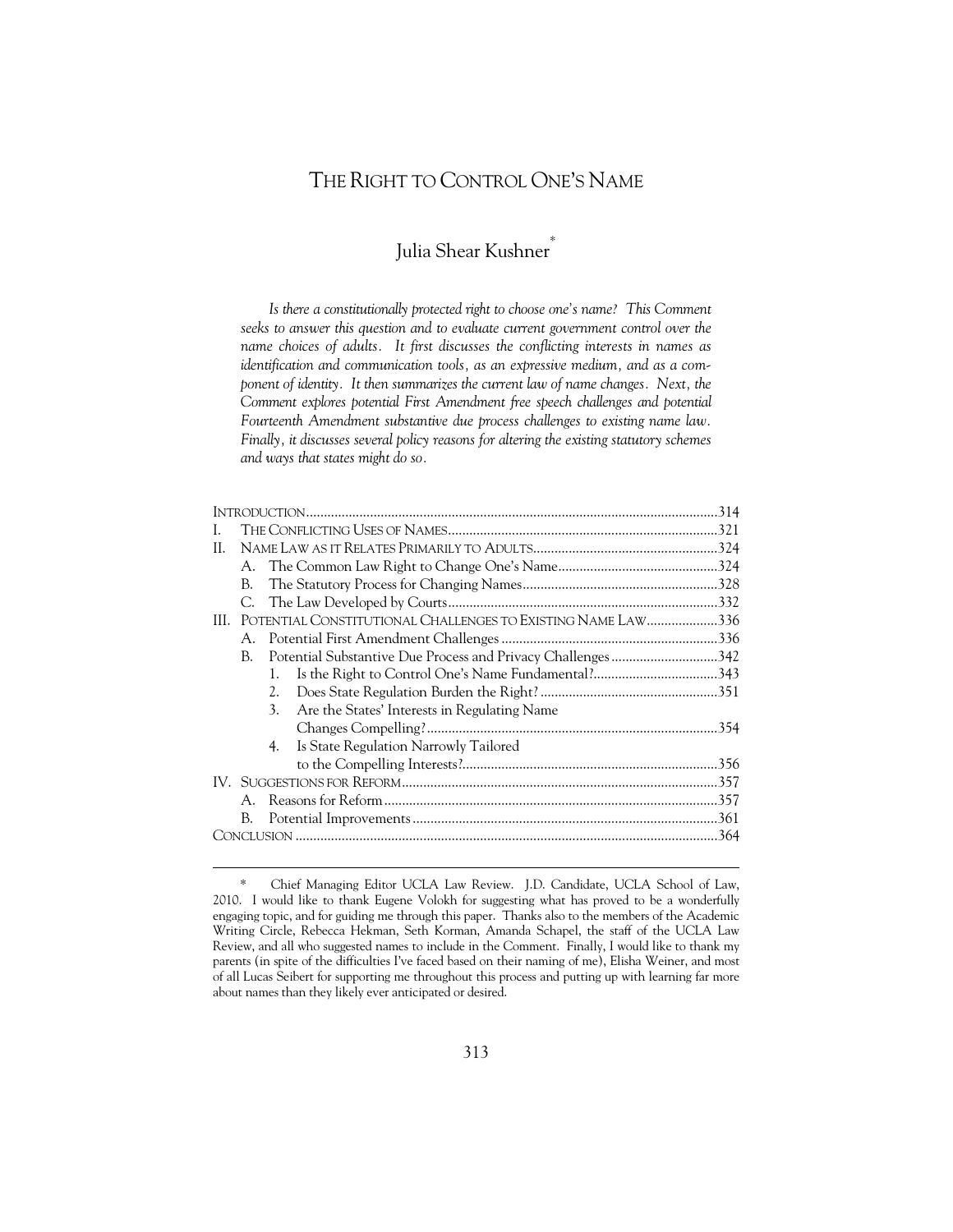# THE RIGHT TO CONTROL ONE'S NAME

## Julia Shear Kushner*

*Is there a constitutionally protected right to choose one's name? This Comment seeks to answer this question and to evaluate current government control over the name choices of adults. It first discusses the conflicting interests in names as identification and communication tools, as an expressive medium, and as a component of identity. It then summarizes the current law of name changes. Next, the Comment explores potential First Amendment free speech challenges and potential Fourteenth Amendment substantive due process challenges to existing name law. Finally, it discusses several policy reasons for altering the existing statutory schemes and ways that states might do so.*

| | | | |
|---|---|---|---|
| INTRODUCTION | | | 314 |
| I. | THE CONFLICTING USES OF NAMES | | 321 |
| II. | NAME LAW AS IT RELATES PRIMARILY TO ADULTS | | 324 |
| | A. | The Common Law Right to Change One's Name | 324 |
| | B. | The Statutory Process for Changing Names | 328 |
| | C. | The Law Developed by Courts | 332 |
| III. | POTENTIAL CONSTITUTIONAL CHALLENGES TO EXISTING NAME LAW | | 336 |
| | A. | Potential First Amendment Challenges | 336 |
| | B. | Potential Substantive Due Process and Privacy Challenges | 342 |
| | | 1. Is the Right to Control One's Name Fundamental? | 343 |
| | | 2. Does State Regulation Burden the Right? | 351 |
| | | 3. Are the States' Interests in Regulating Name Changes Compelling? | 354 |
| | | 4. Is State Regulation Narrowly Tailored to the Compelling Interests? | 356 |
| IV. | SUGGESTIONS FOR REFORM | | 357 |
| | A. | Reasons for Reform | 357 |
| | B. | Potential Improvements | 361 |
| CONCLUSION | | | 364 |

---

\* Chief Managing Editor UCLA Law Review. J.D. Candidate, UCLA School of Law, 2010. I would like to thank Eugene Volokh for suggesting what has proved to be a wonderfully engaging topic, and for guiding me through this paper. Thanks also to the members of the Academic Writing Circle, Rebecca Hekman, Seth Korman, Amanda Schapel, the staff of the UCLA Law Review, and all who suggested names to include in the Comment. Finally, I would like to thank my parents (in spite of the difficulties I've faced based on their naming of me), Elisha Weiner, and most of all Lucas Seibert for supporting me throughout this process and putting up with learning far more about names than they likely ever anticipated or desired.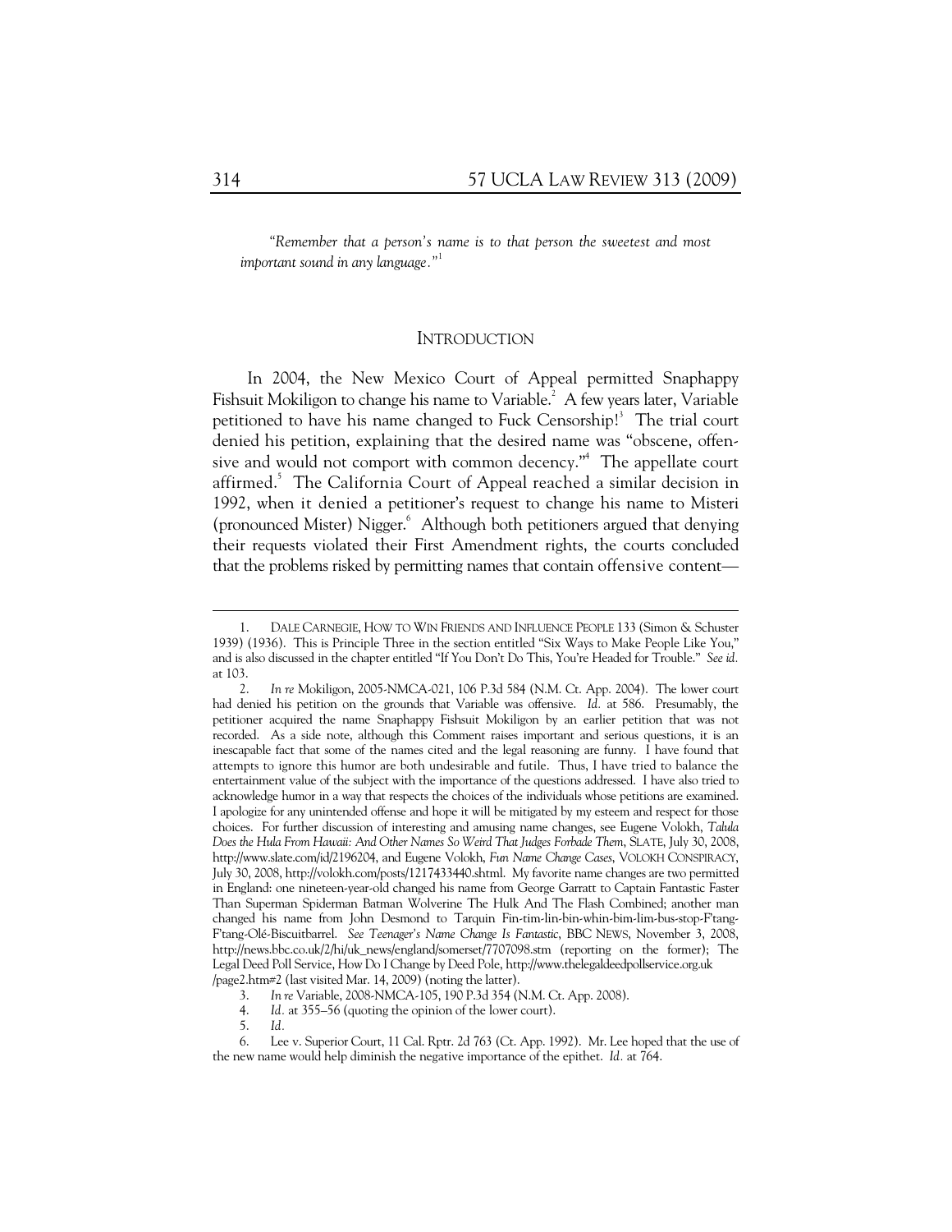*"Remember that a person's name is to that person the sweetest and most important sound in any language."*[1]

## INTRODUCTION

In 2004, the New Mexico Court of Appeal permitted Snaphappy Fishsuit Mokiligon to change his name to Variable.[2] A few years later, Variable petitioned to have his name changed to Fuck Censorship![3] The trial court denied his petition, explaining that the desired name was "obscene, offensive and would not comport with common decency."[4] The appellate court affirmed.[5] The California Court of Appeal reached a similar decision in 1992, when it denied a petitioner's request to change his name to Misteri (pronounced Mister) Nigger.[6] Although both petitioners argued that denying their requests violated their First Amendment rights, the courts concluded that the problems risked by permitting names that contain offensive content—

---

1. DALE CARNEGIE, HOW TO WIN FRIENDS AND INFLUENCE PEOPLE 133 (Simon & Schuster 1939) (1936). This is Principle Three in the section entitled "Six Ways to Make People Like You," and is also discussed in the chapter entitled "If You Don't Do This, You're Headed for Trouble." *See id.* at 103.

2. *In re* Mokiligon, 2005-NMCA-021, 106 P.3d 584 (N.M. Ct. App. 2004). The lower court had denied his petition on the grounds that Variable was offensive. *Id.* at 586. Presumably, the petitioner acquired the name Snaphappy Fishsuit Mokiligon by an earlier petition that was not recorded. As a side note, although this Comment raises important and serious questions, it is an inescapable fact that some of the names cited and the legal reasoning are funny. I have found that attempts to ignore this humor are both undesirable and futile. Thus, I have tried to balance the entertainment value of the subject with the importance of the questions addressed. I have also tried to acknowledge humor in a way that respects the choices of the individuals whose petitions are examined. I apologize for any unintended offense and hope it will be mitigated by my esteem and respect for those choices. For further discussion of interesting and amusing name changes, see Eugene Volokh, *Talula Does the Hula From Hawaii: And Other Names So Weird That Judges Forbade Them*, SLATE, July 30, 2008, http://www.slate.com/id/2196204, and Eugene Volokh, *Fun Name Change Cases*, VOLOKH CONSPIRACY, July 30, 2008, http://volokh.com/posts/1217433440.shtml. My favorite name changes are two permitted in England: one nineteen-year-old changed his name from George Garratt to Captain Fantastic Faster Than Superman Spiderman Batman Wolverine The Hulk And The Flash Combined; another man changed his name from John Desmond to Tarquin Fin-tim-lin-bin-whin-bim-lim-bus-stop-F'tang-F'tang-Olé-Biscuitbarrel. *See Teenager's Name Change Is Fantastic*, BBC NEWS, November 3, 2008, http://news.bbc.co.uk/2/hi/uk_news/england/somerset/7707098.stm (reporting on the former); The Legal Deed Poll Service, How Do I Change by Deed Pole, http://www.thelegaldeedpollservice.org.uk/page2.htm#2 (last visited Mar. 14, 2009) (noting the latter).

3. *In re* Variable, 2008-NMCA-105, 190 P.3d 354 (N.M. Ct. App. 2008).

4. *Id.* at 355–56 (quoting the opinion of the lower court).

5. *Id.*

6. Lee v. Superior Court, 11 Cal. Rptr. 2d 763 (Ct. App. 1992). Mr. Lee hoped that the use of the new name would help diminish the negative importance of the epithet. *Id.* at 764.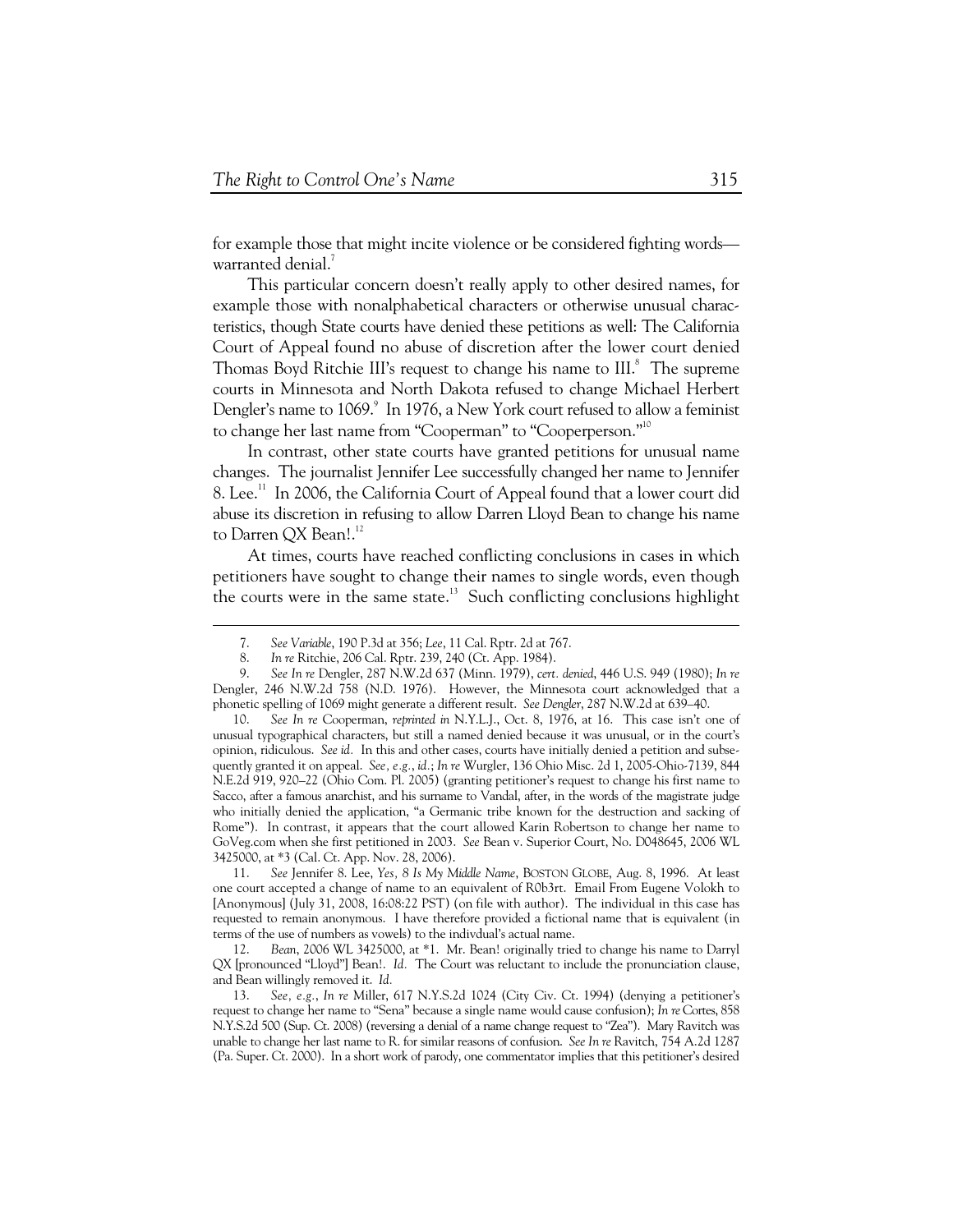for example those that might incite violence or be considered fighting words—warranted denial.[7]

This particular concern doesn't really apply to other desired names, for example those with nonalphabetical characters or otherwise unusual characteristics, though State courts have denied these petitions as well: The California Court of Appeal found no abuse of discretion after the lower court denied Thomas Boyd Ritchie III's request to change his name to III.[8] The supreme courts in Minnesota and North Dakota refused to change Michael Herbert Dengler's name to 1069.[9] In 1976, a New York court refused to allow a feminist to change her last name from "Cooperman" to "Cooperperson."[10]

In contrast, other state courts have granted petitions for unusual name changes. The journalist Jennifer Lee successfully changed her name to Jennifer 8. Lee.[11] In 2006, the California Court of Appeal found that a lower court did abuse its discretion in refusing to allow Darren Lloyd Bean to change his name to Darren QX Bean!.[12]

At times, courts have reached conflicting conclusions in cases in which petitioners have sought to change their names to single words, even though the courts were in the same state.[13] Such conflicting conclusions highlight

---

7. *See Variable*, 190 P.3d at 356; *Lee*, 11 Cal. Rptr. 2d at 767.

8. *In re* Ritchie, 206 Cal. Rptr. 239, 240 (Ct. App. 1984).

9. *See In re* Dengler, 287 N.W.2d 637 (Minn. 1979), *cert. denied*, 446 U.S. 949 (1980); *In re* Dengler, 246 N.W.2d 758 (N.D. 1976). However, the Minnesota court acknowledged that a phonetic spelling of 1069 might generate a different result. *See Dengler*, 287 N.W.2d at 639–40.

10. *See In re* Cooperman, *reprinted in* N.Y.L.J., Oct. 8, 1976, at 16. This case isn't one of unusual typographical characters, but still a named denied because it was unusual, or in the court's opinion, ridiculous. *See id.* In this and other cases, courts have initially denied a petition and subsequently granted it on appeal. *See, e.g.*, *id.*; *In re* Wurgler, 136 Ohio Misc. 2d 1, 2005-Ohio-7139, 844 N.E.2d 919, 920–22 (Ohio Com. Pl. 2005) (granting petitioner's request to change his first name to Sacco, after a famous anarchist, and his surname to Vandal, after, in the words of the magistrate judge who initially denied the application, "a Germanic tribe known for the destruction and sacking of Rome"). In contrast, it appears that the court allowed Karin Robertson to change her name to GoVeg.com when she first petitioned in 2003. *See* Bean v. Superior Court, No. D048645, 2006 WL 3425000, at *3 (Cal. Ct. App. Nov. 28, 2006).

11. *See* Jennifer 8. Lee, *Yes, 8 Is My Middle Name*, BOSTON GLOBE, Aug. 8, 1996. At least one court accepted a change of name to an equivalent of R0b3rt. Email From Eugene Volokh to [Anonymous] (July 31, 2008, 16:08:22 PST) (on file with author). The individual in this case has requested to remain anonymous. I have therefore provided a fictional name that is equivalent (in terms of the use of numbers as vowels) to the indivdual's actual name.

12. *Bean*, 2006 WL 3425000, at *1. Mr. Bean! originally tried to change his name to Darryl QX [pronounced "Lloyd"] Bean!. *Id.* The Court was reluctant to include the pronunciation clause, and Bean willingly removed it. *Id.*

13. *See, e.g.*, *In re* Miller, 617 N.Y.S.2d 1024 (City Civ. Ct. 1994) (denying a petitioner's request to change her name to "Sena" because a single name would cause confusion); *In re* Cortes, 858 N.Y.S.2d 500 (Sup. Ct. 2008) (reversing a denial of a name change request to "Zea"). Mary Ravitch was unable to change her last name to R. for similar reasons of confusion. *See In re* Ravitch, 754 A.2d 1287 (Pa. Super. Ct. 2000). In a short work of parody, one commentator implies that this petitioner's desired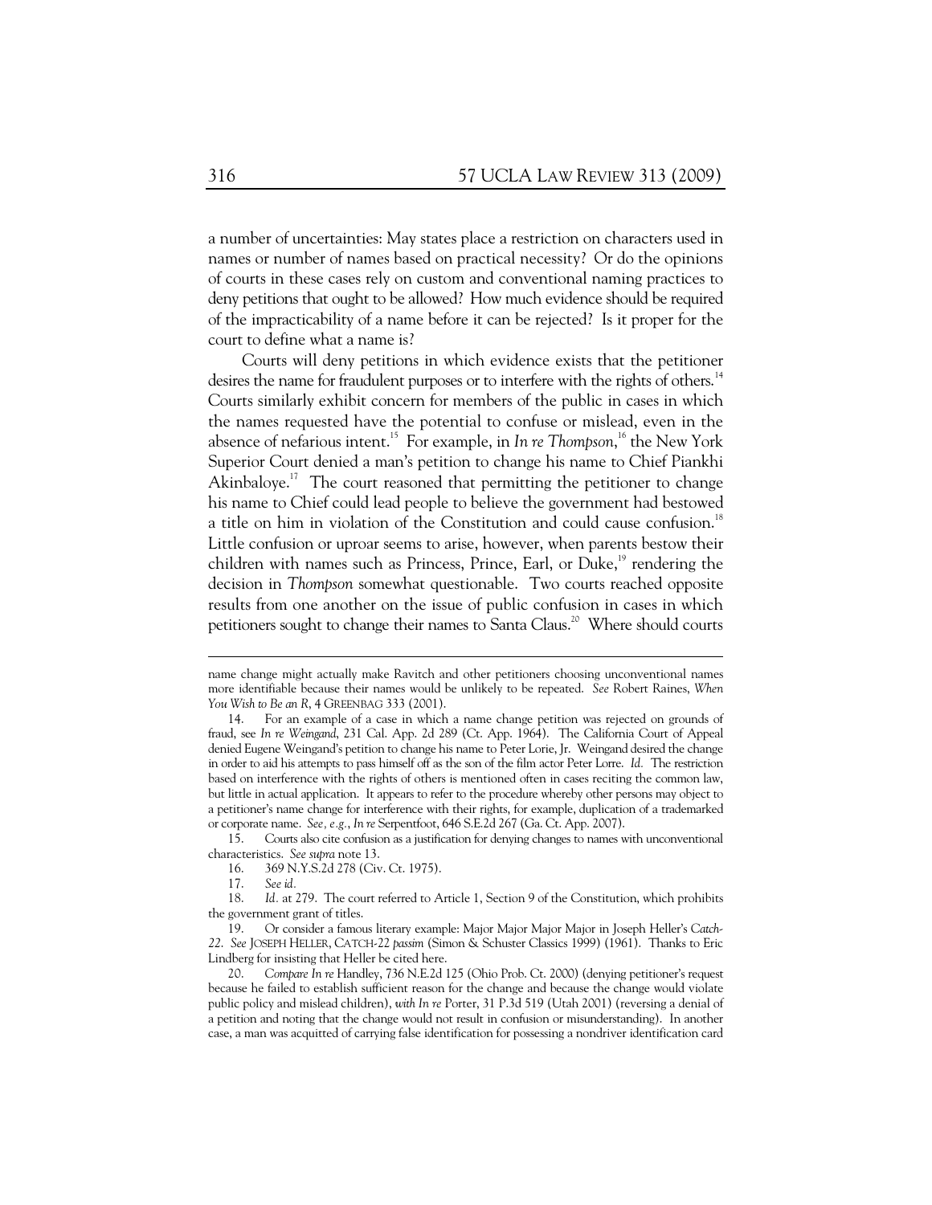a number of uncertainties: May states place a restriction on characters used in names or number of names based on practical necessity? Or do the opinions of courts in these cases rely on custom and conventional naming practices to deny petitions that ought to be allowed? How much evidence should be required of the impracticability of a name before it can be rejected? Is it proper for the court to define what a name is?

Courts will deny petitions in which evidence exists that the petitioner desires the name for fraudulent purposes or to interfere with the rights of others.[14] Courts similarly exhibit concern for members of the public in cases in which the names requested have the potential to confuse or mislead, even in the absence of nefarious intent.[15] For example, in *In re Thompson*,[16] the New York Superior Court denied a man's petition to change his name to Chief Piankhi Akinbaloye.[17] The court reasoned that permitting the petitioner to change his name to Chief could lead people to believe the government had bestowed a title on him in violation of the Constitution and could cause confusion.[18] Little confusion or uproar seems to arise, however, when parents bestow their children with names such as Princess, Prince, Earl, or Duke,[19] rendering the decision in *Thompson* somewhat questionable. Two courts reached opposite results from one another on the issue of public confusion in cases in which petitioners sought to change their names to Santa Claus.[20] Where should courts

---

name change might actually make Ravitch and other petitioners choosing unconventional names more identifiable because their names would be unlikely to be repeated. *See* Robert Raines, *When You Wish to Be an R*, 4 GREENBAG 333 (2001).

14. For an example of a case in which a name change petition was rejected on grounds of fraud, see *In re Weingand*, 231 Cal. App. 2d 289 (Ct. App. 1964). The California Court of Appeal denied Eugene Weingand's petition to change his name to Peter Lorie, Jr. Weingand desired the change in order to aid his attempts to pass himself off as the son of the film actor Peter Lorre. *Id.* The restriction based on interference with the rights of others is mentioned often in cases reciting the common law, but little in actual application. It appears to refer to the procedure whereby other persons may object to a petitioner's name change for interference with their rights, for example, duplication of a trademarked or corporate name. *See, e.g.*, *In re* Serpentfoot, 646 S.E.2d 267 (Ga. Ct. App. 2007).

15. Courts also cite confusion as a justification for denying changes to names with unconventional characteristics. *See supra* note 13.

16. 369 N.Y.S.2d 278 (Civ. Ct. 1975).

17. *See id.*

18. *Id.* at 279. The court referred to Article 1, Section 9 of the Constitution, which prohibits the government grant of titles.

19. Or consider a famous literary example: Major Major Major Major in Joseph Heller's *Catch-22*. *See* JOSEPH HELLER, CATCH-22 *passim* (Simon & Schuster Classics 1999) (1961). Thanks to Eric Lindberg for insisting that Heller be cited here.

20. *Compare In re* Handley, 736 N.E.2d 125 (Ohio Prob. Ct. 2000) (denying petitioner's request because he failed to establish sufficient reason for the change and because the change would violate public policy and mislead children), *with In re* Porter, 31 P.3d 519 (Utah 2001) (reversing a denial of a petition and noting that the change would not result in confusion or misunderstanding). In another case, a man was acquitted of carrying false identification for possessing a nondriver identification card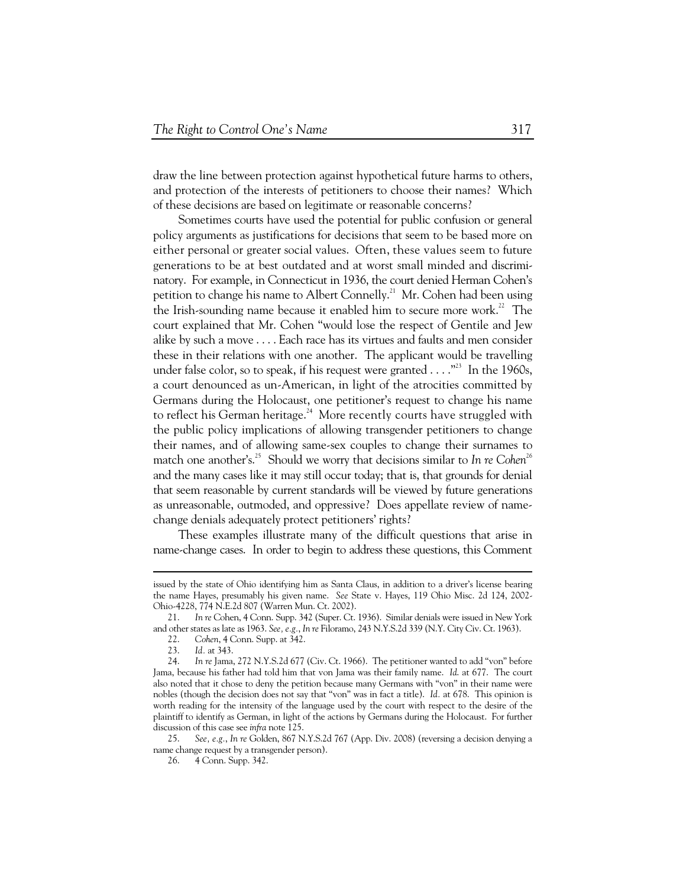draw the line between protection against hypothetical future harms to others, and protection of the interests of petitioners to choose their names? Which of these decisions are based on legitimate or reasonable concerns?

Sometimes courts have used the potential for public confusion or general policy arguments as justifications for decisions that seem to be based more on either personal or greater social values. Often, these values seem to future generations to be at best outdated and at worst small minded and discriminatory. For example, in Connecticut in 1936, the court denied Herman Cohen's petition to change his name to Albert Connelly.[21] Mr. Cohen had been using the Irish-sounding name because it enabled him to secure more work.[22] The court explained that Mr. Cohen "would lose the respect of Gentile and Jew alike by such a move . . . . Each race has its virtues and faults and men consider these in their relations with one another. The applicant would be travelling under false color, so to speak, if his request were granted . . . ."[23] In the 1960s, a court denounced as un-American, in light of the atrocities committed by Germans during the Holocaust, one petitioner's request to change his name to reflect his German heritage.[24] More recently courts have struggled with the public policy implications of allowing transgender petitioners to change their names, and of allowing same-sex couples to change their surnames to match one another's.[25] Should we worry that decisions similar to *In re Cohen*[26] and the many cases like it may still occur today; that is, that grounds for denial that seem reasonable by current standards will be viewed by future generations as unreasonable, outmoded, and oppressive? Does appellate review of name-change denials adequately protect petitioners' rights?

These examples illustrate many of the difficult questions that arise in name-change cases. In order to begin to address these questions, this Comment

---

issued by the state of Ohio identifying him as Santa Claus, in addition to a driver's license bearing the name Hayes, presumably his given name. *See* State v. Hayes, 119 Ohio Misc. 2d 124, 2002-Ohio-4228, 774 N.E.2d 807 (Warren Mun. Ct. 2002).

21. *In re* Cohen, 4 Conn. Supp. 342 (Super. Ct. 1936). Similar denials were issued in New York and other states as late as 1963. *See, e.g.*, *In re* Filoramo, 243 N.Y.S.2d 339 (N.Y. City Civ. Ct. 1963).

22. *Cohen*, 4 Conn. Supp. at 342.

23. *Id.* at 343.

24. *In re* Jama, 272 N.Y.S.2d 677 (Civ. Ct. 1966). The petitioner wanted to add "von" before Jama, because his father had told him that von Jama was their family name. *Id.* at 677. The court also noted that it chose to deny the petition because many Germans with "von" in their name were nobles (though the decision does not say that "von" was in fact a title). *Id.* at 678. This opinion is worth reading for the intensity of the language used by the court with respect to the desire of the plaintiff to identify as German, in light of the actions by Germans during the Holocaust. For further discussion of this case see *infra* note 125.

25. *See, e.g.*, *In re* Golden, 867 N.Y.S.2d 767 (App. Div. 2008) (reversing a decision denying a name change request by a transgender person).

26. 4 Conn. Supp. 342.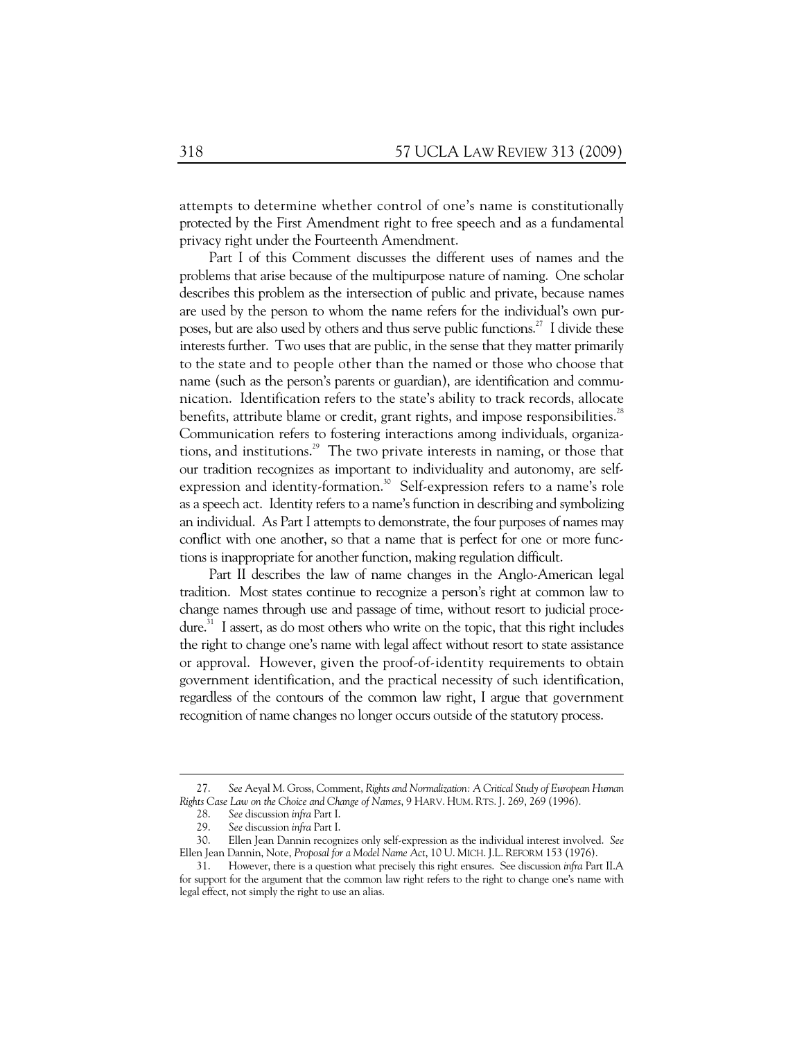attempts to determine whether control of one's name is constitutionally protected by the First Amendment right to free speech and as a fundamental privacy right under the Fourteenth Amendment.

Part I of this Comment discusses the different uses of names and the problems that arise because of the multipurpose nature of naming. One scholar describes this problem as the intersection of public and private, because names are used by the person to whom the name refers for the individual's own purposes, but are also used by others and thus serve public functions.[27] I divide these interests further. Two uses that are public, in the sense that they matter primarily to the state and to people other than the named or those who choose that name (such as the person's parents or guardian), are identification and communication. Identification refers to the state's ability to track records, allocate benefits, attribute blame or credit, grant rights, and impose responsibilities.[28] Communication refers to fostering interactions among individuals, organizations, and institutions.[29] The two private interests in naming, or those that our tradition recognizes as important to individuality and autonomy, are self-expression and identity-formation.[30] Self-expression refers to a name's role as a speech act. Identity refers to a name's function in describing and symbolizing an individual. As Part I attempts to demonstrate, the four purposes of names may conflict with one another, so that a name that is perfect for one or more functions is inappropriate for another function, making regulation difficult.

Part II describes the law of name changes in the Anglo-American legal tradition. Most states continue to recognize a person's right at common law to change names through use and passage of time, without resort to judicial procedure.[31] I assert, as do most others who write on the topic, that this right includes the right to change one's name with legal affect without resort to state assistance or approval. However, given the proof-of-identity requirements to obtain government identification, and the practical necessity of such identification, regardless of the contours of the common law right, I argue that government recognition of name changes no longer occurs outside of the statutory process.

---

27. *See* Aeyal M. Gross, Comment, *Rights and Normalization: A Critical Study of European Human Rights Case Law on the Choice and Change of Names*, 9 HARV. HUM. RTS. J. 269, 269 (1996).

28. *See* discussion *infra* Part I.

29. *See* discussion *infra* Part I.

30. Ellen Jean Dannin recognizes only self-expression as the individual interest involved. *See* Ellen Jean Dannin, Note, *Proposal for a Model Name Act*, 10 U. MICH. J.L. REFORM 153 (1976).

31. However, there is a question what precisely this right ensures. See discussion *infra* Part II.A for support for the argument that the common law right refers to the right to change one's name with legal effect, not simply the right to use an alias.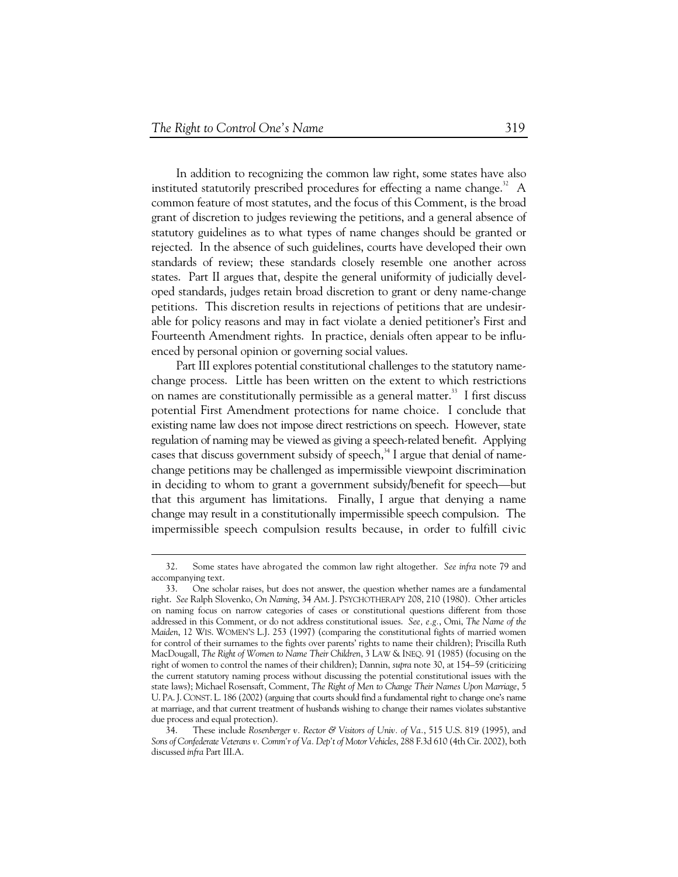In addition to recognizing the common law right, some states have also instituted statutorily prescribed procedures for effecting a name change.[32] A common feature of most statutes, and the focus of this Comment, is the broad grant of discretion to judges reviewing the petitions, and a general absence of statutory guidelines as to what types of name changes should be granted or rejected. In the absence of such guidelines, courts have developed their own standards of review; these standards closely resemble one another across states. Part II argues that, despite the general uniformity of judicially developed standards, judges retain broad discretion to grant or deny name-change petitions. This discretion results in rejections of petitions that are undesirable for policy reasons and may in fact violate a denied petitioner's First and Fourteenth Amendment rights. In practice, denials often appear to be influenced by personal opinion or governing social values.

Part III explores potential constitutional challenges to the statutory name-change process. Little has been written on the extent to which restrictions on names are constitutionally permissible as a general matter.[33] I first discuss potential First Amendment protections for name choice. I conclude that existing name law does not impose direct restrictions on speech. However, state regulation of naming may be viewed as giving a speech-related benefit. Applying cases that discuss government subsidy of speech,[34] I argue that denial of name-change petitions may be challenged as impermissible viewpoint discrimination in deciding to whom to grant a government subsidy/benefit for speech—but that this argument has limitations. Finally, I argue that denying a name change may result in a constitutionally impermissible speech compulsion. The impermissible speech compulsion results because, in order to fulfill civic

---

32. Some states have abrogated the common law right altogether. *See infra* note 79 and accompanying text.

33. One scholar raises, but does not answer, the question whether names are a fundamental right. *See* Ralph Slovenko, *On Naming*, 34 AM. J. PSYCHOTHERAPY 208, 210 (1980). Other articles on naming focus on narrow categories of cases or constitutional questions different from those addressed in this Comment, or do not address constitutional issues. *See, e.g.*, Omi, *The Name of the Maiden*, 12 WIS. WOMEN'S L.J. 253 (1997) (comparing the constitutional fights of married women for control of their surnames to the fights over parents' rights to name their children); Priscilla Ruth MacDougall, *The Right of Women to Name Their Children*, 3 LAW & INEQ. 91 (1985) (focusing on the right of women to control the names of their children); Dannin, *supra* note 30, at 154–59 (criticizing the current statutory naming process without discussing the potential constitutional issues with the state laws); Michael Rosensaft, Comment, *The Right of Men to Change Their Names Upon Marriage*, 5 U. PA. J. CONST. L. 186 (2002) (arguing that courts should find a fundamental right to change one's name at marriage, and that current treatment of husbands wishing to change their names violates substantive due process and equal protection).

34. These include *Rosenberger v. Rector & Visitors of Univ. of Va.*, 515 U.S. 819 (1995), and *Sons of Confederate Veterans v. Comm'r of Va. Dep't of Motor Vehicles*, 288 F.3d 610 (4th Cir. 2002), both discussed *infra* Part III.A.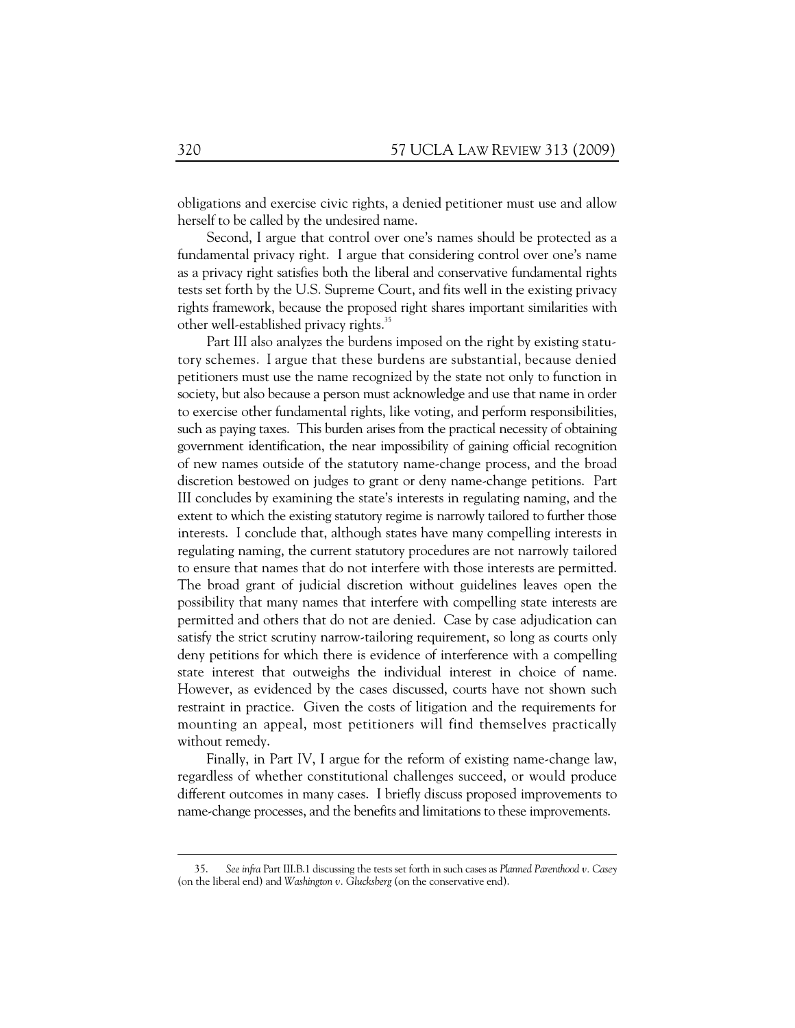obligations and exercise civic rights, a denied petitioner must use and allow herself to be called by the undesired name.

Second, I argue that control over one's names should be protected as a fundamental privacy right. I argue that considering control over one's name as a privacy right satisfies both the liberal and conservative fundamental rights tests set forth by the U.S. Supreme Court, and fits well in the existing privacy rights framework, because the proposed right shares important similarities with other well-established privacy rights.[35]

Part III also analyzes the burdens imposed on the right by existing statutory schemes. I argue that these burdens are substantial, because denied petitioners must use the name recognized by the state not only to function in society, but also because a person must acknowledge and use that name in order to exercise other fundamental rights, like voting, and perform responsibilities, such as paying taxes. This burden arises from the practical necessity of obtaining government identification, the near impossibility of gaining official recognition of new names outside of the statutory name-change process, and the broad discretion bestowed on judges to grant or deny name-change petitions. Part III concludes by examining the state's interests in regulating naming, and the extent to which the existing statutory regime is narrowly tailored to further those interests. I conclude that, although states have many compelling interests in regulating naming, the current statutory procedures are not narrowly tailored to ensure that names that do not interfere with those interests are permitted. The broad grant of judicial discretion without guidelines leaves open the possibility that many names that interfere with compelling state interests are permitted and others that do not are denied. Case by case adjudication can satisfy the strict scrutiny narrow-tailoring requirement, so long as courts only deny petitions for which there is evidence of interference with a compelling state interest that outweighs the individual interest in choice of name. However, as evidenced by the cases discussed, courts have not shown such restraint in practice. Given the costs of litigation and the requirements for mounting an appeal, most petitioners will find themselves practically without remedy.

Finally, in Part IV, I argue for the reform of existing name-change law, regardless of whether constitutional challenges succeed, or would produce different outcomes in many cases. I briefly discuss proposed improvements to name-change processes, and the benefits and limitations to these improvements.

---

35. *See infra* Part III.B.1 discussing the tests set forth in such cases as *Planned Parenthood v. Casey* (on the liberal end) and *Washington v. Glucksberg* (on the conservative end).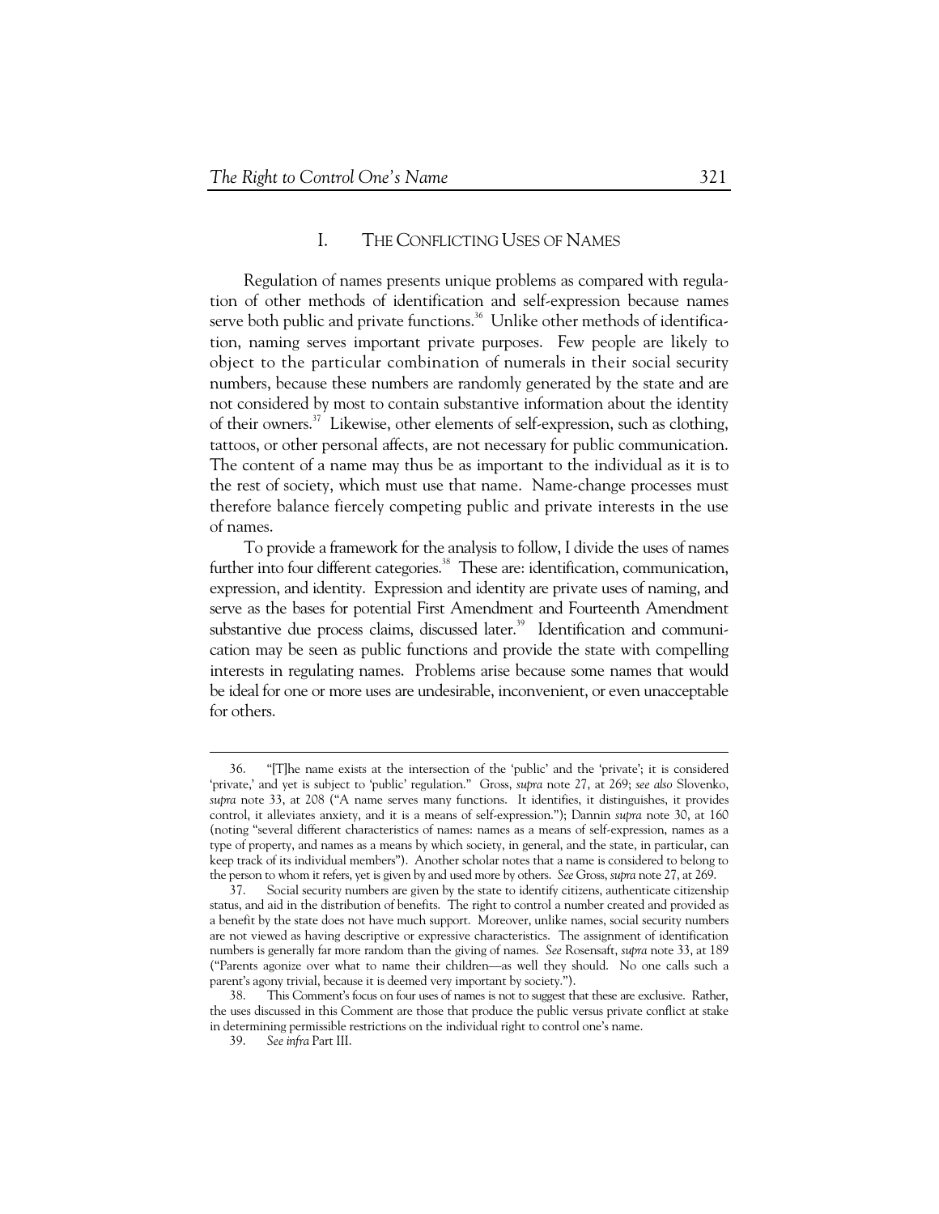## I. THE CONFLICTING USES OF NAMES

Regulation of names presents unique problems as compared with regulation of other methods of identification and self-expression because names serve both public and private functions.[36] Unlike other methods of identification, naming serves important private purposes. Few people are likely to object to the particular combination of numerals in their social security numbers, because these numbers are randomly generated by the state and are not considered by most to contain substantive information about the identity of their owners.[37] Likewise, other elements of self-expression, such as clothing, tattoos, or other personal affects, are not necessary for public communication. The content of a name may thus be as important to the individual as it is to the rest of society, which must use that name. Name-change processes must therefore balance fiercely competing public and private interests in the use of names.

To provide a framework for the analysis to follow, I divide the uses of names further into four different categories.[38] These are: identification, communication, expression, and identity. Expression and identity are private uses of naming, and serve as the bases for potential First Amendment and Fourteenth Amendment substantive due process claims, discussed later.[39] Identification and communication may be seen as public functions and provide the state with compelling interests in regulating names. Problems arise because some names that would be ideal for one or more uses are undesirable, inconvenient, or even unacceptable for others.

---

36. "[T]he name exists at the intersection of the 'public' and the 'private'; it is considered 'private,' and yet is subject to 'public' regulation." Gross, *supra* note 27, at 269; *see also* Slovenko, *supra* note 33, at 208 ("A name serves many functions. It identifies, it distinguishes, it provides control, it alleviates anxiety, and it is a means of self-expression."); Dannin *supra* note 30, at 160 (noting "several different characteristics of names: names as a means of self-expression, names as a type of property, and names as a means by which society, in general, and the state, in particular, can keep track of its individual members"). Another scholar notes that a name is considered to belong to the person to whom it refers, yet is given by and used more by others. *See* Gross, *supra* note 27, at 269.

37. Social security numbers are given by the state to identify citizens, authenticate citizenship status, and aid in the distribution of benefits. The right to control a number created and provided as a benefit by the state does not have much support. Moreover, unlike names, social security numbers are not viewed as having descriptive or expressive characteristics. The assignment of identification numbers is generally far more random than the giving of names. *See* Rosensaft, *supra* note 33, at 189 ("Parents agonize over what to name their children—as well they should. No one calls such a parent's agony trivial, because it is deemed very important by society.").

38. This Comment's focus on four uses of names is not to suggest that these are exclusive. Rather, the uses discussed in this Comment are those that produce the public versus private conflict at stake in determining permissible restrictions on the individual right to control one's name.

39. *See infra* Part III.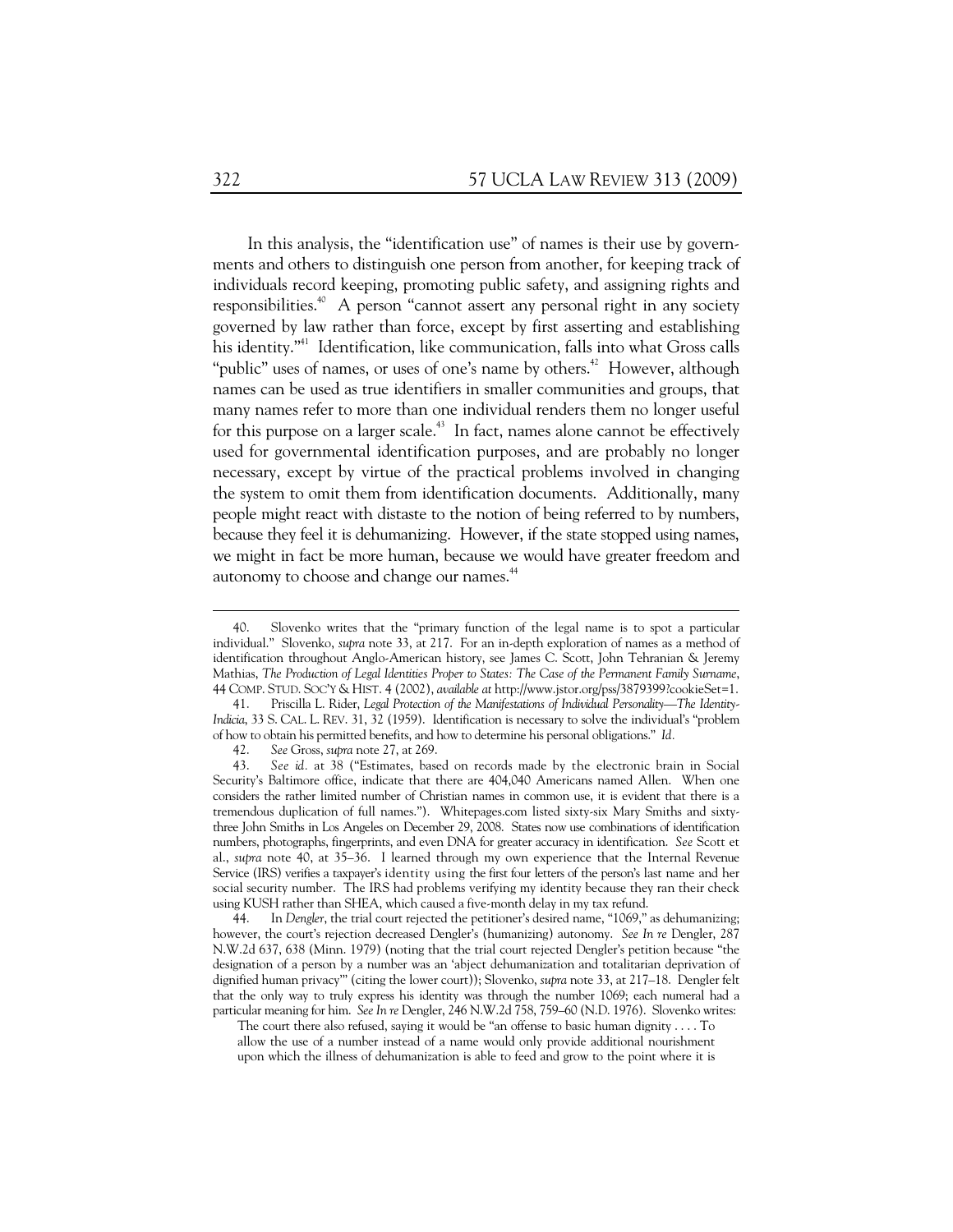In this analysis, the "identification use" of names is their use by governments and others to distinguish one person from another, for keeping track of individuals record keeping, promoting public safety, and assigning rights and responsibilities.[40] A person "cannot assert any personal right in any society governed by law rather than force, except by first asserting and establishing his identity."[41] Identification, like communication, falls into what Gross calls "public" uses of names, or uses of one's name by others.[42] However, although names can be used as true identifiers in smaller communities and groups, that many names refer to more than one individual renders them no longer useful for this purpose on a larger scale.[43] In fact, names alone cannot be effectively used for governmental identification purposes, and are probably no longer necessary, except by virtue of the practical problems involved in changing the system to omit them from identification documents. Additionally, many people might react with distaste to the notion of being referred to by numbers, because they feel it is dehumanizing. However, if the state stopped using names, we might in fact be more human, because we would have greater freedom and autonomy to choose and change our names.[44]

---

40. Slovenko writes that the "primary function of the legal name is to spot a particular individual." Slovenko, *supra* note 33, at 217. For an in-depth exploration of names as a method of identification throughout Anglo-American history, see James C. Scott, John Tehranian & Jeremy Mathias, *The Production of Legal Identities Proper to States: The Case of the Permanent Family Surname*, 44 COMP. STUD. SOC'Y & HIST. 4 (2002), *available at* http://www.jstor.org/pss/3879399?cookieSet=1.

41. Priscilla L. Rider, *Legal Protection of the Manifestations of Individual Personality—The Identity-Indicia*, 33 S. CAL. L. REV. 31, 32 (1959). Identification is necessary to solve the individual's "problem of how to obtain his permitted benefits, and how to determine his personal obligations." *Id.*

42. *See* Gross, *supra* note 27, at 269.

43. *See id.* at 38 ("Estimates, based on records made by the electronic brain in Social Security's Baltimore office, indicate that there are 404,040 Americans named Allen. When one considers the rather limited number of Christian names in common use, it is evident that there is a tremendous duplication of full names."). Whitepages.com listed sixty-six Mary Smiths and sixty-three John Smiths in Los Angeles on December 29, 2008. States now use combinations of identification numbers, photographs, fingerprints, and even DNA for greater accuracy in identification. *See* Scott et al., *supra* note 40, at 35–36. I learned through my own experience that the Internal Revenue Service (IRS) verifies a taxpayer's identity using the first four letters of the person's last name and her social security number. The IRS had problems verifying my identity because they ran their check using KUSH rather than SHEA, which caused a five-month delay in my tax refund.

44. In *Dengler*, the trial court rejected the petitioner's desired name, "1069," as dehumanizing; however, the court's rejection decreased Dengler's (humanizing) autonomy. *See In re* Dengler, 287 N.W.2d 637, 638 (Minn. 1979) (noting that the trial court rejected Dengler's petition because "the designation of a person by a number was an 'abject dehumanization and totalitarian deprivation of dignified human privacy'" (citing the lower court)); Slovenko, *supra* note 33, at 217–18. Dengler felt that the only way to truly express his identity was through the number 1069; each numeral had a particular meaning for him. *See In re* Dengler, 246 N.W.2d 758, 759–60 (N.D. 1976). Slovenko writes:

> The court there also refused, saying it would be "an offense to basic human dignity . . . . To allow the use of a number instead of a name would only provide additional nourishment upon which the illness of dehumanization is able to feed and grow to the point where it is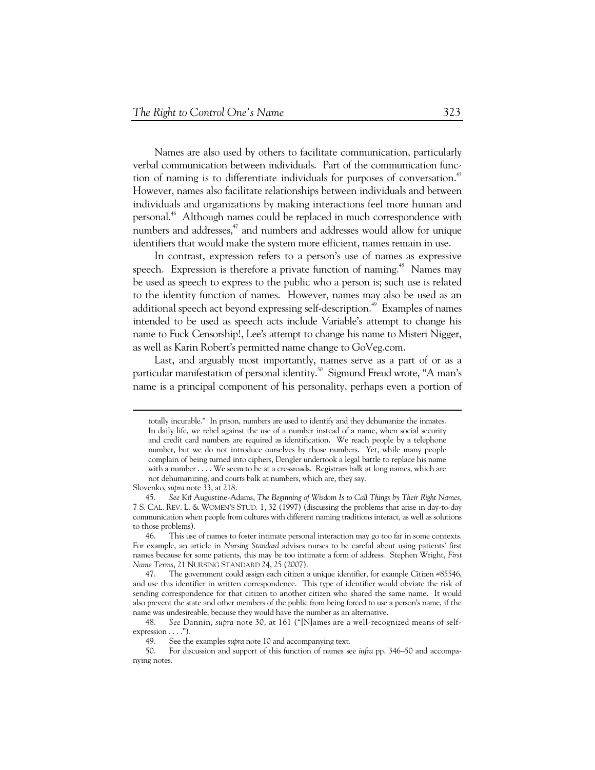Names are also used by others to facilitate communication, particularly verbal communication between individuals. Part of the communication function of naming is to differentiate individuals for purposes of conversation.[45] However, names also facilitate relationships between individuals and between individuals and organizations by making interactions feel more human and personal.[46] Although names could be replaced in much correspondence with numbers and addresses,[47] and numbers and addresses would allow for unique identifiers that would make the system more efficient, names remain in use.

In contrast, expression refers to a person's use of names as expressive speech. Expression is therefore a private function of naming.[48] Names may be used as speech to express to the public who a person is; such use is related to the identity function of names. However, names may also be used as an additional speech act beyond expressing self-description.[49] Examples of names intended to be used as speech acts include Variable's attempt to change his name to Fuck Censorship!, Lee's attempt to change his name to Misteri Nigger, as well as Karin Robert's permitted name change to GoVeg.com.

Last, and arguably most importantly, names serve as a part of or as a particular manifestation of personal identity.[50] Sigmund Freud wrote, "A man's name is a principal component of his personality, perhaps even a portion of

---

totally incurable." In prison, numbers are used to identify and they dehumanize the inmates. In daily life, we rebel against the use of a number instead of a name, when social security and credit card numbers are required as identification. We reach people by a telephone number, but we do not introduce ourselves by those numbers. Yet, while many people complain of being turned into ciphers, Dengler undertook a legal battle to replace his name with a number . . . . We seem to be at a crossroads. Registrars balk at long names, which are not dehumanizing, and courts balk at numbers, which are, they say.

Slovenko, *supra* note 33, at 218.

45. *See* Kif Augustine-Adams, *The Beginning of Wisdom Is to Call Things by Their Right Names*, 7 S. CAL. REV. L. & WOMEN'S STUD. 1, 32 (1997) (discussing the problems that arise in day-to-day communication when people from cultures with different naming traditions interact, as well as solutions to those problems).

46. This use of names to foster intimate personal interaction may go too far in some contexts. For example, an article in *Nursing Standard* advises nurses to be careful about using patients' first names because for some patients, this may be too intimate a form of address. Stephen Wright, *First Name Terms*, 21 NURSING STANDARD 24, 25 (2007).

47. The government could assign each citizen a unique identifier, for example Citizen #85546, and use this identifier in written correspondence. This type of identifier would obviate the risk of sending correspondence for that citizen to another citizen who shared the same name. It would also prevent the state and other members of the public from being forced to use a person's name, if the name was undesireable, because they would have the number as an alternative.

48. *See* Dannin, *supra* note 30, at 161 ("[N]ames are a well-recognized means of self-expression . . . .").

49. See the examples *supra* note 10 and accompanying text.

50. For discussion and support of this function of names see *infra* pp. 346–50 and accompanying notes.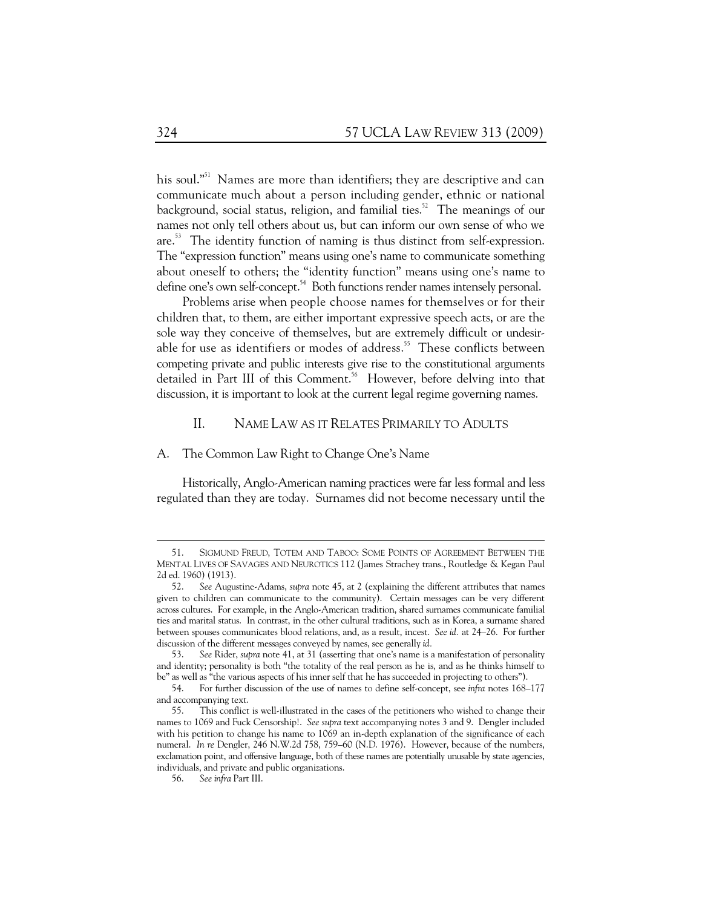his soul."[51] Names are more than identifiers; they are descriptive and can communicate much about a person including gender, ethnic or national background, social status, religion, and familial ties.[52] The meanings of our names not only tell others about us, but can inform our own sense of who we are.[53] The identity function of naming is thus distinct from self-expression. The "expression function" means using one's name to communicate something about oneself to others; the "identity function" means using one's name to define one's own self-concept.[54] Both functions render names intensely personal.

Problems arise when people choose names for themselves or for their children that, to them, are either important expressive speech acts, or are the sole way they conceive of themselves, but are extremely difficult or undesirable for use as identifiers or modes of address.[55] These conflicts between competing private and public interests give rise to the constitutional arguments detailed in Part III of this Comment.[56] However, before delving into that discussion, it is important to look at the current legal regime governing names.

## II. Name Law as it Relates Primarily to Adults

### A. The Common Law Right to Change One's Name

Historically, Anglo-American naming practices were far less formal and less regulated than they are today. Surnames did not become necessary until the

---

51. Sigmund Freud, Totem and Taboo: Some Points of Agreement Between the Mental Lives of Savages and Neurotics 112 (James Strachey trans., Routledge & Kegan Paul 2d ed. 1960) (1913).

52. *See* Augustine-Adams, *supra* note 45, at 2 (explaining the different attributes that names given to children can communicate to the community). Certain messages can be very different across cultures. For example, in the Anglo-American tradition, shared surnames communicate familial ties and marital status. In contrast, in the other cultural traditions, such as in Korea, a surname shared between spouses communicates blood relations, and, as a result, incest. *See id.* at 24–26. For further discussion of the different messages conveyed by names, see generally *id.*

53. *See* Rider, *supra* note 41, at 31 (asserting that one's name is a manifestation of personality and identity; personality is both "the totality of the real person as he is, and as he thinks himself to be" as well as "the various aspects of his inner self that he has succeeded in projecting to others").

54. For further discussion of the use of names to define self-concept, see *infra* notes 168–177 and accompanying text.

55. This conflict is well-illustrated in the cases of the petitioners who wished to change their names to 1069 and Fuck Censorship!. *See supra* text accompanying notes 3 and 9. Dengler included with his petition to change his name to 1069 an in-depth explanation of the significance of each numeral. *In re* Dengler, 246 N.W.2d 758, 759–60 (N.D. 1976). However, because of the numbers, exclamation point, and offensive language, both of these names are potentially unusable by state agencies, individuals, and private and public organizations.

56. *See infra* Part III.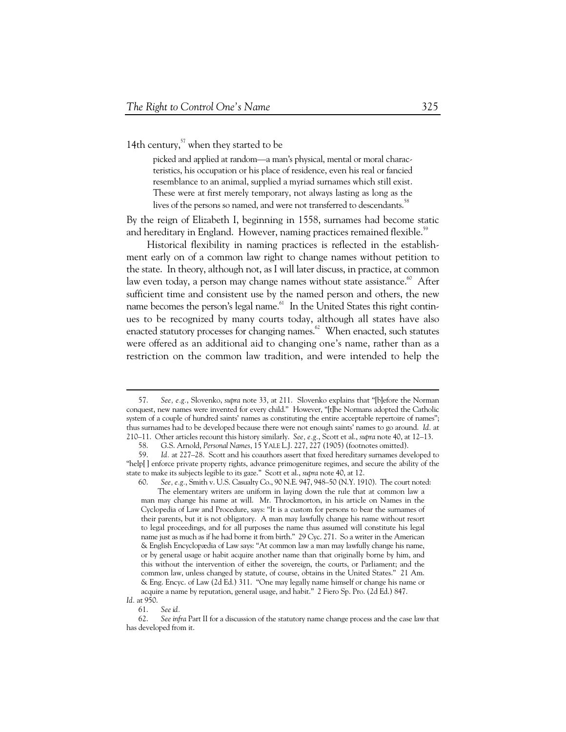14th century,[57] when they started to be

> picked and applied at random—a man's physical, mental or moral characteristics, his occupation or his place of residence, even his real or fancied resemblance to an animal, supplied a myriad surnames which still exist. These were at first merely temporary, not always lasting as long as the lives of the persons so named, and were not transferred to descendants.[58]

By the reign of Elizabeth I, beginning in 1558, surnames had become static and hereditary in England. However, naming practices remained flexible.[59]

Historical flexibility in naming practices is reflected in the establishment early on of a common law right to change names without petition to the state. In theory, although not, as I will later discuss, in practice, at common law even today, a person may change names without state assistance.[60] After sufficient time and consistent use by the named person and others, the new name becomes the person's legal name.[61] In the United States this right continues to be recognized by many courts today, although all states have also enacted statutory processes for changing names.[62] When enacted, such statutes were offered as an additional aid to changing one's name, rather than as a restriction on the common law tradition, and were intended to help the

---

57. *See, e.g.*, Slovenko, *supra* note 33, at 211. Slovenko explains that "[b]efore the Norman conquest, new names were invented for every child." However, "[t]he Normans adopted the Catholic system of a couple of hundred saints' names as constituting the entire acceptable repertoire of names"; thus surnames had to be developed because there were not enough saints' names to go around. *Id.* at 210–11. Other articles recount this history similarly. *See, e.g.*, Scott et al., *supra* note 40, at 12–13.

58. G.S. Arnold, *Personal Names*, 15 YALE L.J. 227, 227 (1905) (footnotes omitted).

59. *Id.* at 227–28. Scott and his coauthors assert that fixed hereditary surnames developed to "help[ ] enforce private property rights, advance primogeniture regimes, and secure the ability of the state to make its subjects legible to its gaze." Scott et al., *supra* note 40, at 12.

60. *See, e.g.*, Smith v. U.S. Casualty Co., 90 N.E. 947, 948–50 (N.Y. 1910). The court noted:

> The elementary writers are uniform in laying down the rule that at common law a man may change his name at will. Mr. Throckmorton, in his article on Names in the Cyclopedia of Law and Procedure, says: "It is a custom for persons to bear the surnames of their parents, but it is not obligatory. A man may lawfully change his name without resort to legal proceedings, and for all purposes the name thus assumed will constitute his legal name just as much as if he had borne it from birth." 29 Cyc. 271. So a writer in the American & English Encyclopædia of Law says: "At common law a man may lawfully change his name, or by general usage or habit acquire another name than that originally borne by him, and this without the intervention of either the sovereign, the courts, or Parliament; and the common law, unless changed by statute, of course, obtains in the United States." 21 Am. & Eng. Encyc. of Law (2d Ed.) 311. "One may legally name himself or change his name or acquire a name by reputation, general usage, and habit." 2 Fiero Sp. Pro. (2d Ed.) 847.

*Id.* at 950.

61. *See id.*

62. *See infra* Part II for a discussion of the statutory name change process and the case law that has developed from it.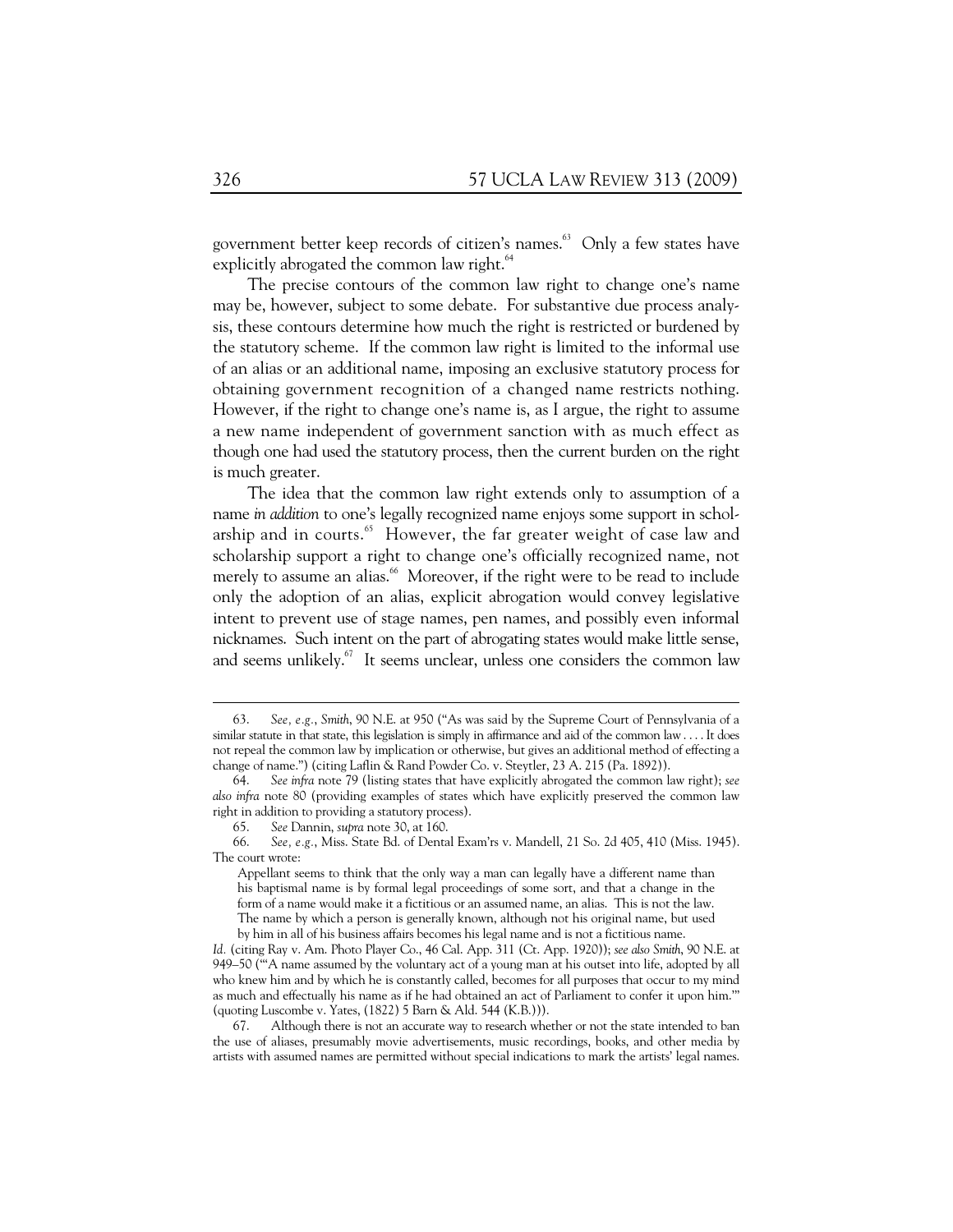government better keep records of citizen's names.[63] Only a few states have explicitly abrogated the common law right.[64]

The precise contours of the common law right to change one's name may be, however, subject to some debate. For substantive due process analysis, these contours determine how much the right is restricted or burdened by the statutory scheme. If the common law right is limited to the informal use of an alias or an additional name, imposing an exclusive statutory process for obtaining government recognition of a changed name restricts nothing. However, if the right to change one's name is, as I argue, the right to assume a new name independent of government sanction with as much effect as though one had used the statutory process, then the current burden on the right is much greater.

The idea that the common law right extends only to assumption of a name *in addition* to one's legally recognized name enjoys some support in scholarship and in courts.[65] However, the far greater weight of case law and scholarship support a right to change one's officially recognized name, not merely to assume an alias.[66] Moreover, if the right were to be read to include only the adoption of an alias, explicit abrogation would convey legislative intent to prevent use of stage names, pen names, and possibly even informal nicknames. Such intent on the part of abrogating states would make little sense, and seems unlikely.[67] It seems unclear, unless one considers the common law

---

63. *See, e.g.*, *Smith*, 90 N.E. at 950 ("As was said by the Supreme Court of Pennsylvania of a similar statute in that state, this legislation is simply in affirmance and aid of the common law . . . . It does not repeal the common law by implication or otherwise, but gives an additional method of effecting a change of name.") (citing Laflin & Rand Powder Co. v. Steytler, 23 A. 215 (Pa. 1892)).

64. *See infra* note 79 (listing states that have explicitly abrogated the common law right); *see also infra* note 80 (providing examples of states which have explicitly preserved the common law right in addition to providing a statutory process).

65. *See* Dannin, *supra* note 30, at 160.

66. *See, e.g.*, Miss. State Bd. of Dental Exam'rs v. Mandell, 21 So. 2d 405, 410 (Miss. 1945). The court wrote:

> Appellant seems to think that the only way a man can legally have a different name than his baptismal name is by formal legal proceedings of some sort, and that a change in the form of a name would make it a fictitious or an assumed name, an alias. This is not the law. The name by which a person is generally known, although not his original name, but used by him in all of his business affairs becomes his legal name and is not a fictitious name.

*Id.* (citing Ray v. Am. Photo Player Co., 46 Cal. App. 311 (Ct. App. 1920)); *see also Smith*, 90 N.E. at 949–50 ("'A name assumed by the voluntary act of a young man at his outset into life, adopted by all who knew him and by which he is constantly called, becomes for all purposes that occur to my mind as much and effectually his name as if he had obtained an act of Parliament to confer it upon him.'" (quoting Luscombe v. Yates, (1822) 5 Barn & Ald. 544 (K.B.))).

67. Although there is not an accurate way to research whether or not the state intended to ban the use of aliases, presumably movie advertisements, music recordings, books, and other media by artists with assumed names are permitted without special indications to mark the artists' legal names.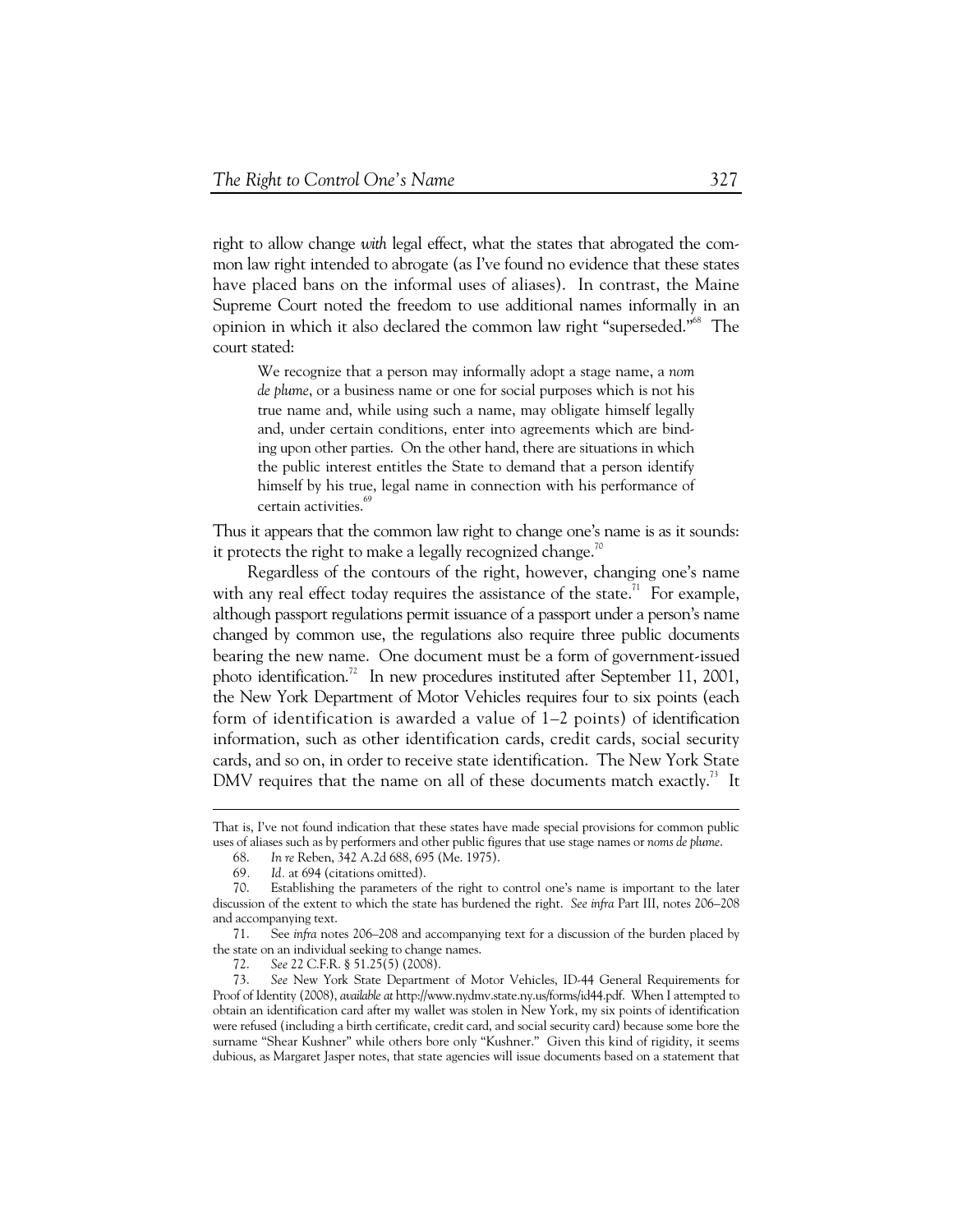right to allow change *with* legal effect, what the states that abrogated the common law right intended to abrogate (as I've found no evidence that these states have placed bans on the informal uses of aliases). In contrast, the Maine Supreme Court noted the freedom to use additional names informally in an opinion in which it also declared the common law right "superseded."[68] The court stated:

> We recognize that a person may informally adopt a stage name, a *nom de plume*, or a business name or one for social purposes which is not his true name and, while using such a name, may obligate himself legally and, under certain conditions, enter into agreements which are binding upon other parties. On the other hand, there are situations in which the public interest entitles the State to demand that a person identify himself by his true, legal name in connection with his performance of certain activities.[69]

Thus it appears that the common law right to change one's name is as it sounds: it protects the right to make a legally recognized change.[70]

Regardless of the contours of the right, however, changing one's name with any real effect today requires the assistance of the state.[71] For example, although passport regulations permit issuance of a passport under a person's name changed by common use, the regulations also require three public documents bearing the new name. One document must be a form of government-issued photo identification.[72] In new procedures instituted after September 11, 2001, the New York Department of Motor Vehicles requires four to six points (each form of identification is awarded a value of 1–2 points) of identification information, such as other identification cards, credit cards, social security cards, and so on, in order to receive state identification. The New York State DMV requires that the name on all of these documents match exactly.[73] It

---

That is, I've not found indication that these states have made special provisions for common public uses of aliases such as by performers and other public figures that use stage names or *noms de plume*.

68. *In re* Reben, 342 A.2d 688, 695 (Me. 1975).

69. *Id.* at 694 (citations omitted).

70. Establishing the parameters of the right to control one's name is important to the later discussion of the extent to which the state has burdened the right. *See infra* Part III, notes 206–208 and accompanying text.

71. See *infra* notes 206–208 and accompanying text for a discussion of the burden placed by the state on an individual seeking to change names.

72. *See* 22 C.F.R. § 51.25(5) (2008).

73. *See* New York State Department of Motor Vehicles, ID-44 General Requirements for Proof of Identity (2008), *available at* http://www.nydmv.state.ny.us/forms/id44.pdf. When I attempted to obtain an identification card after my wallet was stolen in New York, my six points of identification were refused (including a birth certificate, credit card, and social security card) because some bore the surname "Shear Kushner" while others bore only "Kushner." Given this kind of rigidity, it seems dubious, as Margaret Jasper notes, that state agencies will issue documents based on a statement that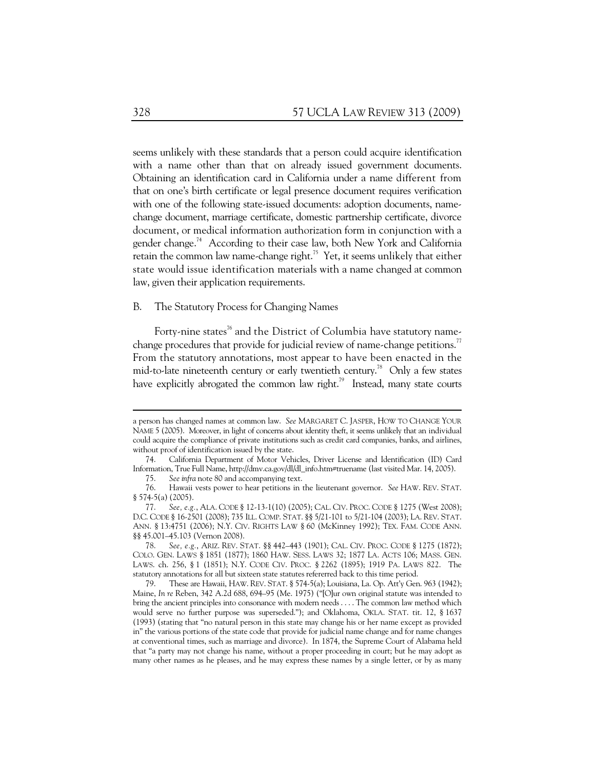seems unlikely with these standards that a person could acquire identification with a name other than that on already issued government documents. Obtaining an identification card in California under a name different from that on one's birth certificate or legal presence document requires verification with one of the following state-issued documents: adoption documents, name-change document, marriage certificate, domestic partnership certificate, divorce document, or medical information authorization form in conjunction with a gender change.[74] According to their case law, both New York and California retain the common law name-change right.[75] Yet, it seems unlikely that either state would issue identification materials with a name changed at common law, given their application requirements.

### B. The Statutory Process for Changing Names

Forty-nine states[76] and the District of Columbia have statutory name-change procedures that provide for judicial review of name-change petitions.[77] From the statutory annotations, most appear to have been enacted in the mid-to-late nineteenth century or early twentieth century.[78] Only a few states have explicitly abrogated the common law right.[79] Instead, many state courts

---

a person has changed names at common law. *See* MARGARET C. JASPER, HOW TO CHANGE YOUR NAME 5 (2005). Moreover, in light of concerns about identity theft, it seems unlikely that an individual could acquire the compliance of private institutions such as credit card companies, banks, and airlines, without proof of identification issued by the state.

74. California Department of Motor Vehicles, Driver License and Identification (ID) Card Information, True Full Name, http://dmv.ca.gov/dl/dl_info.htm#truename (last visited Mar. 14, 2005).

75. *See infra* note 80 and accompanying text.

76. Hawaii vests power to hear petitions in the lieutenant governor. *See* HAW. REV. STAT. § 574-5(a) (2005).

77. *See, e.g.*, ALA. CODE § 12-13-1(10) (2005); CAL. CIV. PROC. CODE § 1275 (West 2008); D.C. CODE § 16-2501 (2008); 735 ILL. COMP. STAT. §§ 5/21-101 to 5/21-104 (2003); LA. REV. STAT. ANN. § 13:4751 (2006); N.Y. CIV. RIGHTS LAW § 60 (McKinney 1992); TEX. FAM. CODE ANN. §§ 45.001–45.103 (Vernon 2008).

78. *See, e.g.*, ARIZ. REV. STAT. §§ 442–443 (1901); CAL. CIV. PROC. CODE § 1275 (1872); COLO. GEN. LAWS § 1851 (1877); 1860 HAW. SESS. LAWS 32; 1877 LA. ACTS 106; MASS. GEN. LAWS. ch. 256, § 1 (1851); N.Y. CODE CIV. PROC. § 2262 (1895); 1919 PA. LAWS 822. The statutory annotations for all but sixteen state statutes refererred back to this time period.

79. These are Hawaii, HAW. REV. STAT. § 574-5(a); Louisiana, La. Op. Att'y Gen. 963 (1942); Maine, *In re* Reben, 342 A.2d 688, 694–95 (Me. 1975) ("[O]ur own original statute was intended to bring the ancient principles into consonance with modern needs . . . . The common law method which would serve no further purpose was superseded."); and Oklahoma, OKLA. STAT. tit. 12, § 1637 (1993) (stating that "no natural person in this state may change his or her name except as provided in" the various portions of the state code that provide for judicial name change and for name changes at conventional times, such as marriage and divorce). In 1874, the Supreme Court of Alabama held that "a party may not change his name, without a proper proceeding in court; but he may adopt as many other names as he pleases, and he may express these names by a single letter, or by as many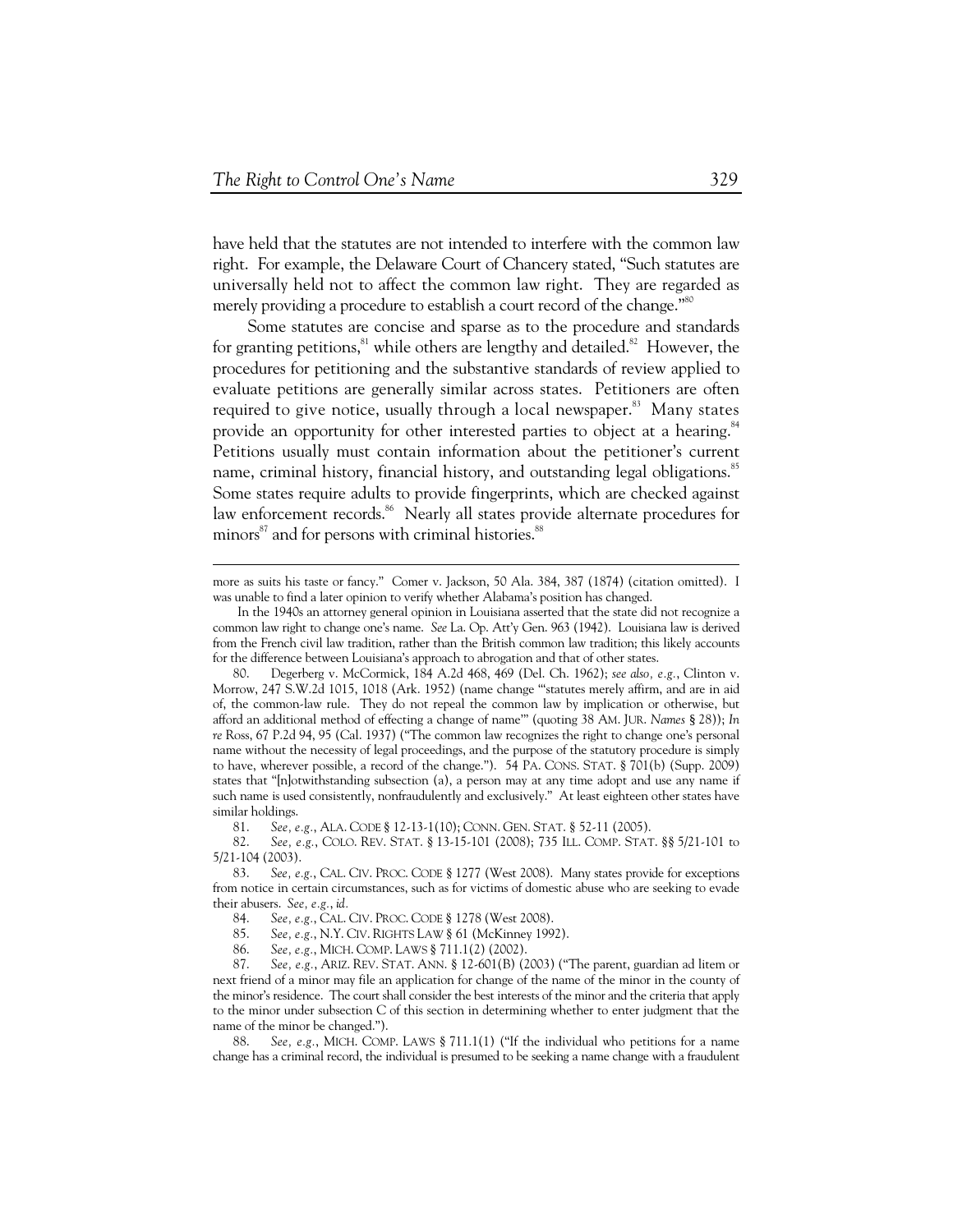have held that the statutes are not intended to interfere with the common law right. For example, the Delaware Court of Chancery stated, "Such statutes are universally held not to affect the common law right. They are regarded as merely providing a procedure to establish a court record of the change."[80]

Some statutes are concise and sparse as to the procedure and standards for granting petitions,[81] while others are lengthy and detailed.[82] However, the procedures for petitioning and the substantive standards of review applied to evaluate petitions are generally similar across states. Petitioners are often required to give notice, usually through a local newspaper.[83] Many states provide an opportunity for other interested parties to object at a hearing.[84] Petitions usually must contain information about the petitioner's current name, criminal history, financial history, and outstanding legal obligations.[85] Some states require adults to provide fingerprints, which are checked against law enforcement records.[86] Nearly all states provide alternate procedures for minors[87] and for persons with criminal histories.[88]

---

more as suits his taste or fancy." Comer v. Jackson, 50 Ala. 384, 387 (1874) (citation omitted). I was unable to find a later opinion to verify whether Alabama's position has changed.

In the 1940s an attorney general opinion in Louisiana asserted that the state did not recognize a common law right to change one's name. *See* La. Op. Att'y Gen. 963 (1942). Louisiana law is derived from the French civil law tradition, rather than the British common law tradition; this likely accounts for the difference between Louisiana's approach to abrogation and that of other states.

80. Degerberg v. McCormick, 184 A.2d 468, 469 (Del. Ch. 1962); *see also, e.g.*, Clinton v. Morrow, 247 S.W.2d 1015, 1018 (Ark. 1952) (name change "'statutes merely affirm, and are in aid of, the common-law rule. They do not repeal the common law by implication or otherwise, but afford an additional method of effecting a change of name'" (quoting 38 AM. JUR. *Names* § 28)); *In re* Ross, 67 P.2d 94, 95 (Cal. 1937) ("The common law recognizes the right to change one's personal name without the necessity of legal proceedings, and the purpose of the statutory procedure is simply to have, wherever possible, a record of the change."). 54 PA. CONS. STAT. § 701(b) (Supp. 2009) states that "[n]otwithstanding subsection (a), a person may at any time adopt and use any name if such name is used consistently, nonfraudulently and exclusively." At least eighteen other states have similar holdings.

81. *See, e.g.*, ALA. CODE § 12-13-1(10); CONN. GEN. STAT. § 52-11 (2005).

82. *See, e.g.*, COLO. REV. STAT. § 13-15-101 (2008); 735 ILL. COMP. STAT. §§ 5/21-101 to 5/21-104 (2003).

83. *See, e.g.*, CAL. CIV. PROC. CODE § 1277 (West 2008). Many states provide for exceptions from notice in certain circumstances, such as for victims of domestic abuse who are seeking to evade their abusers. *See, e.g.*, *id.*

84. *See, e.g.*, CAL. CIV. PROC. CODE § 1278 (West 2008).

85. *See, e.g.*, N.Y. CIV. RIGHTS LAW § 61 (McKinney 1992).

86. *See, e.g.*, MICH. COMP. LAWS § 711.1(2) (2002).

87. *See, e.g.*, ARIZ. REV. STAT. ANN. § 12-601(B) (2003) ("The parent, guardian ad litem or next friend of a minor may file an application for change of the name of the minor in the county of the minor's residence. The court shall consider the best interests of the minor and the criteria that apply to the minor under subsection C of this section in determining whether to enter judgment that the name of the minor be changed.").

88. *See, e.g.*, MICH. COMP. LAWS § 711.1(1) ("If the individual who petitions for a name change has a criminal record, the individual is presumed to be seeking a name change with a fraudulent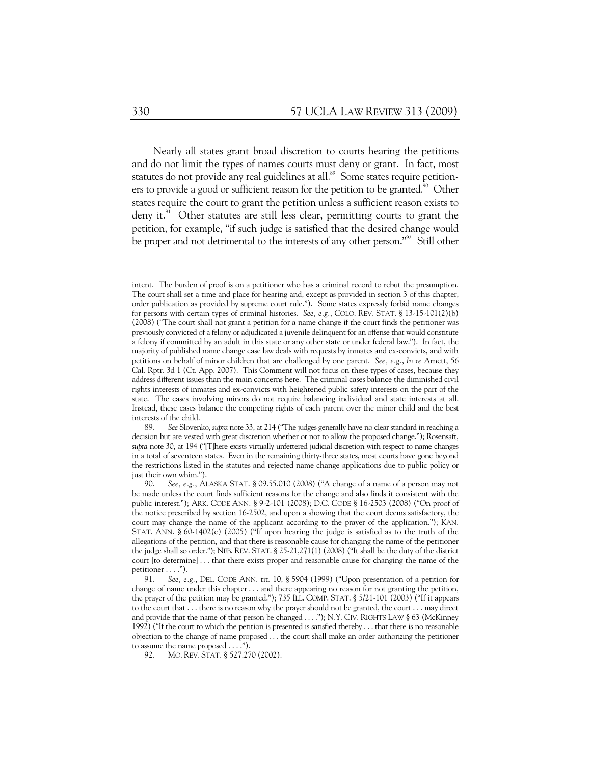Nearly all states grant broad discretion to courts hearing the petitions and do not limit the types of names courts must deny or grant. In fact, most statutes do not provide any real guidelines at all.[89] Some states require petitioners to provide a good or sufficient reason for the petition to be granted.[90] Other states require the court to grant the petition unless a sufficient reason exists to deny it.[91] Other statutes are still less clear, permitting courts to grant the petition, for example, "if such judge is satisfied that the desired change would be proper and not detrimental to the interests of any other person."[92] Still other

---

intent. The burden of proof is on a petitioner who has a criminal record to rebut the presumption. The court shall set a time and place for hearing and, except as provided in section 3 of this chapter, order publication as provided by supreme court rule."). Some states expressly forbid name changes for persons with certain types of criminal histories. *See, e.g.*, COLO. REV. STAT. § 13-15-101(2)(b) (2008) ("The court shall not grant a petition for a name change if the court finds the petitioner was previously convicted of a felony or adjudicated a juvenile delinquent for an offense that would constitute a felony if committed by an adult in this state or any other state or under federal law."). In fact, the majority of published name change case law deals with requests by inmates and ex-convicts, and with petitions on behalf of minor children that are challenged by one parent. *See, e.g.*, *In re* Arnett, 56 Cal. Rptr. 3d 1 (Ct. App. 2007). This Comment will not focus on these types of cases, because they address different issues than the main concerns here. The criminal cases balance the diminished civil rights interests of inmates and ex-convicts with heightened public safety interests on the part of the state. The cases involving minors do not require balancing individual and state interests at all. Instead, these cases balance the competing rights of each parent over the minor child and the best interests of the child.

89. *See* Slovenko, *supra* note 33, at 214 ("The judges generally have no clear standard in reaching a decision but are vested with great discretion whether or not to allow the proposed change."); Rosensaft, *supra* note 30, at 194 ("[T]here exists virtually unfettered judicial discretion with respect to name changes in a total of seventeen states. Even in the remaining thirty-three states, most courts have gone beyond the restrictions listed in the statutes and rejected name change applications due to public policy or just their own whim.").

90. *See, e.g.*, ALASKA STAT. § 09.55.010 (2008) ("A change of a name of a person may not be made unless the court finds sufficient reasons for the change and also finds it consistent with the public interest."); ARK. CODE ANN. § 9-2-101 (2008); D.C. CODE § 16-2503 (2008) ("On proof of the notice prescribed by section 16-2502, and upon a showing that the court deems satisfactory, the court may change the name of the applicant according to the prayer of the application."); KAN. STAT. ANN. § 60-1402(c) (2005) ("If upon hearing the judge is satisfied as to the truth of the allegations of the petition, and that there is reasonable cause for changing the name of the petitioner the judge shall so order."); NEB. REV. STAT. § 25-21,271(1) (2008) ("It shall be the duty of the district court [to determine] . . . that there exists proper and reasonable cause for changing the name of the petitioner . . . .").

91. *See, e.g.*, DEL. CODE ANN. tit. 10, § 5904 (1999) ("Upon presentation of a petition for change of name under this chapter . . . and there appearing no reason for not granting the petition, the prayer of the petition may be granted."); 735 ILL. COMP. STAT. § 5/21-101 (2003) ("If it appears to the court that . . . there is no reason why the prayer should not be granted, the court . . . may direct and provide that the name of that person be changed . . . ."); N.Y. CIV. RIGHTS LAW § 63 (McKinney 1992) ("If the court to which the petition is presented is satisfied thereby . . . that there is no reasonable objection to the change of name proposed . . . the court shall make an order authorizing the petitioner to assume the name proposed . . . .").

92. MO. REV. STAT. § 527.270 (2002).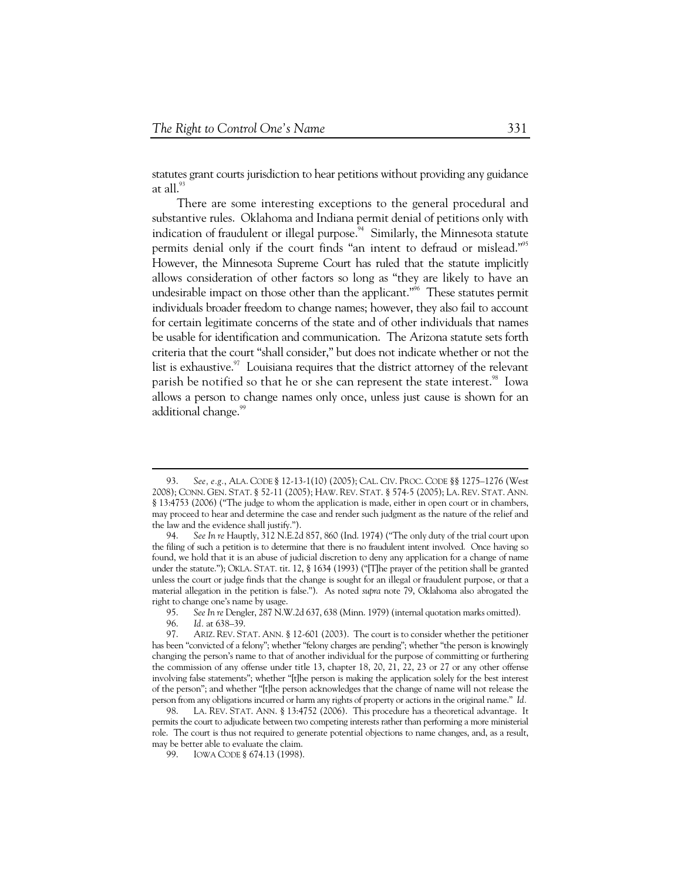statutes grant courts jurisdiction to hear petitions without providing any guidance at all.[93]

There are some interesting exceptions to the general procedural and substantive rules. Oklahoma and Indiana permit denial of petitions only with indication of fraudulent or illegal purpose.[94] Similarly, the Minnesota statute permits denial only if the court finds "an intent to defraud or mislead."[95] However, the Minnesota Supreme Court has ruled that the statute implicitly allows consideration of other factors so long as "they are likely to have an undesirable impact on those other than the applicant."[96] These statutes permit individuals broader freedom to change names; however, they also fail to account for certain legitimate concerns of the state and of other individuals that names be usable for identification and communication. The Arizona statute sets forth criteria that the court "shall consider," but does not indicate whether or not the list is exhaustive.[97] Louisiana requires that the district attorney of the relevant parish be notified so that he or she can represent the state interest.[98] Iowa allows a person to change names only once, unless just cause is shown for an additional change.[99]

---

93. *See, e.g.*, ALA. CODE § 12-13-1(10) (2005); CAL. CIV. PROC. CODE §§ 1275–1276 (West 2008); CONN. GEN. STAT. § 52-11 (2005); HAW. REV. STAT. § 574-5 (2005); LA. REV. STAT. ANN. § 13:4753 (2006) ("The judge to whom the application is made, either in open court or in chambers, may proceed to hear and determine the case and render such judgment as the nature of the relief and the law and the evidence shall justify.").

94. *See In re* Hauptly, 312 N.E.2d 857, 860 (Ind. 1974) ("The only duty of the trial court upon the filing of such a petition is to determine that there is no fraudulent intent involved. Once having so found, we hold that it is an abuse of judicial discretion to deny any application for a change of name under the statute."); OKLA. STAT. tit. 12, § 1634 (1993) ("[T]he prayer of the petition shall be granted unless the court or judge finds that the change is sought for an illegal or fraudulent purpose, or that a material allegation in the petition is false."). As noted *supra* note 79, Oklahoma also abrogated the right to change one's name by usage.

95. *See In re* Dengler, 287 N.W.2d 637, 638 (Minn. 1979) (internal quotation marks omitted).

96. *Id.* at 638–39.

97. ARIZ. REV. STAT. ANN. § 12-601 (2003). The court is to consider whether the petitioner has been "convicted of a felony"; whether "felony charges are pending"; whether "the person is knowingly changing the person's name to that of another individual for the purpose of committing or furthering the commission of any offense under title 13, chapter 18, 20, 21, 22, 23 or 27 or any other offense involving false statements"; whether "[t]he person is making the application solely for the best interest of the person"; and whether "[t]he person acknowledges that the change of name will not release the person from any obligations incurred or harm any rights of property or actions in the original name." *Id.*

98. LA. REV. STAT. ANN. § 13:4752 (2006). This procedure has a theoretical advantage. It permits the court to adjudicate between two competing interests rather than performing a more ministerial role. The court is thus not required to generate potential objections to name changes, and, as a result, may be better able to evaluate the claim.

99. IOWA CODE § 674.13 (1998).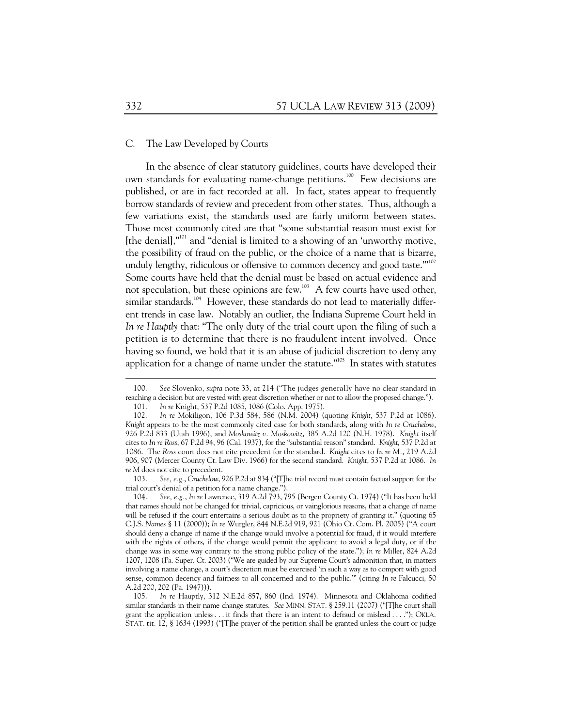### C. The Law Developed by Courts

In the absence of clear statutory guidelines, courts have developed their own standards for evaluating name-change petitions.[100] Few decisions are published, or are in fact recorded at all. In fact, states appear to frequently borrow standards of review and precedent from other states. Thus, although a few variations exist, the standards used are fairly uniform between states. Those most commonly cited are that "some substantial reason must exist for [the denial],"[101] and "denial is limited to a showing of an 'unworthy motive, the possibility of fraud on the public, or the choice of a name that is bizarre, unduly lengthy, ridiculous or offensive to common decency and good taste.'"[102] Some courts have held that the denial must be based on actual evidence and not speculation, but these opinions are few.[103] A few courts have used other, similar standards.[104] However, these standards do not lead to materially different trends in case law. Notably an outlier, the Indiana Supreme Court held in *In re Hauptly* that: "The only duty of the trial court upon the filing of such a petition is to determine that there is no fraudulent intent involved. Once having so found, we hold that it is an abuse of judicial discretion to deny any application for a change of name under the statute."[105] In states with statutes

---

100. *See* Slovenko, *supra* note 33, at 214 ("The judges generally have no clear standard in reaching a decision but are vested with great discretion whether or not to allow the proposed change.").

101. *In re* Knight, 537 P.2d 1085, 1086 (Colo. App. 1975).

102. *In re* Mokiligon, 106 P.3d 584, 586 (N.M. 2004) (quoting *Knight*, 537 P.2d at 1086). *Knight* appears to be the most commonly cited case for both standards, along with *In re Cruchelow*, 926 P.2d 833 (Utah 1996), and *Moskowitz v. Moskowitz*, 385 A.2d 120 (N.H. 1978). *Knight* itself cites to *In re Ross*, 67 P.2d 94, 96 (Cal. 1937), for the "substantial reason" standard. *Knight*, 537 P.2d at 1086. The *Ross* court does not cite precedent for the standard. *Knight* cites to *In re M.*, 219 A.2d 906, 907 (Mercer County Ct. Law Div. 1966) for the second standard. *Knight*, 537 P.2d at 1086. *In re M* does not cite to precedent.

103. *See, e.g.*, *Cruchelow*, 926 P.2d at 834 ("[T]he trial record must contain factual support for the trial court's denial of a petition for a name change.").

104. *See, e.g.*, *In re* Lawrence, 319 A.2d 793, 795 (Bergen County Ct. 1974) ("It has been held that names should not be changed for trivial, capricious, or vainglorious reasons, that a change of name will be refused if the court entertains a serious doubt as to the propriety of granting it." (quoting 65 C.J.S. *Names* § 11 (2000)); *In re* Wurgler, 844 N.E.2d 919, 921 (Ohio Ct. Com. Pl. 2005) ("A court should deny a change of name if the change would involve a potential for fraud, if it would interfere with the rights of others, if the change would permit the applicant to avoid a legal duty, or if the change was in some way contrary to the strong public policy of the state."); *In re* Miller, 824 A.2d 1207, 1208 (Pa. Super. Ct. 2003) ("We are guided by our Supreme Court's admonition that, in matters involving a name change, a court's discretion must be exercised 'in such a way as to comport with good sense, common decency and fairness to all concerned and to the public.'" (citing *In re* Falcucci, 50 A.2d 200, 202 (Pa. 1947))).

105. *In re* Hauptly, 312 N.E.2d 857, 860 (Ind. 1974). Minnesota and Oklahoma codified similar standards in their name change statutes. *See* MINN. STAT. § 259.11 (2007) ("[T]he court shall grant the application unless . . . it finds that there is an intent to defraud or mislead . . . ."); OKLA. STAT. tit. 12, § 1634 (1993) ("[T]he prayer of the petition shall be granted unless the court or judge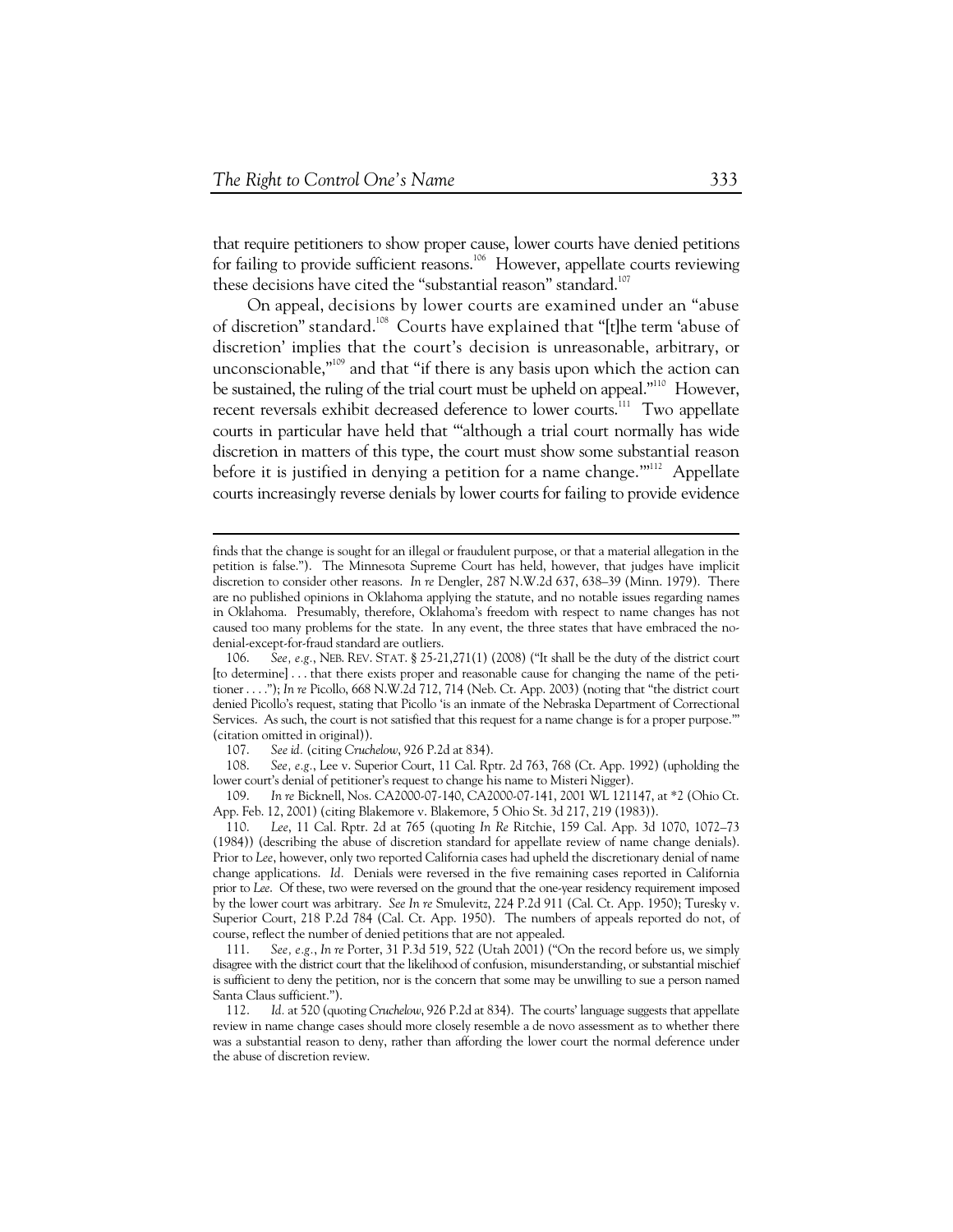that require petitioners to show proper cause, lower courts have denied petitions for failing to provide sufficient reasons.[106] However, appellate courts reviewing these decisions have cited the "substantial reason" standard.[107]

On appeal, decisions by lower courts are examined under an "abuse of discretion" standard.[108] Courts have explained that "[t]he term 'abuse of discretion' implies that the court's decision is unreasonable, arbitrary, or unconscionable,"[109] and that "if there is any basis upon which the action can be sustained, the ruling of the trial court must be upheld on appeal."[110] However, recent reversals exhibit decreased deference to lower courts.[111] Two appellate courts in particular have held that "'although a trial court normally has wide discretion in matters of this type, the court must show some substantial reason before it is justified in denying a petition for a name change.'"[112] Appellate courts increasingly reverse denials by lower courts for failing to provide evidence

---

finds that the change is sought for an illegal or fraudulent purpose, or that a material allegation in the petition is false."). The Minnesota Supreme Court has held, however, that judges have implicit discretion to consider other reasons. *In re* Dengler, 287 N.W.2d 637, 638–39 (Minn. 1979). There are no published opinions in Oklahoma applying the statute, and no notable issues regarding names in Oklahoma. Presumably, therefore, Oklahoma's freedom with respect to name changes has not caused too many problems for the state. In any event, the three states that have embraced the no-denial-except-for-fraud standard are outliers.

106. *See, e.g.*, NEB. REV. STAT. § 25-21,271(1) (2008) ("It shall be the duty of the district court [to determine] . . . that there exists proper and reasonable cause for changing the name of the petitioner . . . ."); *In re* Picollo, 668 N.W.2d 712, 714 (Neb. Ct. App. 2003) (noting that "the district court denied Picollo's request, stating that Picollo 'is an inmate of the Nebraska Department of Correctional Services. As such, the court is not satisfied that this request for a name change is for a proper purpose.'" (citation omitted in original)).

107. *See id.* (citing *Cruchelow*, 926 P.2d at 834).

108. *See, e.g.*, Lee v. Superior Court, 11 Cal. Rptr. 2d 763, 768 (Ct. App. 1992) (upholding the lower court's denial of petitioner's request to change his name to Misteri Nigger).

109. *In re* Bicknell, Nos. CA2000-07-140, CA2000-07-141, 2001 WL 121147, at *2 (Ohio Ct. App. Feb. 12, 2001) (citing Blakemore v. Blakemore, 5 Ohio St. 3d 217, 219 (1983)).

110. *Lee*, 11 Cal. Rptr. 2d at 765 (quoting *In Re* Ritchie, 159 Cal. App. 3d 1070, 1072–73 (1984)) (describing the abuse of discretion standard for appellate review of name change denials). Prior to *Lee*, however, only two reported California cases had upheld the discretionary denial of name change applications. *Id.* Denials were reversed in the five remaining cases reported in California prior to *Lee*. Of these, two were reversed on the ground that the one-year residency requirement imposed by the lower court was arbitrary. *See In re* Smulevitz, 224 P.2d 911 (Cal. Ct. App. 1950); Turesky v. Superior Court, 218 P.2d 784 (Cal. Ct. App. 1950). The numbers of appeals reported do not, of course, reflect the number of denied petitions that are not appealed.

111. *See, e.g.*, *In re* Porter, 31 P.3d 519, 522 (Utah 2001) ("On the record before us, we simply disagree with the district court that the likelihood of confusion, misunderstanding, or substantial mischief is sufficient to deny the petition, nor is the concern that some may be unwilling to sue a person named Santa Claus sufficient.").

112. *Id.* at 520 (quoting *Cruchelow*, 926 P.2d at 834). The courts' language suggests that appellate review in name change cases should more closely resemble a de novo assessment as to whether there was a substantial reason to deny, rather than affording the lower court the normal deference under the abuse of discretion review.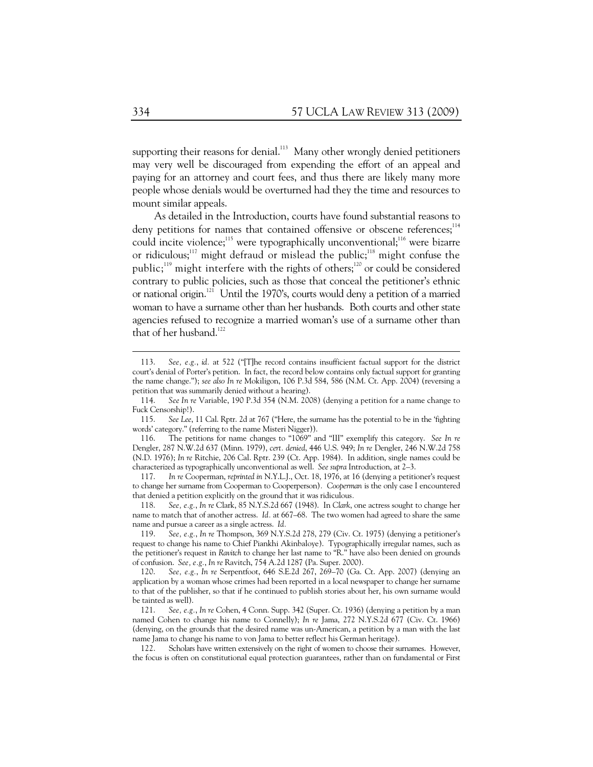supporting their reasons for denial.[113] Many other wrongly denied petitioners may very well be discouraged from expending the effort of an appeal and paying for an attorney and court fees, and thus there are likely many more people whose denials would be overturned had they the time and resources to mount similar appeals.

As detailed in the Introduction, courts have found substantial reasons to deny petitions for names that contained offensive or obscene references;[114] could incite violence;[115] were typographically unconventional;[116] were bizarre or ridiculous;[117] might defraud or mislead the public;[118] might confuse the public;[119] might interfere with the rights of others;[120] or could be considered contrary to public policies, such as those that conceal the petitioner's ethnic or national origin.[121] Until the 1970's, courts would deny a petition of a married woman to have a surname other than her husbands. Both courts and other state agencies refused to recognize a married woman's use of a surname other than that of her husband.[122]

---

113. *See, e.g.*, *id.* at 522 ("[T]he record contains insufficient factual support for the district court's denial of Porter's petition. In fact, the record below contains only factual support for granting the name change."); *see also In re* Mokiligon, 106 P.3d 584, 586 (N.M. Ct. App. 2004) (reversing a petition that was summarily denied without a hearing).

114. *See In re* Variable, 190 P.3d 354 (N.M. 2008) (denying a petition for a name change to Fuck Censorship!).

115. *See Lee*, 11 Cal. Rptr. 2d at 767 ("Here, the surname has the potential to be in the 'fighting words' category." (referring to the name Misteri Nigger)).

116. The petitions for name changes to "1069" and "III" exemplify this category. *See In re* Dengler, 287 N.W.2d 637 (Minn. 1979), *cert. denied*, 446 U.S. 949; *In re* Dengler, 246 N.W.2d 758 (N.D. 1976); *In re* Ritchie, 206 Cal. Rptr. 239 (Ct. App. 1984). In addition, single names could be characterized as typographically unconventional as well. *See supra* Introduction, at 2–3.

117. *In re* Cooperman, *reprinted in* N.Y.L.J., Oct. 18, 1976, at 16 (denying a petitioner's request to change her surname from Cooperman to Cooperperson). *Cooperman* is the only case I encountered that denied a petition explicitly on the ground that it was ridiculous.

118. *See, e.g.*, *In re* Clark, 85 N.Y.S.2d 667 (1948). In *Clark*, one actress sought to change her name to match that of another actress. *Id.* at 667–68. The two women had agreed to share the same name and pursue a career as a single actress. *Id.*

119. *See, e.g.*, *In re* Thompson, 369 N.Y.S.2d 278, 279 (Civ. Ct. 1975) (denying a petitioner's request to change his name to Chief Piankhi Akinbaloye). Typographically irregular names, such as the petitioner's request in *Ravitch* to change her last name to "R." have also been denied on grounds of confusion. *See, e.g.*, *In re* Ravitch, 754 A.2d 1287 (Pa. Super. 2000).

120. *See, e.g.*, *In re* Serpentfoot, 646 S.E.2d 267, 269–70 (Ga. Ct. App. 2007) (denying an application by a woman whose crimes had been reported in a local newspaper to change her surname to that of the publisher, so that if he continued to publish stories about her, his own surname would be tainted as well).

121. *See, e.g.*, *In re* Cohen, 4 Conn. Supp. 342 (Super. Ct. 1936) (denying a petition by a man named Cohen to change his name to Connelly); *In re* Jama, 272 N.Y.S.2d 677 (Civ. Ct. 1966) (denying, on the grounds that the desired name was un-American, a petition by a man with the last name Jama to change his name to von Jama to better reflect his German heritage).

122. Scholars have written extensively on the right of women to choose their surnames. However, the focus is often on constitutional equal protection guarantees, rather than on fundamental or First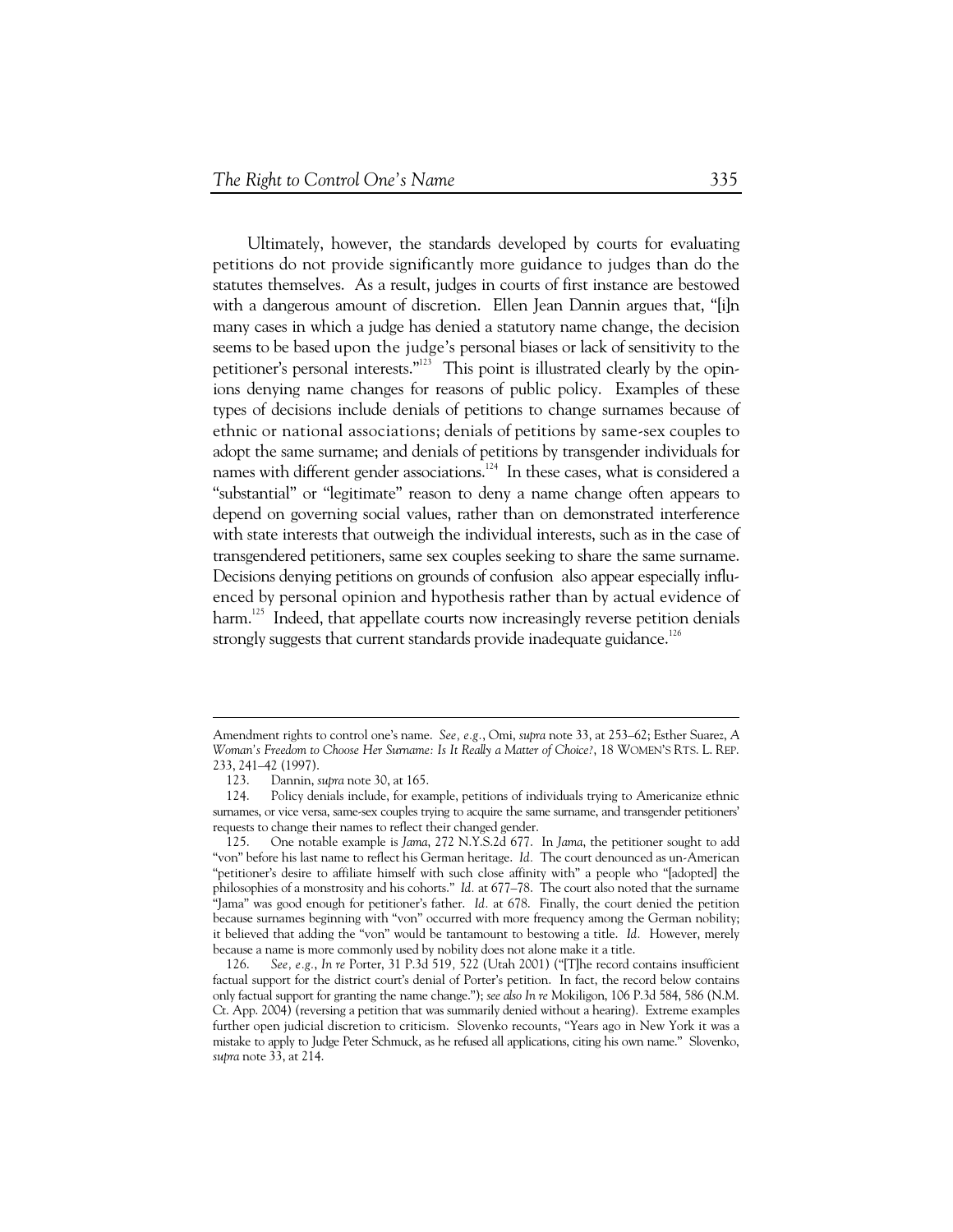Ultimately, however, the standards developed by courts for evaluating petitions do not provide significantly more guidance to judges than do the statutes themselves. As a result, judges in courts of first instance are bestowed with a dangerous amount of discretion. Ellen Jean Dannin argues that, "[i]n many cases in which a judge has denied a statutory name change, the decision seems to be based upon the judge's personal biases or lack of sensitivity to the petitioner's personal interests."[123] This point is illustrated clearly by the opinions denying name changes for reasons of public policy. Examples of these types of decisions include denials of petitions to change surnames because of ethnic or national associations; denials of petitions by same-sex couples to adopt the same surname; and denials of petitions by transgender individuals for names with different gender associations.[124] In these cases, what is considered a "substantial" or "legitimate" reason to deny a name change often appears to depend on governing social values, rather than on demonstrated interference with state interests that outweigh the individual interests, such as in the case of transgendered petitioners, same sex couples seeking to share the same surname. Decisions denying petitions on grounds of confusion also appear especially influenced by personal opinion and hypothesis rather than by actual evidence of harm.[125] Indeed, that appellate courts now increasingly reverse petition denials strongly suggests that current standards provide inadequate guidance.[126]

---

Amendment rights to control one's name. *See, e.g.*, Omi, *supra* note 33, at 253–62; Esther Suarez, *A Woman's Freedom to Choose Her Surname: Is It Really a Matter of Choice?*, 18 WOMEN'S RTS. L. REP. 233, 241–42 (1997).

123. Dannin, *supra* note 30, at 165.

124. Policy denials include, for example, petitions of individuals trying to Americanize ethnic surnames, or vice versa, same-sex couples trying to acquire the same surname, and transgender petitioners' requests to change their names to reflect their changed gender.

125. One notable example is *Jama*, 272 N.Y.S.2d 677. In *Jama*, the petitioner sought to add "von" before his last name to reflect his German heritage. *Id.* The court denounced as un-American "petitioner's desire to affiliate himself with such close affinity with" a people who "[adopted] the philosophies of a monstrosity and his cohorts." *Id.* at 677–78. The court also noted that the surname "Jama" was good enough for petitioner's father. *Id.* at 678. Finally, the court denied the petition because surnames beginning with "von" occurred with more frequency among the German nobility; it believed that adding the "von" would be tantamount to bestowing a title. *Id.* However, merely because a name is more commonly used by nobility does not alone make it a title.

126. *See, e.g.*, *In re* Porter, 31 P.3d 519, 522 (Utah 2001) ("[T]he record contains insufficient factual support for the district court's denial of Porter's petition. In fact, the record below contains only factual support for granting the name change."); *see also In re* Mokiligon, 106 P.3d 584, 586 (N.M. Ct. App. 2004) (reversing a petition that was summarily denied without a hearing). Extreme examples further open judicial discretion to criticism. Slovenko recounts, "Years ago in New York it was a mistake to apply to Judge Peter Schmuck, as he refused all applications, citing his own name." Slovenko, *supra* note 33, at 214.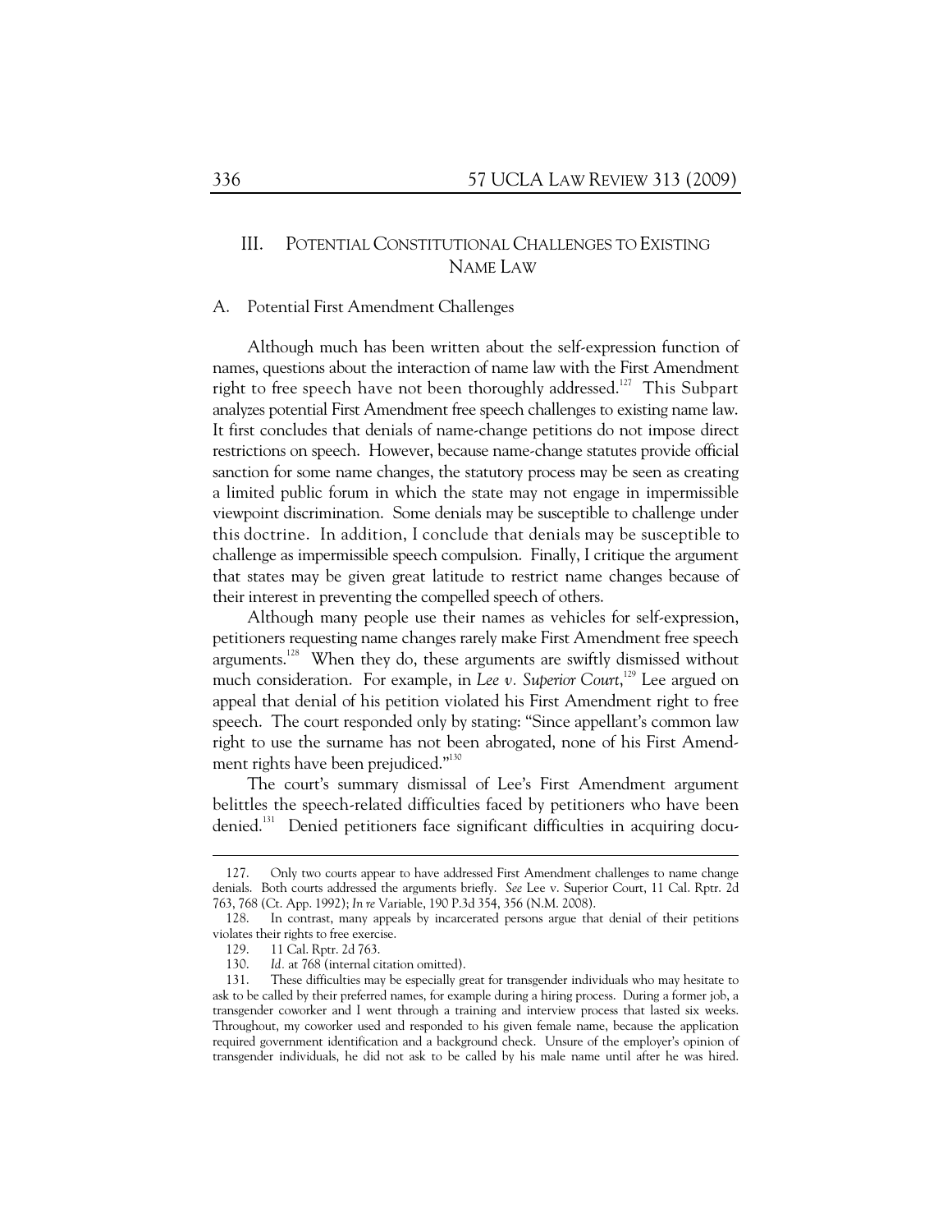## III. Potential Constitutional Challenges to Existing Name Law

### A. Potential First Amendment Challenges

Although much has been written about the self-expression function of names, questions about the interaction of name law with the First Amendment right to free speech have not been thoroughly addressed.[127] This Subpart analyzes potential First Amendment free speech challenges to existing name law. It first concludes that denials of name-change petitions do not impose direct restrictions on speech. However, because name-change statutes provide official sanction for some name changes, the statutory process may be seen as creating a limited public forum in which the state may not engage in impermissible viewpoint discrimination. Some denials may be susceptible to challenge under this doctrine. In addition, I conclude that denials may be susceptible to challenge as impermissible speech compulsion. Finally, I critique the argument that states may be given great latitude to restrict name changes because of their interest in preventing the compelled speech of others.

Although many people use their names as vehicles for self-expression, petitioners requesting name changes rarely make First Amendment free speech arguments.[128] When they do, these arguments are swiftly dismissed without much consideration. For example, in *Lee v. Superior Court*,[129] Lee argued on appeal that denial of his petition violated his First Amendment right to free speech. The court responded only by stating: "Since appellant's common law right to use the surname has not been abrogated, none of his First Amendment rights have been prejudiced."[130]

The court's summary dismissal of Lee's First Amendment argument belittles the speech-related difficulties faced by petitioners who have been denied.[131] Denied petitioners face significant difficulties in acquiring docu-

---

127. Only two courts appear to have addressed First Amendment challenges to name change denials. Both courts addressed the arguments briefly. *See* Lee v. Superior Court, 11 Cal. Rptr. 2d 763, 768 (Ct. App. 1992); *In re* Variable, 190 P.3d 354, 356 (N.M. 2008).

128. In contrast, many appeals by incarcerated persons argue that denial of their petitions violates their rights to free exercise.

129. 11 Cal. Rptr. 2d 763.

130. *Id.* at 768 (internal citation omitted).

131. These difficulties may be especially great for transgender individuals who may hesitate to ask to be called by their preferred names, for example during a hiring process. During a former job, a transgender coworker and I went through a training and interview process that lasted six weeks. Throughout, my coworker used and responded to his given female name, because the application required government identification and a background check. Unsure of the employer's opinion of transgender individuals, he did not ask to be called by his male name until after he was hired.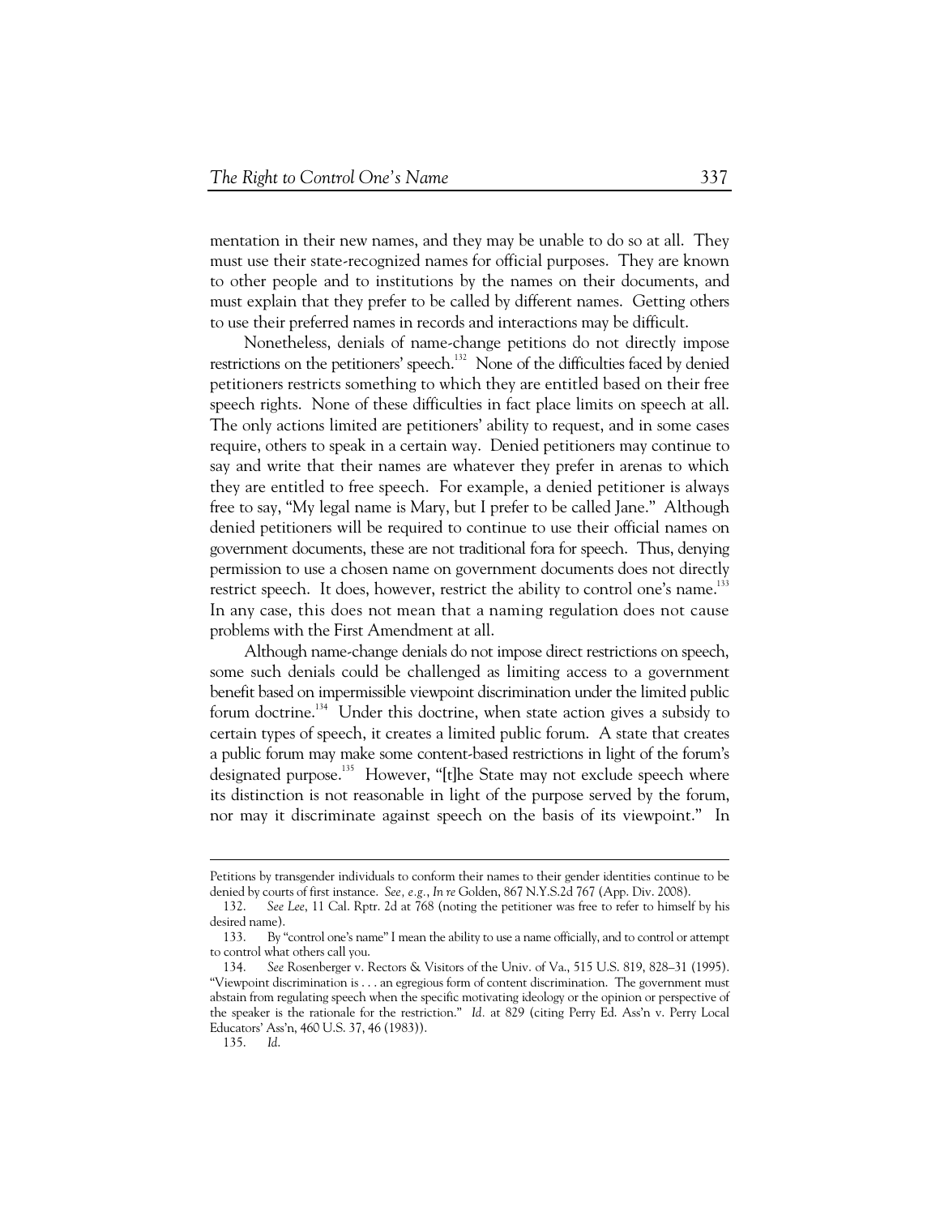mentation in their new names, and they may be unable to do so at all. They must use their state-recognized names for official purposes. They are known to other people and to institutions by the names on their documents, and must explain that they prefer to be called by different names. Getting others to use their preferred names in records and interactions may be difficult.

Nonetheless, denials of name-change petitions do not directly impose restrictions on the petitioners' speech.[132] None of the difficulties faced by denied petitioners restricts something to which they are entitled based on their free speech rights. None of these difficulties in fact place limits on speech at all. The only actions limited are petitioners' ability to request, and in some cases require, others to speak in a certain way. Denied petitioners may continue to say and write that their names are whatever they prefer in arenas to which they are entitled to free speech. For example, a denied petitioner is always free to say, "My legal name is Mary, but I prefer to be called Jane." Although denied petitioners will be required to continue to use their official names on government documents, these are not traditional fora for speech. Thus, denying permission to use a chosen name on government documents does not directly restrict speech. It does, however, restrict the ability to control one's name.[133] In any case, this does not mean that a naming regulation does not cause problems with the First Amendment at all.

Although name-change denials do not impose direct restrictions on speech, some such denials could be challenged as limiting access to a government benefit based on impermissible viewpoint discrimination under the limited public forum doctrine.[134] Under this doctrine, when state action gives a subsidy to certain types of speech, it creates a limited public forum. A state that creates a public forum may make some content-based restrictions in light of the forum's designated purpose.[135] However, "[t]he State may not exclude speech where its distinction is not reasonable in light of the purpose served by the forum, nor may it discriminate against speech on the basis of its viewpoint." In

---

Petitions by transgender individuals to conform their names to their gender identities continue to be denied by courts of first instance. *See, e.g.*, *In re* Golden, 867 N.Y.S.2d 767 (App. Div. 2008).

132. *See Lee*, 11 Cal. Rptr. 2d at 768 (noting the petitioner was free to refer to himself by his desired name).

133. By "control one's name" I mean the ability to use a name officially, and to control or attempt to control what others call you.

134. *See* Rosenberger v. Rectors & Visitors of the Univ. of Va., 515 U.S. 819, 828–31 (1995). "Viewpoint discrimination is . . . an egregious form of content discrimination. The government must abstain from regulating speech when the specific motivating ideology or the opinion or perspective of the speaker is the rationale for the restriction." *Id.* at 829 (citing Perry Ed. Ass'n v. Perry Local Educators' Ass'n, 460 U.S. 37, 46 (1983)).

135. *Id.*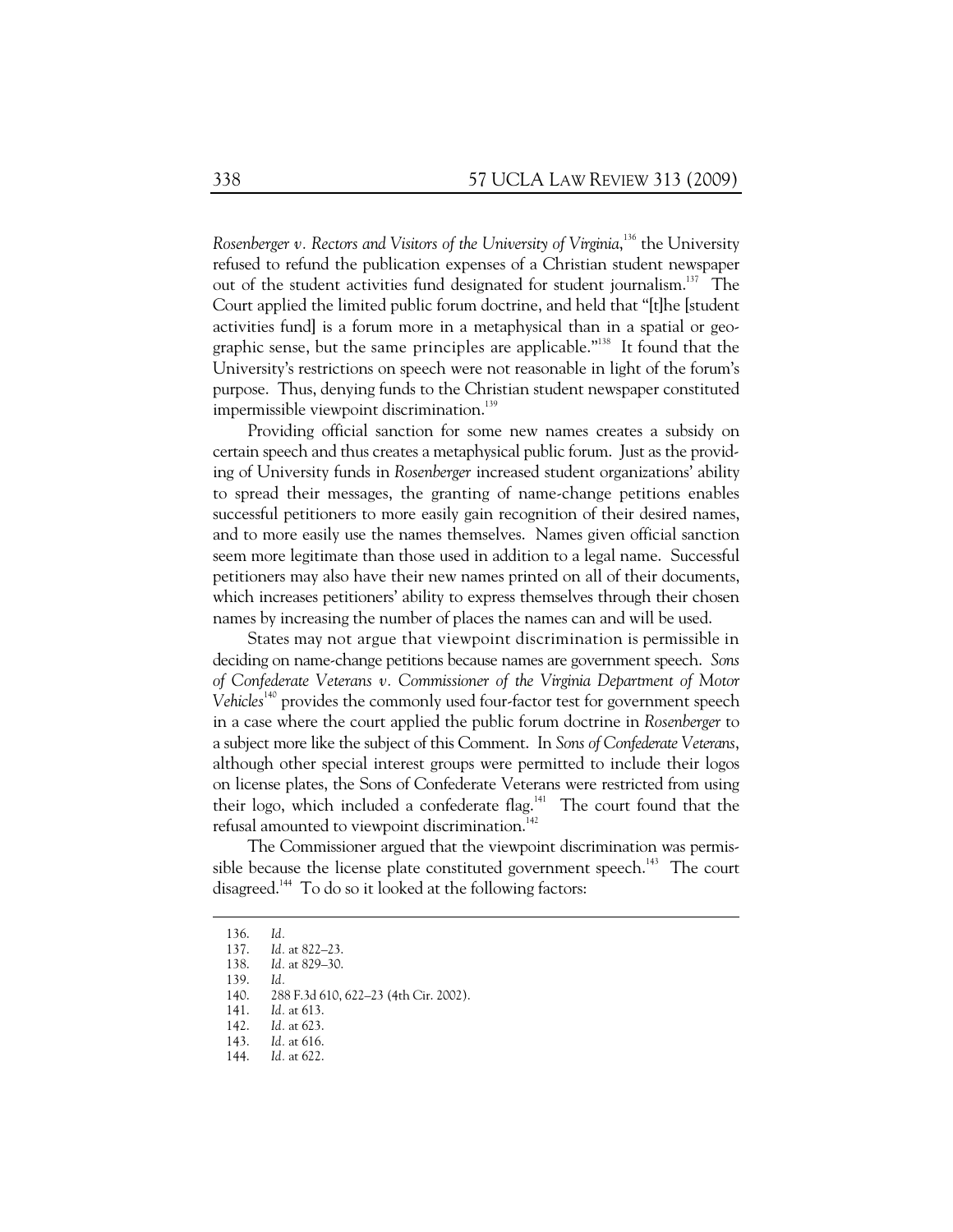*Rosenberger v. Rectors and Visitors of the University of Virginia*,[136] the University refused to refund the publication expenses of a Christian student newspaper out of the student activities fund designated for student journalism.[137] The Court applied the limited public forum doctrine, and held that "[t]he [student activities fund] is a forum more in a metaphysical than in a spatial or geographic sense, but the same principles are applicable."[138] It found that the University's restrictions on speech were not reasonable in light of the forum's purpose. Thus, denying funds to the Christian student newspaper constituted impermissible viewpoint discrimination.[139]

Providing official sanction for some new names creates a subsidy on certain speech and thus creates a metaphysical public forum. Just as the providing of University funds in *Rosenberger* increased student organizations' ability to spread their messages, the granting of name-change petitions enables successful petitioners to more easily gain recognition of their desired names, and to more easily use the names themselves. Names given official sanction seem more legitimate than those used in addition to a legal name. Successful petitioners may also have their new names printed on all of their documents, which increases petitioners' ability to express themselves through their chosen names by increasing the number of places the names can and will be used.

States may not argue that viewpoint discrimination is permissible in deciding on name-change petitions because names are government speech. *Sons of Confederate Veterans v. Commissioner of the Virginia Department of Motor Vehicles*[140] provides the commonly used four-factor test for government speech in a case where the court applied the public forum doctrine in *Rosenberger* to a subject more like the subject of this Comment. In *Sons of Confederate Veterans*, although other special interest groups were permitted to include their logos on license plates, the Sons of Confederate Veterans were restricted from using their logo, which included a confederate flag.[141] The court found that the refusal amounted to viewpoint discrimination.[142]

The Commissioner argued that the viewpoint discrimination was permissible because the license plate constituted government speech.[143] The court disagreed.[144] To do so it looked at the following factors:

---

136. *Id.*
137. *Id.* at 822–23.
138. *Id.* at 829–30.
139. *Id.*
140. 288 F.3d 610, 622–23 (4th Cir. 2002).
141. *Id.* at 613.
142. *Id.* at 623.
143. *Id.* at 616.
144. *Id.* at 622.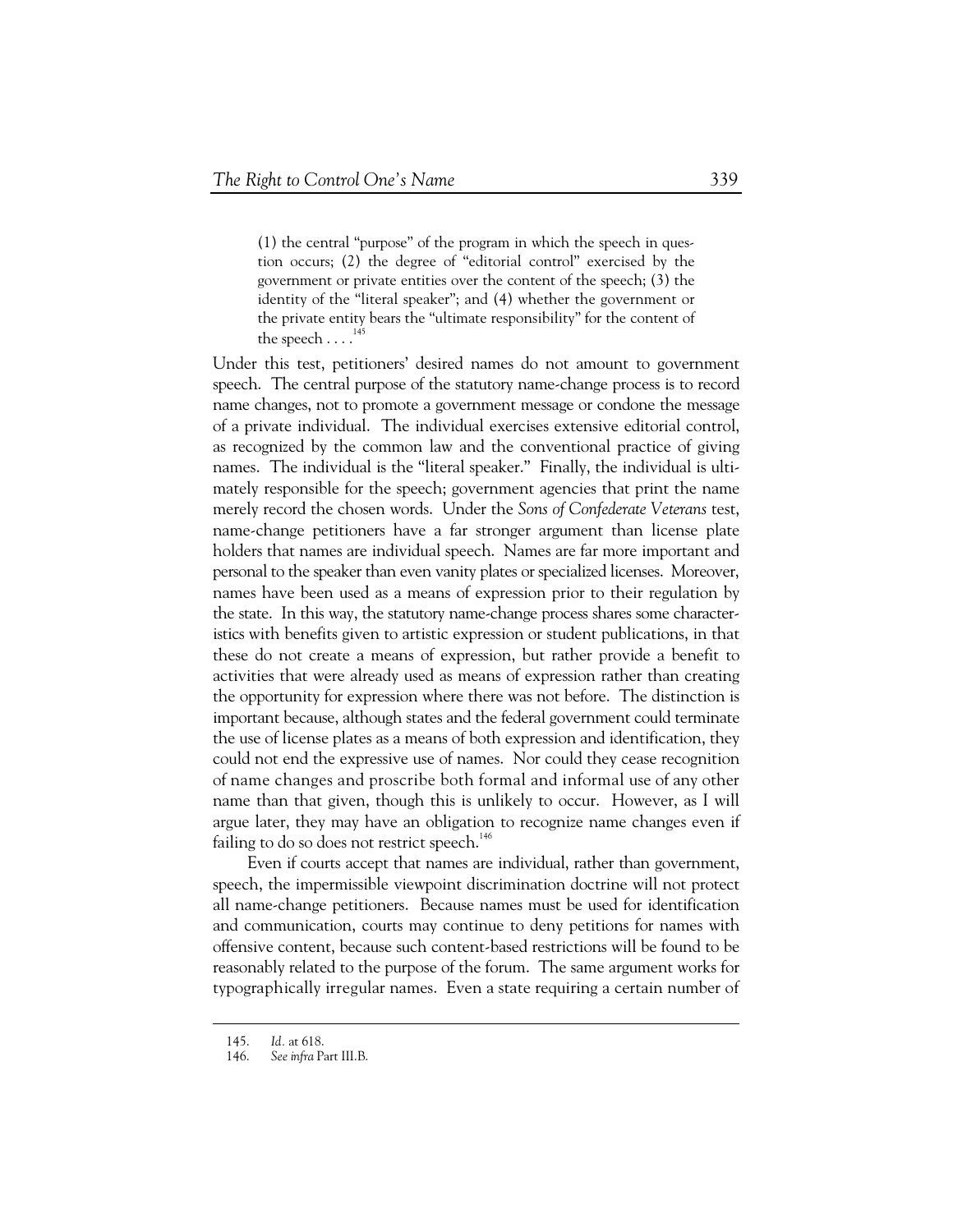> (1) the central "purpose" of the program in which the speech in question occurs; (2) the degree of "editorial control" exercised by the government or private entities over the content of the speech; (3) the identity of the "literal speaker"; and (4) whether the government or the private entity bears the "ultimate responsibility" for the content of the speech . . . .[145]

Under this test, petitioners' desired names do not amount to government speech. The central purpose of the statutory name-change process is to record name changes, not to promote a government message or condone the message of a private individual. The individual exercises extensive editorial control, as recognized by the common law and the conventional practice of giving names. The individual is the "literal speaker." Finally, the individual is ultimately responsible for the speech; government agencies that print the name merely record the chosen words. Under the *Sons of Confederate Veterans* test, name-change petitioners have a far stronger argument than license plate holders that names are individual speech. Names are far more important and personal to the speaker than even vanity plates or specialized licenses. Moreover, names have been used as a means of expression prior to their regulation by the state. In this way, the statutory name-change process shares some characteristics with benefits given to artistic expression or student publications, in that these do not create a means of expression, but rather provide a benefit to activities that were already used as means of expression rather than creating the opportunity for expression where there was not before. The distinction is important because, although states and the federal government could terminate the use of license plates as a means of both expression and identification, they could not end the expressive use of names. Nor could they cease recognition of name changes and proscribe both formal and informal use of any other name than that given, though this is unlikely to occur. However, as I will argue later, they may have an obligation to recognize name changes even if failing to do so does not restrict speech.[146]

Even if courts accept that names are individual, rather than government, speech, the impermissible viewpoint discrimination doctrine will not protect all name-change petitioners. Because names must be used for identification and communication, courts may continue to deny petitions for names with offensive content, because such content-based restrictions will be found to be reasonably related to the purpose of the forum. The same argument works for typographically irregular names. Even a state requiring a certain number of

---

145. *Id.* at 618.

146. *See infra* Part III.B.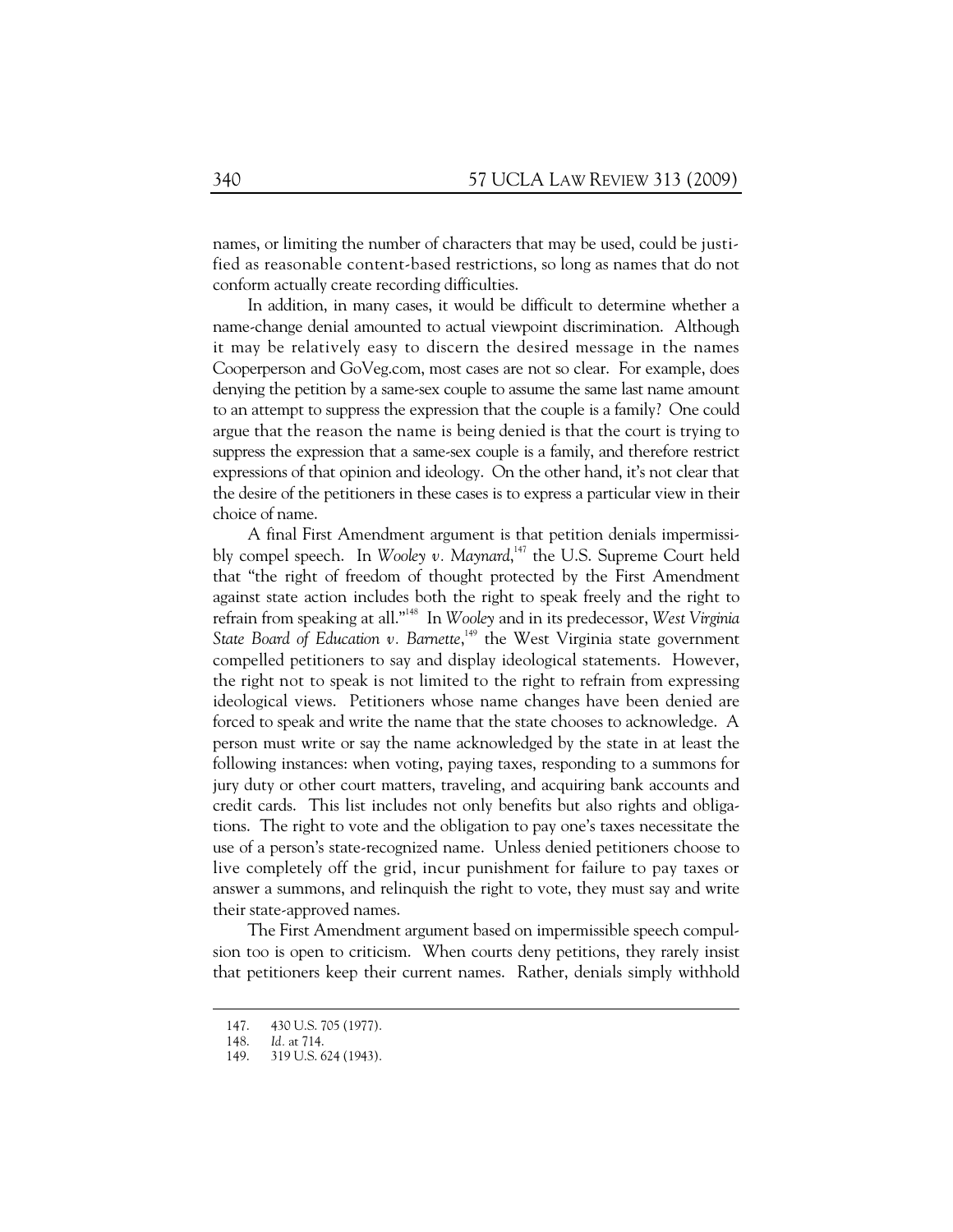names, or limiting the number of characters that may be used, could be justified as reasonable content-based restrictions, so long as names that do not conform actually create recording difficulties.

In addition, in many cases, it would be difficult to determine whether a name-change denial amounted to actual viewpoint discrimination. Although it may be relatively easy to discern the desired message in the names Cooperperson and GoVeg.com, most cases are not so clear. For example, does denying the petition by a same-sex couple to assume the same last name amount to an attempt to suppress the expression that the couple is a family? One could argue that the reason the name is being denied is that the court is trying to suppress the expression that a same-sex couple is a family, and therefore restrict expressions of that opinion and ideology. On the other hand, it's not clear that the desire of the petitioners in these cases is to express a particular view in their choice of name.

A final First Amendment argument is that petition denials impermissibly compel speech. In *Wooley v. Maynard*,[147] the U.S. Supreme Court held that "the right of freedom of thought protected by the First Amendment against state action includes both the right to speak freely and the right to refrain from speaking at all."[148] In *Wooley* and in its predecessor, *West Virginia State Board of Education v. Barnette*,[149] the West Virginia state government compelled petitioners to say and display ideological statements. However, the right not to speak is not limited to the right to refrain from expressing ideological views. Petitioners whose name changes have been denied are forced to speak and write the name that the state chooses to acknowledge. A person must write or say the name acknowledged by the state in at least the following instances: when voting, paying taxes, responding to a summons for jury duty or other court matters, traveling, and acquiring bank accounts and credit cards. This list includes not only benefits but also rights and obligations. The right to vote and the obligation to pay one's taxes necessitate the use of a person's state-recognized name. Unless denied petitioners choose to live completely off the grid, incur punishment for failure to pay taxes or answer a summons, and relinquish the right to vote, they must say and write their state-approved names.

The First Amendment argument based on impermissible speech compulsion too is open to criticism. When courts deny petitions, they rarely insist that petitioners keep their current names. Rather, denials simply withhold

---

147. 430 U.S. 705 (1977).
148. *Id.* at 714.
149. 319 U.S. 624 (1943).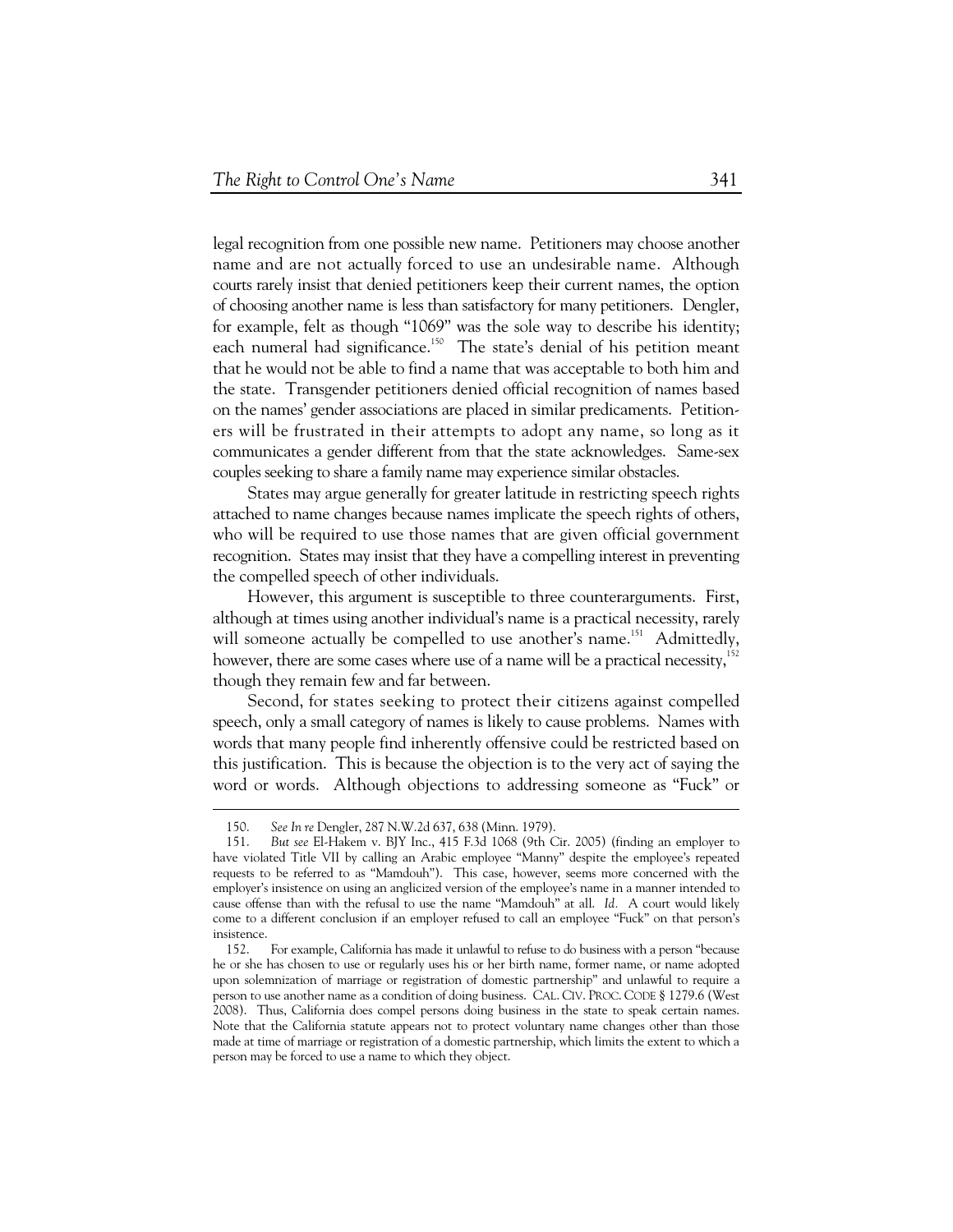legal recognition from one possible new name. Petitioners may choose another name and are not actually forced to use an undesirable name. Although courts rarely insist that denied petitioners keep their current names, the option of choosing another name is less than satisfactory for many petitioners. Dengler, for example, felt as though "1069" was the sole way to describe his identity; each numeral had significance.[150] The state's denial of his petition meant that he would not be able to find a name that was acceptable to both him and the state. Transgender petitioners denied official recognition of names based on the names' gender associations are placed in similar predicaments. Petitioners will be frustrated in their attempts to adopt any name, so long as it communicates a gender different from that the state acknowledges. Same-sex couples seeking to share a family name may experience similar obstacles.

States may argue generally for greater latitude in restricting speech rights attached to name changes because names implicate the speech rights of others, who will be required to use those names that are given official government recognition. States may insist that they have a compelling interest in preventing the compelled speech of other individuals.

However, this argument is susceptible to three counterarguments. First, although at times using another individual's name is a practical necessity, rarely will someone actually be compelled to use another's name.[151] Admittedly, however, there are some cases where use of a name will be a practical necessity,[152] though they remain few and far between.

Second, for states seeking to protect their citizens against compelled speech, only a small category of names is likely to cause problems. Names with words that many people find inherently offensive could be restricted based on this justification. This is because the objection is to the very act of saying the word or words. Although objections to addressing someone as "Fuck" or

---

150. *See In re* Dengler, 287 N.W.2d 637, 638 (Minn. 1979).

151. *But see* El-Hakem v. BJY Inc., 415 F.3d 1068 (9th Cir. 2005) (finding an employer to have violated Title VII by calling an Arabic employee "Manny" despite the employee's repeated requests to be referred to as "Mamdouh"). This case, however, seems more concerned with the employer's insistence on using an anglicized version of the employee's name in a manner intended to cause offense than with the refusal to use the name "Mamdouh" at all. *Id.* A court would likely come to a different conclusion if an employer refused to call an employee "Fuck" on that person's insistence.

152. For example, California has made it unlawful to refuse to do business with a person "because he or she has chosen to use or regularly uses his or her birth name, former name, or name adopted upon solemnization of marriage or registration of domestic partnership" and unlawful to require a person to use another name as a condition of doing business. CAL. CIV. PROC. CODE § 1279.6 (West 2008). Thus, California does compel persons doing business in the state to speak certain names. Note that the California statute appears not to protect voluntary name changes other than those made at time of marriage or registration of a domestic partnership, which limits the extent to which a person may be forced to use a name to which they object.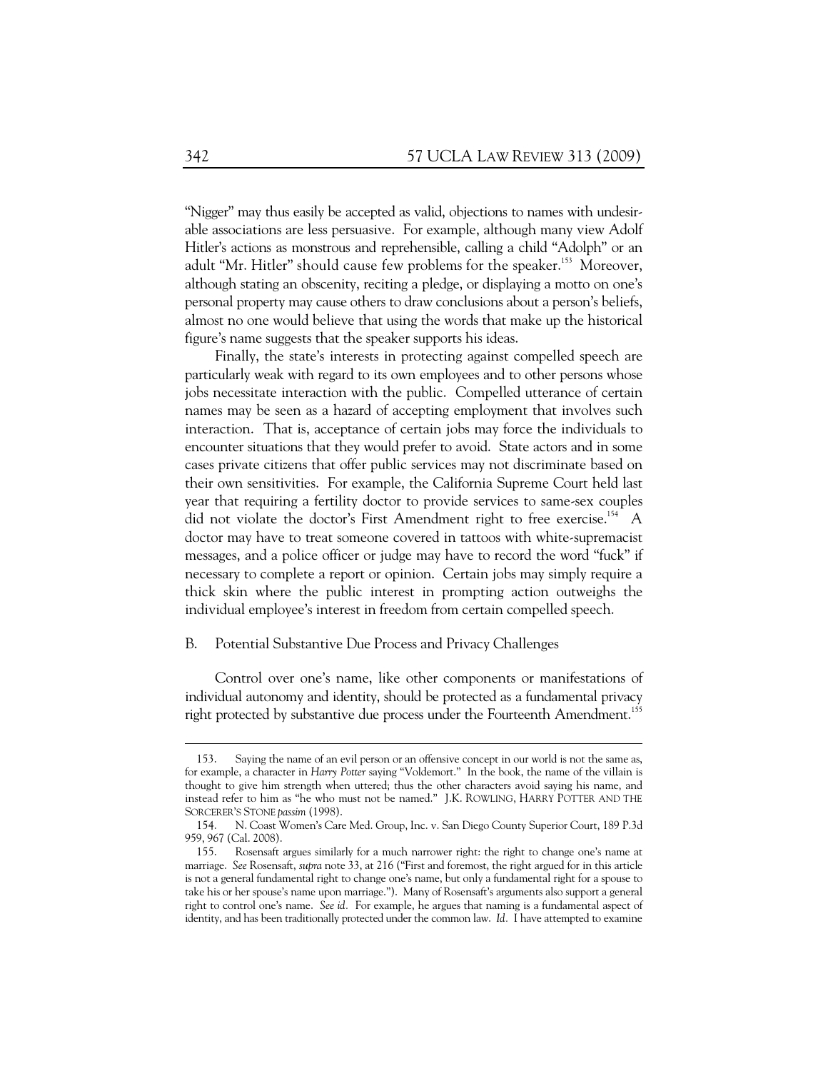"Nigger" may thus easily be accepted as valid, objections to names with undesirable associations are less persuasive. For example, although many view Adolf Hitler's actions as monstrous and reprehensible, calling a child "Adolph" or an adult "Mr. Hitler" should cause few problems for the speaker.[153] Moreover, although stating an obscenity, reciting a pledge, or displaying a motto on one's personal property may cause others to draw conclusions about a person's beliefs, almost no one would believe that using the words that make up the historical figure's name suggests that the speaker supports his ideas.

Finally, the state's interests in protecting against compelled speech are particularly weak with regard to its own employees and to other persons whose jobs necessitate interaction with the public. Compelled utterance of certain names may be seen as a hazard of accepting employment that involves such interaction. That is, acceptance of certain jobs may force the individuals to encounter situations that they would prefer to avoid. State actors and in some cases private citizens that offer public services may not discriminate based on their own sensitivities. For example, the California Supreme Court held last year that requiring a fertility doctor to provide services to same-sex couples did not violate the doctor's First Amendment right to free exercise.[154] A doctor may have to treat someone covered in tattoos with white-supremacist messages, and a police officer or judge may have to record the word "fuck" if necessary to complete a report or opinion. Certain jobs may simply require a thick skin where the public interest in prompting action outweighs the individual employee's interest in freedom from certain compelled speech.

### B. Potential Substantive Due Process and Privacy Challenges

Control over one's name, like other components or manifestations of individual autonomy and identity, should be protected as a fundamental privacy right protected by substantive due process under the Fourteenth Amendment.[155]

---

153. Saying the name of an evil person or an offensive concept in our world is not the same as, for example, a character in *Harry Potter* saying "Voldemort." In the book, the name of the villain is thought to give him strength when uttered; thus the other characters avoid saying his name, and instead refer to him as "he who must not be named." J.K. ROWLING, HARRY POTTER AND THE SORCERER'S STONE *passim* (1998).

154. N. Coast Women's Care Med. Group, Inc. v. San Diego County Superior Court, 189 P.3d 959, 967 (Cal. 2008).

155. Rosensaft argues similarly for a much narrower right: the right to change one's name at marriage. *See* Rosensaft, *supra* note 33, at 216 ("First and foremost, the right argued for in this article is not a general fundamental right to change one's name, but only a fundamental right for a spouse to take his or her spouse's name upon marriage."). Many of Rosensaft's arguments also support a general right to control one's name. *See id.* For example, he argues that naming is a fundamental aspect of identity, and has been traditionally protected under the common law. *Id.* I have attempted to examine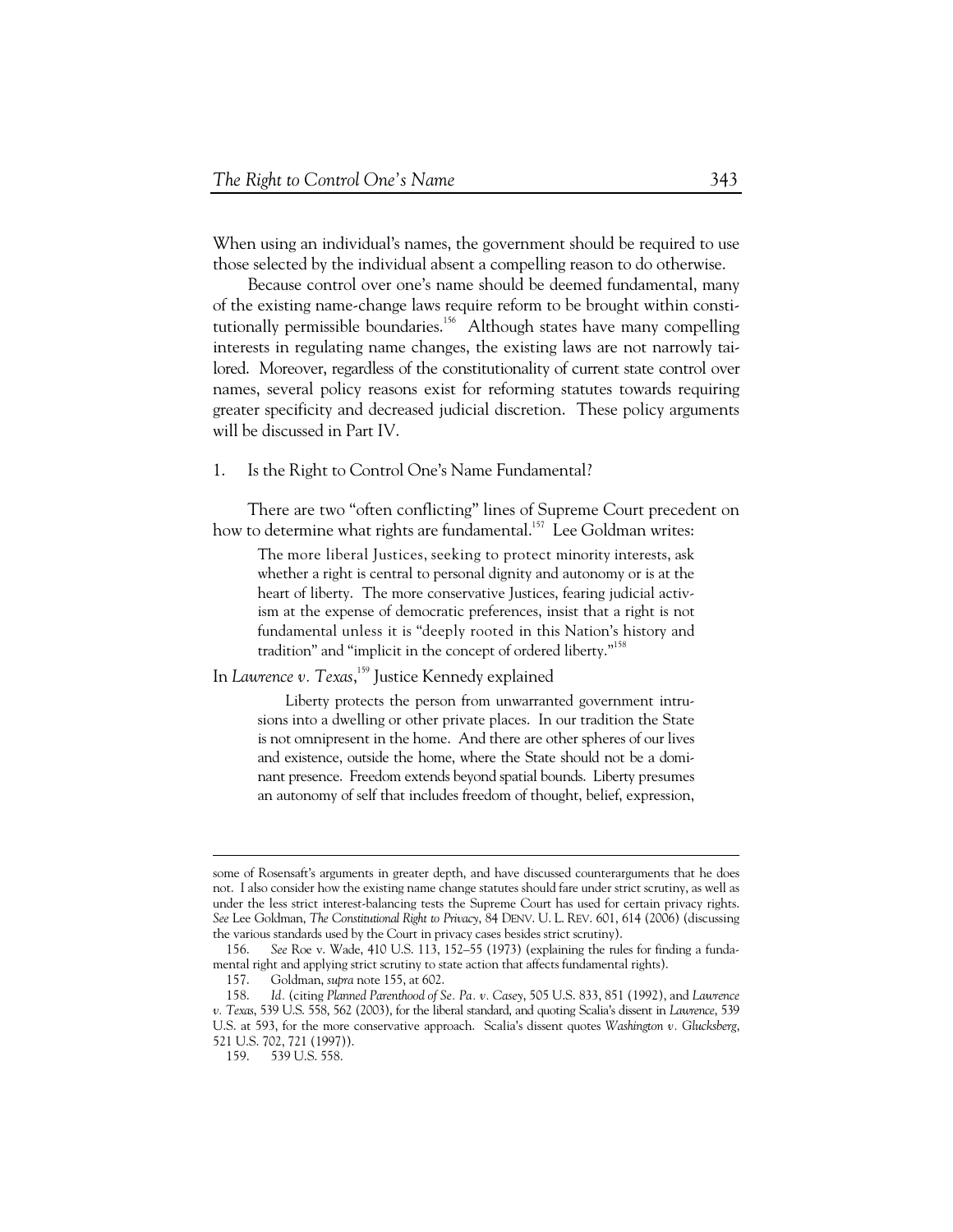When using an individual's names, the government should be required to use those selected by the individual absent a compelling reason to do otherwise.

Because control over one's name should be deemed fundamental, many of the existing name-change laws require reform to be brought within constitutionally permissible boundaries.[156] Although states have many compelling interests in regulating name changes, the existing laws are not narrowly tailored. Moreover, regardless of the constitutionality of current state control over names, several policy reasons exist for reforming statutes towards requiring greater specificity and decreased judicial discretion. These policy arguments will be discussed in Part IV.

### 1. Is the Right to Control One's Name Fundamental?

There are two "often conflicting" lines of Supreme Court precedent on how to determine what rights are fundamental.[157] Lee Goldman writes:

> The more liberal Justices, seeking to protect minority interests, ask whether a right is central to personal dignity and autonomy or is at the heart of liberty. The more conservative Justices, fearing judicial activism at the expense of democratic preferences, insist that a right is not fundamental unless it is "deeply rooted in this Nation's history and tradition" and "implicit in the concept of ordered liberty."[158]

In *Lawrence v. Texas*,[159] Justice Kennedy explained

> Liberty protects the person from unwarranted government intrusions into a dwelling or other private places. In our tradition the State is not omnipresent in the home. And there are other spheres of our lives and existence, outside the home, where the State should not be a dominant presence. Freedom extends beyond spatial bounds. Liberty presumes an autonomy of self that includes freedom of thought, belief, expression,

---

some of Rosensaft's arguments in greater depth, and have discussed counterarguments that he does not. I also consider how the existing name change statutes should fare under strict scrutiny, as well as under the less strict interest-balancing tests the Supreme Court has used for certain privacy rights. *See* Lee Goldman, *The Constitutional Right to Privacy*, 84 DENV. U. L. REV. 601, 614 (2006) (discussing the various standards used by the Court in privacy cases besides strict scrutiny).

156. *See* Roe v. Wade, 410 U.S. 113, 152–55 (1973) (explaining the rules for finding a fundamental right and applying strict scrutiny to state action that affects fundamental rights).

157. Goldman, *supra* note 155, at 602.

158. *Id.* (citing *Planned Parenthood of Se. Pa. v. Casey*, 505 U.S. 833, 851 (1992), and *Lawrence v. Texas*, 539 U.S. 558, 562 (2003), for the liberal standard, and quoting Scalia's dissent in *Lawrence*, 539 U.S. at 593, for the more conservative approach. Scalia's dissent quotes *Washington v. Glucksberg*, 521 U.S. 702, 721 (1997)).

159. 539 U.S. 558.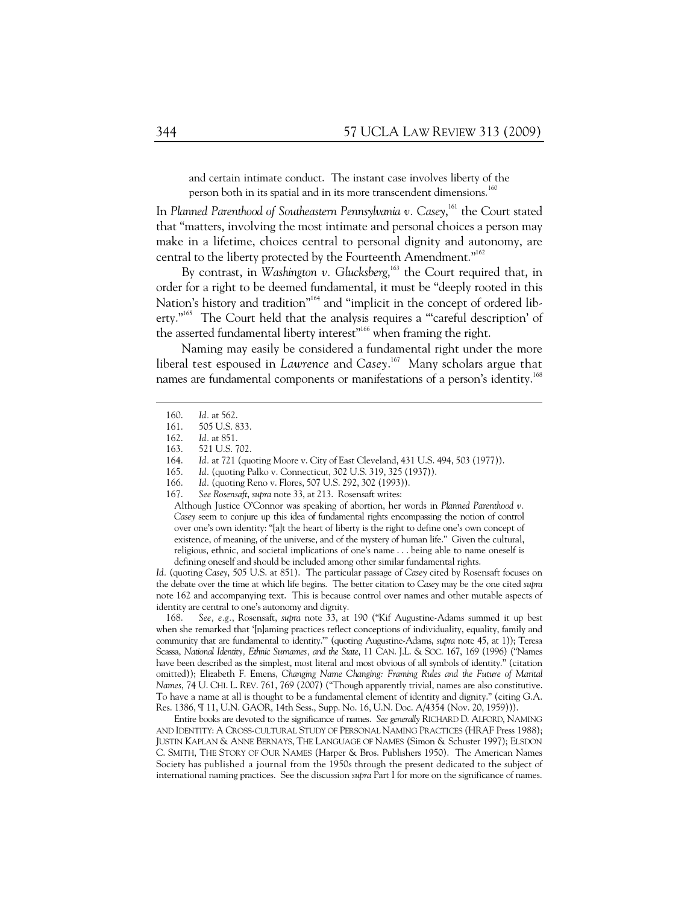> and certain intimate conduct. The instant case involves liberty of the person both in its spatial and in its more transcendent dimensions.[160]

In *Planned Parenthood of Southeastern Pennsylvania v. Casey*,[161] the Court stated that "matters, involving the most intimate and personal choices a person may make in a lifetime, choices central to personal dignity and autonomy, are central to the liberty protected by the Fourteenth Amendment."[162]

By contrast, in *Washington v. Glucksberg*,[163] the Court required that, in order for a right to be deemed fundamental, it must be "deeply rooted in this Nation's history and tradition"[164] and "implicit in the concept of ordered liberty."[165] The Court held that the analysis requires a "'careful description' of the asserted fundamental liberty interest"[166] when framing the right.

Naming may easily be considered a fundamental right under the more liberal test espoused in *Lawrence* and *Casey*.[167] Many scholars argue that names are fundamental components or manifestations of a person's identity.[168]

---

160. *Id.* at 562.

161. 505 U.S. 833.

162. *Id.* at 851.

163. 521 U.S. 702.

164. *Id.* at 721 (quoting Moore v. City of East Cleveland, 431 U.S. 494, 503 (1977)).

165. *Id.* (quoting Palko v. Connecticut, 302 U.S. 319, 325 (1937)).

166. *Id.* (quoting Reno v. Flores, 507 U.S. 292, 302 (1993)).

167. *See Rosensaft*, *supra* note 33, at 213. Rosensaft writes:

> Although Justice O'Connor was speaking of abortion, her words in *Planned Parenthood v. Casey* seem to conjure up this idea of fundamental rights encompassing the notion of control over one's own identity: "[a]t the heart of liberty is the right to define one's own concept of existence, of meaning, of the universe, and of the mystery of human life." Given the cultural, religious, ethnic, and societal implications of one's name . . . being able to name oneself is defining oneself and should be included among other similar fundamental rights.

*Id.* (quoting *Casey*, 505 U.S. at 851). The particular passage of *Casey* cited by Rosensaft focuses on the debate over the time at which life begins. The better citation to *Casey* may be the one cited *supra* note 162 and accompanying text. This is because control over names and other mutable aspects of identity are central to one's autonomy and dignity.

168. *See, e.g.*, Rosensaft, *supra* note 33, at 190 ("Kif Augustine-Adams summed it up best when she remarked that '[n]aming practices reflect conceptions of individuality, equality, family and community that are fundamental to identity.'" (quoting Augustine-Adams, *supra* note 45, at 1)); Teresa Scassa, *National Identity, Ethnic Surnames, and the State*, 11 CAN. J.L. & SOC. 167, 169 (1996) ("Names have been described as the simplest, most literal and most obvious of all symbols of identity." (citation omitted)); Elizabeth F. Emens, *Changing Name Changing: Framing Rules and the Future of Marital Names*, 74 U. CHI. L. REV. 761, 769 (2007) ("Though apparently trivial, names are also constitutive. To have a name at all is thought to be a fundamental element of identity and dignity." (citing G.A. Res. 1386, ¶ 11, U.N. GAOR, 14th Sess., Supp. No. 16, U.N. Doc. A/4354 (Nov. 20, 1959))).

Entire books are devoted to the significance of names. *See generally* RICHARD D. ALFORD, NAMING AND IDENTITY: A CROSS-CULTURAL STUDY OF PERSONAL NAMING PRACTICES (HRAF Press 1988); JUSTIN KAPLAN & ANNE BERNAYS, THE LANGUAGE OF NAMES (Simon & Schuster 1997); ELSDON C. SMITH, THE STORY OF OUR NAMES (Harper & Bros. Publishers 1950). The American Names Society has published a journal from the 1950s through the present dedicated to the subject of international naming practices. See the discussion *supra* Part I for more on the significance of names.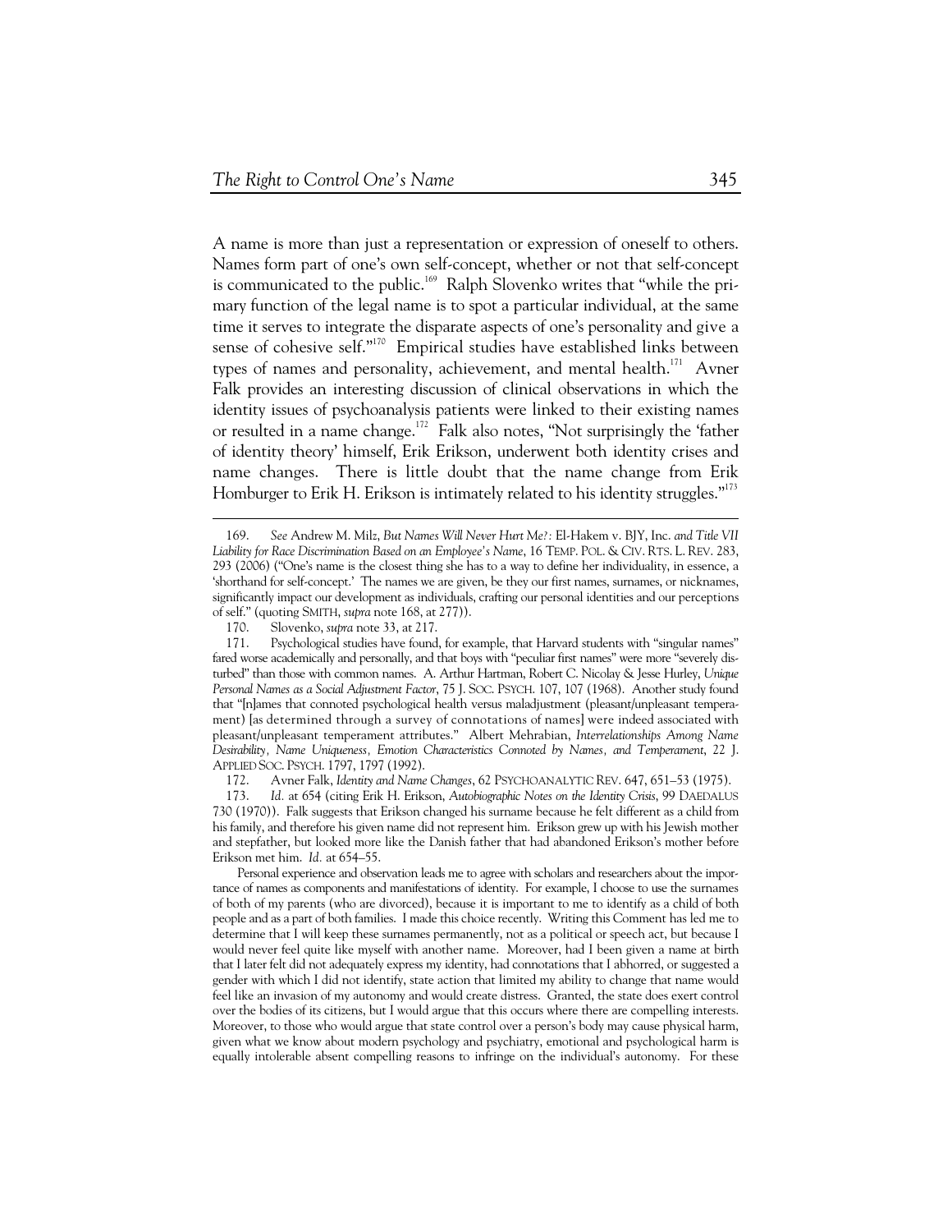A name is more than just a representation or expression of oneself to others. Names form part of one's own self-concept, whether or not that self-concept is communicated to the public.[169] Ralph Slovenko writes that "while the primary function of the legal name is to spot a particular individual, at the same time it serves to integrate the disparate aspects of one's personality and give a sense of cohesive self."[170] Empirical studies have established links between types of names and personality, achievement, and mental health.[171] Avner Falk provides an interesting discussion of clinical observations in which the identity issues of psychoanalysis patients were linked to their existing names or resulted in a name change.[172] Falk also notes, "Not surprisingly the 'father of identity theory' himself, Erik Erikson, underwent both identity crises and name changes. There is little doubt that the name change from Erik Homburger to Erik H. Erikson is intimately related to his identity struggles."[173]

---

169. *See* Andrew M. Milz, *But Names Will Never Hurt Me?:* El-Hakem v. BJY, Inc. *and Title VII Liability for Race Discrimination Based on an Employee's Name*, 16 TEMP. POL. & CIV. RTS. L. REV. 283, 293 (2006) ("One's name is the closest thing she has to a way to define her individuality, in essence, a 'shorthand for self-concept.' The names we are given, be they our first names, surnames, or nicknames, significantly impact our development as individuals, crafting our personal identities and our perceptions of self." (quoting SMITH, *supra* note 168, at 277)).

170. Slovenko, *supra* note 33, at 217.

171. Psychological studies have found, for example, that Harvard students with "singular names" fared worse academically and personally, and that boys with "peculiar first names" were more "severely disturbed" than those with common names. A. Arthur Hartman, Robert C. Nicolay & Jesse Hurley, *Unique Personal Names as a Social Adjustment Factor*, 75 J. SOC. PSYCH. 107, 107 (1968). Another study found that "[n]ames that connoted psychological health versus maladjustment (pleasant/unpleasant temperament) [as determined through a survey of connotations of names] were indeed associated with pleasant/unpleasant temperament attributes." Albert Mehrabian, *Interrelationships Among Name Desirability, Name Uniqueness, Emotion Characteristics Connoted by Names, and Temperament*, 22 J. APPLIED SOC. PSYCH. 1797, 1797 (1992).

172. Avner Falk, *Identity and Name Changes*, 62 PSYCHOANALYTIC REV. 647, 651–53 (1975).

173. *Id.* at 654 (citing Erik H. Erikson, *Autobiographic Notes on the Identity Crisis*, 99 DAEDALUS 730 (1970)). Falk suggests that Erikson changed his surname because he felt different as a child from his family, and therefore his given name did not represent him. Erikson grew up with his Jewish mother and stepfather, but looked more like the Danish father that had abandoned Erikson's mother before Erikson met him. *Id.* at 654–55.

Personal experience and observation leads me to agree with scholars and researchers about the importance of names as components and manifestations of identity. For example, I choose to use the surnames of both of my parents (who are divorced), because it is important to me to identify as a child of both people and as a part of both families. I made this choice recently. Writing this Comment has led me to determine that I will keep these surnames permanently, not as a political or speech act, but because I would never feel quite like myself with another name. Moreover, had I been given a name at birth that I later felt did not adequately express my identity, had connotations that I abhorred, or suggested a gender with which I did not identify, state action that limited my ability to change that name would feel like an invasion of my autonomy and would create distress. Granted, the state does exert control over the bodies of its citizens, but I would argue that this occurs where there are compelling interests. Moreover, to those who would argue that state control over a person's body may cause physical harm, given what we know about modern psychology and psychiatry, emotional and psychological harm is equally intolerable absent compelling reasons to infringe on the individual's autonomy. For these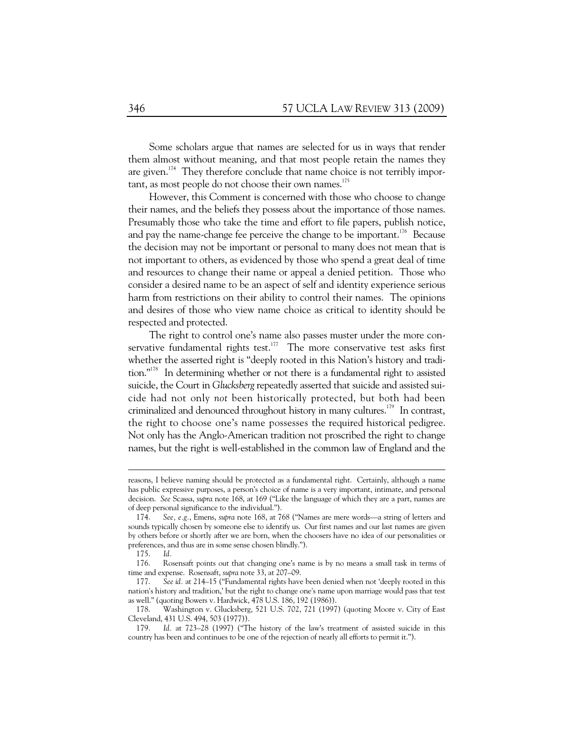Some scholars argue that names are selected for us in ways that render them almost without meaning, and that most people retain the names they are given.[174] They therefore conclude that name choice is not terribly important, as most people do not choose their own names.[175]

However, this Comment is concerned with those who choose to change their names, and the beliefs they possess about the importance of those names. Presumably those who take the time and effort to file papers, publish notice, and pay the name-change fee perceive the change to be important.[176] Because the decision may not be important or personal to many does not mean that is not important to others, as evidenced by those who spend a great deal of time and resources to change their name or appeal a denied petition. Those who consider a desired name to be an aspect of self and identity experience serious harm from restrictions on their ability to control their names. The opinions and desires of those who view name choice as critical to identity should be respected and protected.

The right to control one's name also passes muster under the more conservative fundamental rights test.[177] The more conservative test asks first whether the asserted right is "deeply rooted in this Nation's history and tradition."[178] In determining whether or not there is a fundamental right to assisted suicide, the Court in *Glucksberg* repeatedly asserted that suicide and assisted suicide had not only *not* been historically protected, but both had been criminalized and denounced throughout history in many cultures.[179] In contrast, the right to choose one's name possesses the required historical pedigree. Not only has the Anglo-American tradition not proscribed the right to change names, but the right is well-established in the common law of England and the

---

reasons, I believe naming should be protected as a fundamental right. Certainly, although a name has public expressive purposes, a person's choice of name is a very important, intimate, and personal decision. *See* Scassa, *supra* note 168, at 169 ("Like the language of which they are a part, names are of deep personal significance to the individual.").

174. *See, e.g.*, Emens, *supra* note 168, at 768 ("Names are mere words—a string of letters and sounds typically chosen by someone else to identify us. Our first names and our last names are given by others before or shortly after we are born, when the choosers have no idea of our personalities or preferences, and thus are in some sense chosen blindly.").

175. *Id.*

176. Rosensaft points out that changing one's name is by no means a small task in terms of time and expense. Rosensaft, *supra* note 33, at 207–09.

177. *See id.* at 214–15 ("Fundamental rights have been denied when not 'deeply rooted in this nation's history and tradition,' but the right to change one's name upon marriage would pass that test as well." (quoting Bowers v. Hardwick, 478 U.S. 186, 192 (1986)).

178. Washington v. Glucksberg, 521 U.S. 702, 721 (1997) (quoting Moore v. City of East Cleveland, 431 U.S. 494, 503 (1977)).

179. *Id.* at 723–28 (1997) ("The history of the law's treatment of assisted suicide in this country has been and continues to be one of the rejection of nearly all efforts to permit it.").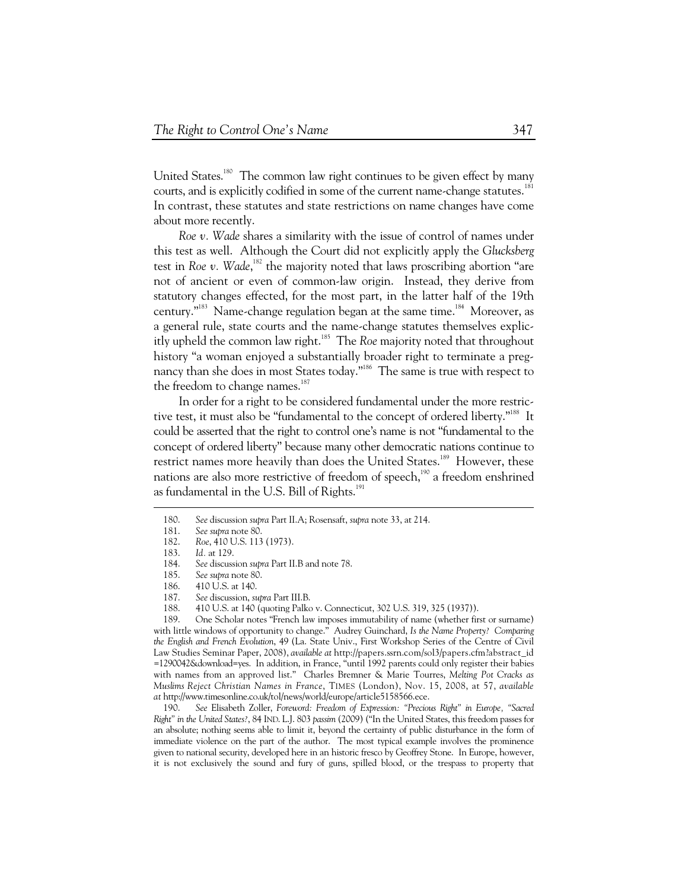United States.[180] The common law right continues to be given effect by many courts, and is explicitly codified in some of the current name-change statutes.[181] In contrast, these statutes and state restrictions on name changes have come about more recently.

*Roe v. Wade* shares a similarity with the issue of control of names under this test as well. Although the Court did not explicitly apply the *Glucksberg* test in *Roe v. Wade*,[182] the majority noted that laws proscribing abortion "are not of ancient or even of common-law origin. Instead, they derive from statutory changes effected, for the most part, in the latter half of the 19th century."[183] Name-change regulation began at the same time.[184] Moreover, as a general rule, state courts and the name-change statutes themselves explicitly upheld the common law right.[185] The *Roe* majority noted that throughout history "a woman enjoyed a substantially broader right to terminate a pregnancy than she does in most States today."[186] The same is true with respect to the freedom to change names.[187]

In order for a right to be considered fundamental under the more restrictive test, it must also be "fundamental to the concept of ordered liberty."[188] It could be asserted that the right to control one's name is not "fundamental to the concept of ordered liberty" because many other democratic nations continue to restrict names more heavily than does the United States.[189] However, these nations are also more restrictive of freedom of speech,[190] a freedom enshrined as fundamental in the U.S. Bill of Rights.[191]

---

180. *See* discussion *supra* Part II.A; Rosensaft, *supra* note 33, at 214.

181. *See supra* note 80.

182. *Roe*, 410 U.S. 113 (1973).

183. *Id.* at 129.

184. *See* discussion *supra* Part II.B and note 78.

185. *See supra* note 80.

186. 410 U.S. at 140.

187. *See* discussion, *supra* Part III.B.

188. 410 U.S. at 140 (quoting Palko v. Connecticut, 302 U.S. 319, 325 (1937)).

189. One Scholar notes "French law imposes immutability of name (whether first or surname) with little windows of opportunity to change." Audrey Guinchard, *Is the Name Property? Comparing the English and French Evolution*, 49 (La. State Univ., First Workshop Series of the Centre of Civil Law Studies Seminar Paper, 2008), *available at* http://papers.ssrn.com/sol3/papers.cfm?abstract_id=1290042&download=yes. In addition, in France, "until 1992 parents could only register their babies with names from an approved list." Charles Bremner & Marie Tourres, *Melting Pot Cracks as Muslims Reject Christian Names in France*, TIMES (London), Nov. 15, 2008, at 57, *available at* http://www.timesonline.co.uk/tol/news/world/europe/article5158566.ece.

190. *See* Elisabeth Zoller, *Foreword: Freedom of Expression: "Precious Right" in Europe, "Sacred Right" in the United States?*, 84 IND. L.J. 803 *passim* (2009) ("In the United States, this freedom passes for an absolute; nothing seems able to limit it, beyond the certainty of public disturbance in the form of immediate violence on the part of the author. The most typical example involves the prominence given to national security, developed here in an historic fresco by Geoffrey Stone. In Europe, however, it is not exclusively the sound and fury of guns, spilled blood, or the trespass to property that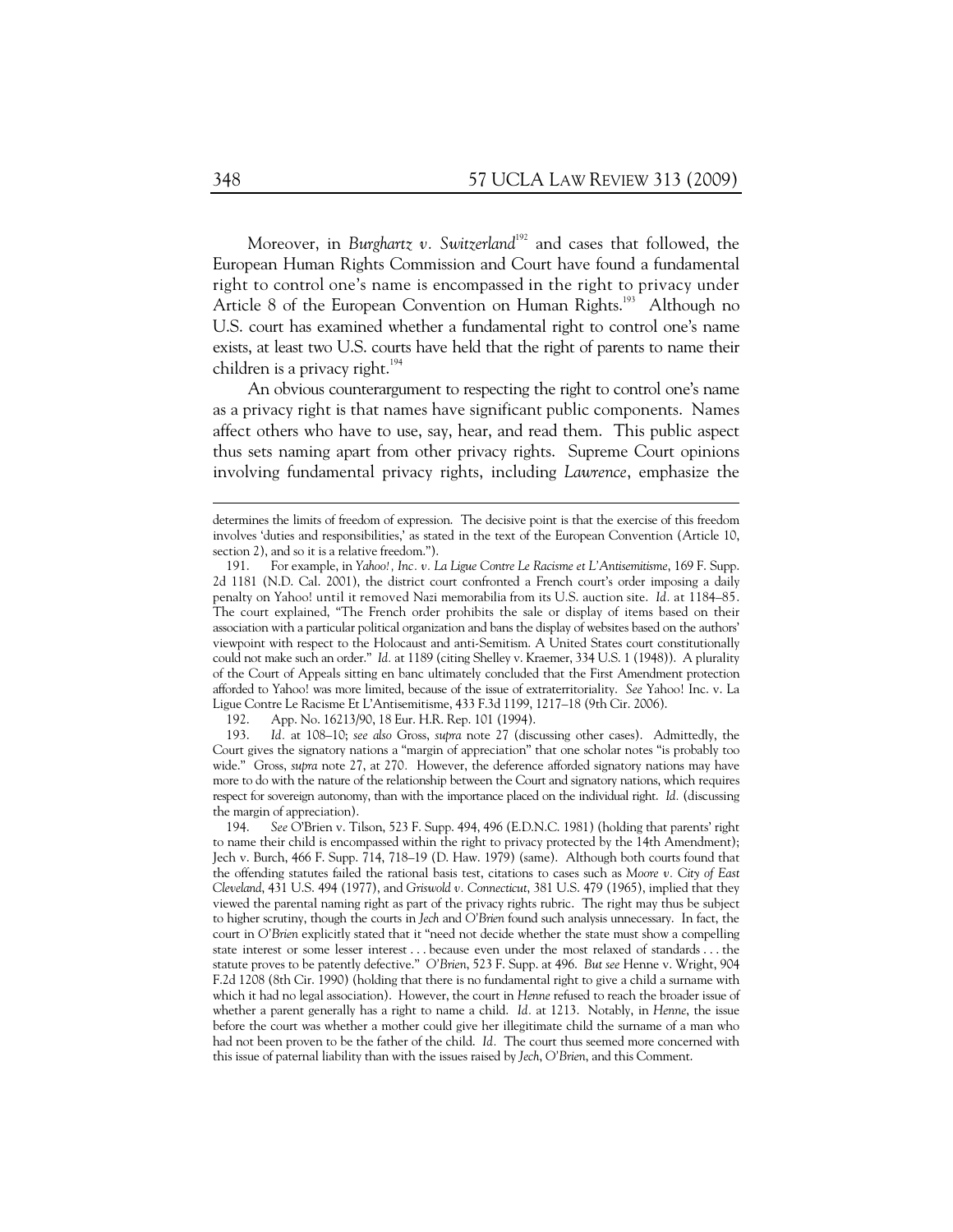Moreover, in *Burghartz v. Switzerland*[192] and cases that followed, the European Human Rights Commission and Court have found a fundamental right to control one's name is encompassed in the right to privacy under Article 8 of the European Convention on Human Rights.[193] Although no U.S. court has examined whether a fundamental right to control one's name exists, at least two U.S. courts have held that the right of parents to name their children is a privacy right.[194]

An obvious counterargument to respecting the right to control one's name as a privacy right is that names have significant public components. Names affect others who have to use, say, hear, and read them. This public aspect thus sets naming apart from other privacy rights. Supreme Court opinions involving fundamental privacy rights, including *Lawrence*, emphasize the

---

determines the limits of freedom of expression. The decisive point is that the exercise of this freedom involves 'duties and responsibilities,' as stated in the text of the European Convention (Article 10, section 2), and so it is a relative freedom.").

191. For example, in *Yahoo!, Inc. v. La Ligue Contre Le Racisme et L'Antisemitisme*, 169 F. Supp. 2d 1181 (N.D. Cal. 2001), the district court confronted a French court's order imposing a daily penalty on Yahoo! until it removed Nazi memorabilia from its U.S. auction site. *Id.* at 1184–85. The court explained, "The French order prohibits the sale or display of items based on their association with a particular political organization and bans the display of websites based on the authors' viewpoint with respect to the Holocaust and anti-Semitism. A United States court constitutionally could not make such an order." *Id.* at 1189 (citing Shelley v. Kraemer, 334 U.S. 1 (1948)). A plurality of the Court of Appeals sitting en banc ultimately concluded that the First Amendment protection afforded to Yahoo! was more limited, because of the issue of extraterritoriality. *See* Yahoo! Inc. v. La Ligue Contre Le Racisme Et L'Antisemitisme, 433 F.3d 1199, 1217–18 (9th Cir. 2006).

192. App. No. 16213/90, 18 Eur. H.R. Rep. 101 (1994).

193. *Id.* at 108–10; *see also* Gross, *supra* note 27 (discussing other cases). Admittedly, the Court gives the signatory nations a "margin of appreciation" that one scholar notes "is probably too wide." Gross, *supra* note 27, at 270. However, the deference afforded signatory nations may have more to do with the nature of the relationship between the Court and signatory nations, which requires respect for sovereign autonomy, than with the importance placed on the individual right. *Id.* (discussing the margin of appreciation).

194. *See* O'Brien v. Tilson, 523 F. Supp. 494, 496 (E.D.N.C. 1981) (holding that parents' right to name their child is encompassed within the right to privacy protected by the 14th Amendment); Jech v. Burch, 466 F. Supp. 714, 718–19 (D. Haw. 1979) (same). Although both courts found that the offending statutes failed the rational basis test, citations to cases such as *Moore v. City of East Cleveland*, 431 U.S. 494 (1977), and *Griswold v. Connecticut*, 381 U.S. 479 (1965), implied that they viewed the parental naming right as part of the privacy rights rubric. The right may thus be subject to higher scrutiny, though the courts in *Jech* and *O'Brien* found such analysis unnecessary. In fact, the court in *O'Brien* explicitly stated that it "need not decide whether the state must show a compelling state interest or some lesser interest . . . because even under the most relaxed of standards . . . the statute proves to be patently defective." *O'Brien*, 523 F. Supp. at 496. *But see* Henne v. Wright, 904 F.2d 1208 (8th Cir. 1990) (holding that there is no fundamental right to give a child a surname with which it had no legal association). However, the court in *Henne* refused to reach the broader issue of whether a parent generally has a right to name a child. *Id.* at 1213. Notably, in *Henne*, the issue before the court was whether a mother could give her illegitimate child the surname of a man who had not been proven to be the father of the child. *Id.* The court thus seemed more concerned with this issue of paternal liability than with the issues raised by *Jech*, *O'Brien*, and this Comment.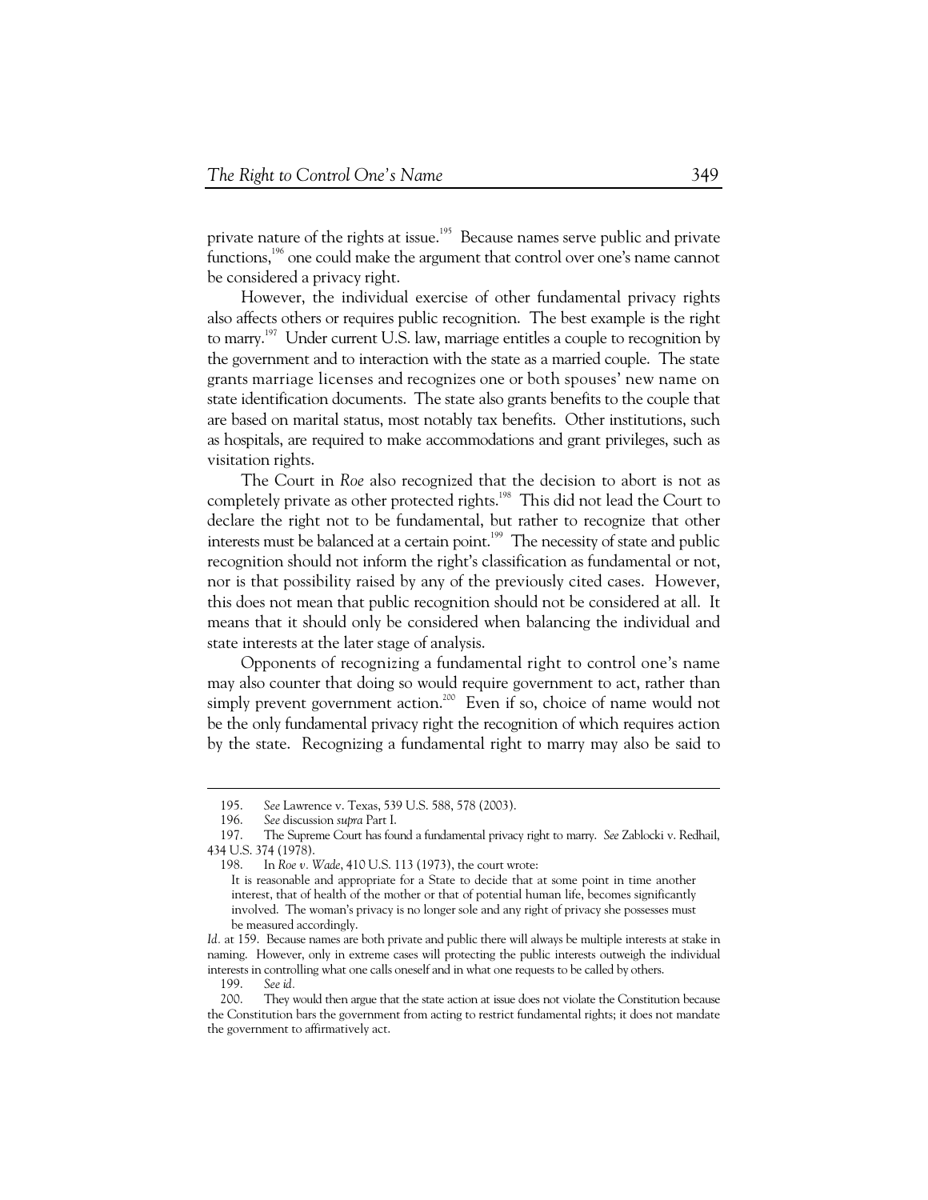private nature of the rights at issue.[195] Because names serve public and private functions,[196] one could make the argument that control over one's name cannot be considered a privacy right.

However, the individual exercise of other fundamental privacy rights also affects others or requires public recognition. The best example is the right to marry.[197] Under current U.S. law, marriage entitles a couple to recognition by the government and to interaction with the state as a married couple. The state grants marriage licenses and recognizes one or both spouses' new name on state identification documents. The state also grants benefits to the couple that are based on marital status, most notably tax benefits. Other institutions, such as hospitals, are required to make accommodations and grant privileges, such as visitation rights.

The Court in *Roe* also recognized that the decision to abort is not as completely private as other protected rights.[198] This did not lead the Court to declare the right not to be fundamental, but rather to recognize that other interests must be balanced at a certain point.[199] The necessity of state and public recognition should not inform the right's classification as fundamental or not, nor is that possibility raised by any of the previously cited cases. However, this does not mean that public recognition should not be considered at all. It means that it should only be considered when balancing the individual and state interests at the later stage of analysis.

Opponents of recognizing a fundamental right to control one's name may also counter that doing so would require government to act, rather than simply prevent government action.[200] Even if so, choice of name would not be the only fundamental privacy right the recognition of which requires action by the state. Recognizing a fundamental right to marry may also be said to

---

195. *See* Lawrence v. Texas, 539 U.S. 588, 578 (2003).

196. *See* discussion *supra* Part I.

197. The Supreme Court has found a fundamental privacy right to marry. *See* Zablocki v. Redhail, 434 U.S. 374 (1978).

198. In *Roe v. Wade*, 410 U.S. 113 (1973), the court wrote:

> It is reasonable and appropriate for a State to decide that at some point in time another interest, that of health of the mother or that of potential human life, becomes significantly involved. The woman's privacy is no longer sole and any right of privacy she possesses must be measured accordingly.

*Id.* at 159. Because names are both private and public there will always be multiple interests at stake in naming. However, only in extreme cases will protecting the public interests outweigh the individual interests in controlling what one calls oneself and in what one requests to be called by others.

199. *See id.*

200. They would then argue that the state action at issue does not violate the Constitution because the Constitution bars the government from acting to restrict fundamental rights; it does not mandate the government to affirmatively act.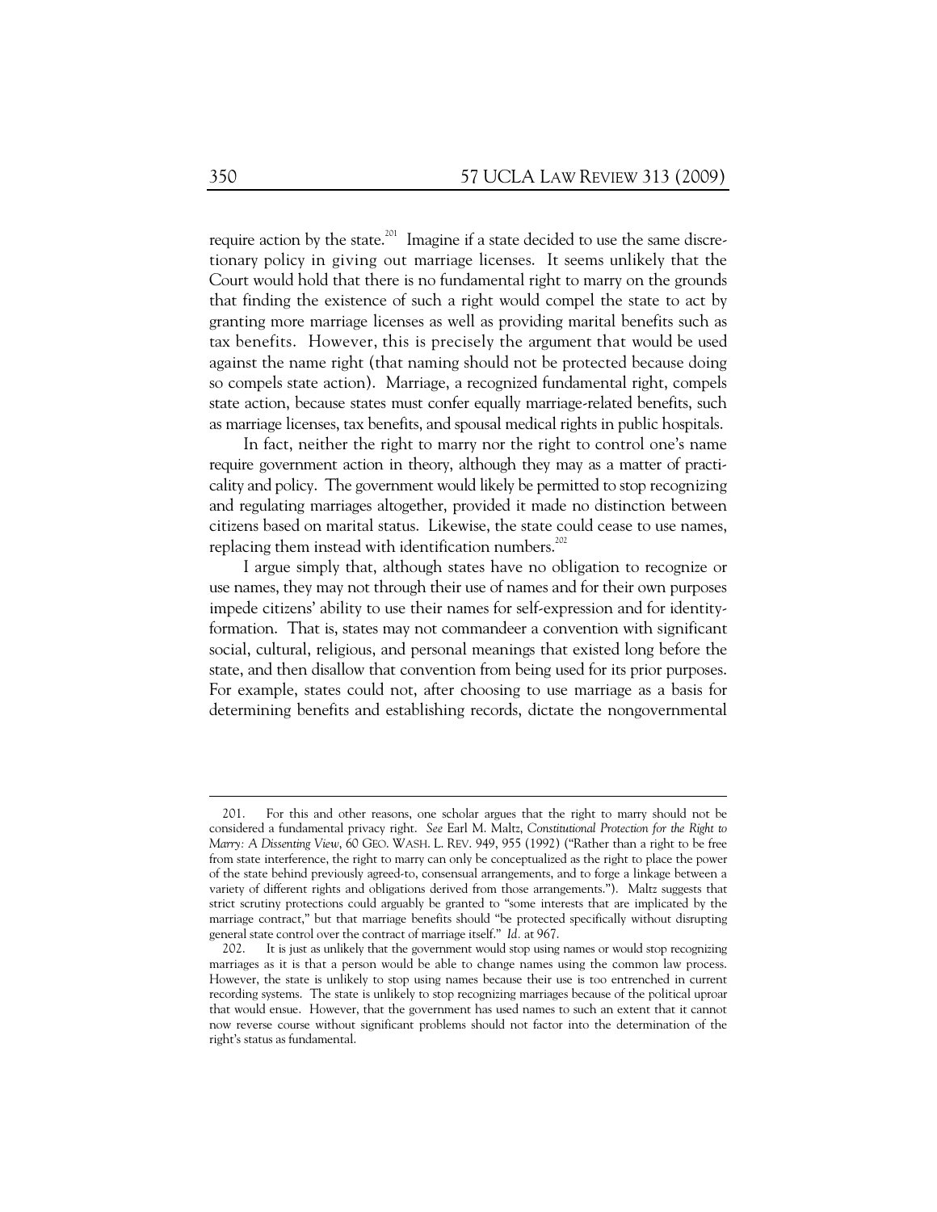require action by the state.[201] Imagine if a state decided to use the same discretionary policy in giving out marriage licenses. It seems unlikely that the Court would hold that there is no fundamental right to marry on the grounds that finding the existence of such a right would compel the state to act by granting more marriage licenses as well as providing marital benefits such as tax benefits. However, this is precisely the argument that would be used against the name right (that naming should not be protected because doing so compels state action). Marriage, a recognized fundamental right, compels state action, because states must confer equally marriage-related benefits, such as marriage licenses, tax benefits, and spousal medical rights in public hospitals.

In fact, neither the right to marry nor the right to control one's name require government action in theory, although they may as a matter of practicality and policy. The government would likely be permitted to stop recognizing and regulating marriages altogether, provided it made no distinction between citizens based on marital status. Likewise, the state could cease to use names, replacing them instead with identification numbers.[202]

I argue simply that, although states have no obligation to recognize or use names, they may not through their use of names and for their own purposes impede citizens' ability to use their names for self-expression and for identity-formation. That is, states may not commandeer a convention with significant social, cultural, religious, and personal meanings that existed long before the state, and then disallow that convention from being used for its prior purposes. For example, states could not, after choosing to use marriage as a basis for determining benefits and establishing records, dictate the nongovernmental

---

201. For this and other reasons, one scholar argues that the right to marry should not be considered a fundamental privacy right. *See* Earl M. Maltz, *Constitutional Protection for the Right to Marry: A Dissenting View*, 60 GEO. WASH. L. REV. 949, 955 (1992) ("Rather than a right to be free from state interference, the right to marry can only be conceptualized as the right to place the power of the state behind previously agreed-to, consensual arrangements, and to forge a linkage between a variety of different rights and obligations derived from those arrangements."). Maltz suggests that strict scrutiny protections could arguably be granted to "some interests that are implicated by the marriage contract," but that marriage benefits should "be protected specifically without disrupting general state control over the contract of marriage itself." *Id.* at 967.

202. It is just as unlikely that the government would stop using names or would stop recognizing marriages as it is that a person would be able to change names using the common law process. However, the state is unlikely to stop using names because their use is too entrenched in current recording systems. The state is unlikely to stop recognizing marriages because of the political uproar that would ensue. However, that the government has used names to such an extent that it cannot now reverse course without significant problems should not factor into the determination of the right's status as fundamental.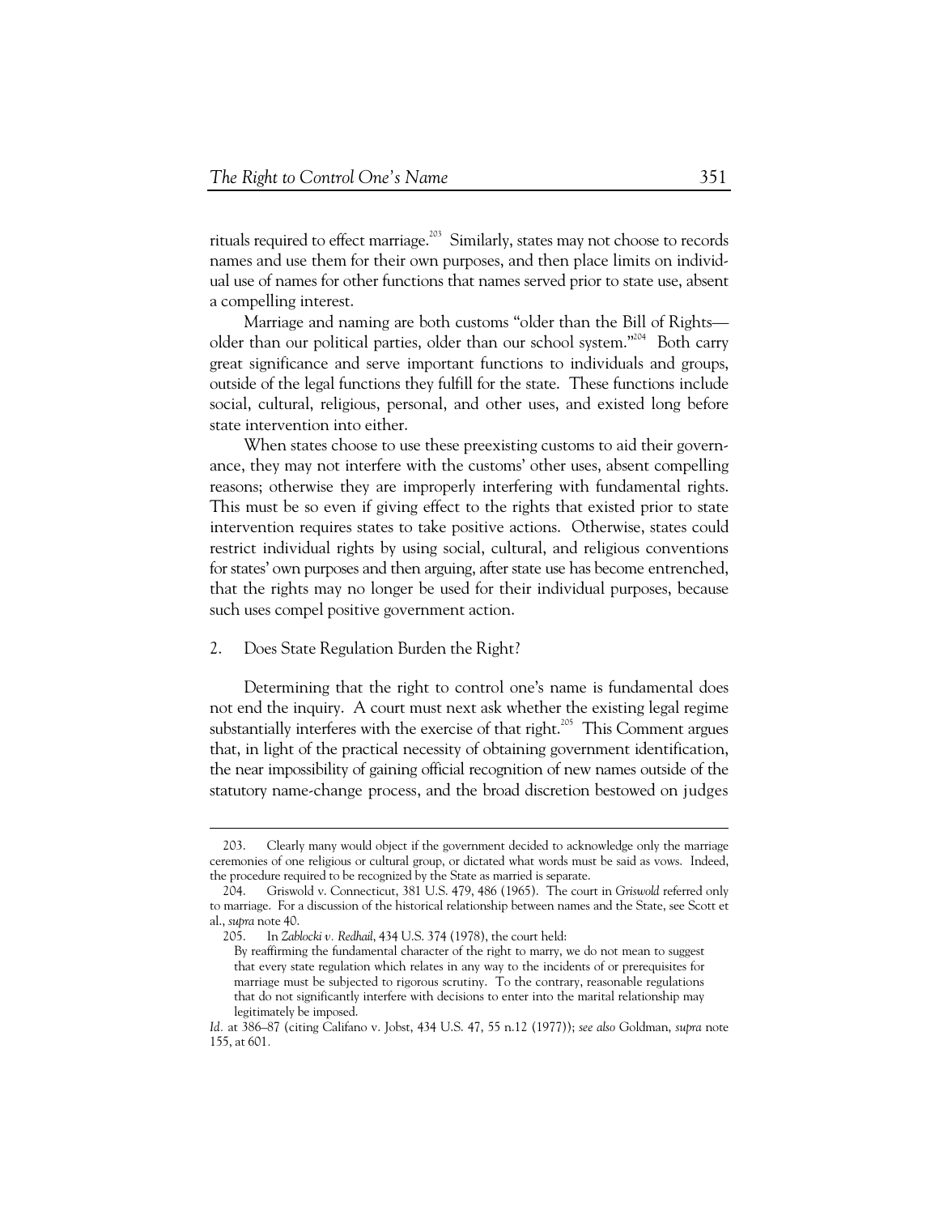rituals required to effect marriage.[203] Similarly, states may not choose to records names and use them for their own purposes, and then place limits on individual use of names for other functions that names served prior to state use, absent a compelling interest.

Marriage and naming are both customs "older than the Bill of Rights—older than our political parties, older than our school system."[204] Both carry great significance and serve important functions to individuals and groups, outside of the legal functions they fulfill for the state. These functions include social, cultural, religious, personal, and other uses, and existed long before state intervention into either.

When states choose to use these preexisting customs to aid their governance, they may not interfere with the customs' other uses, absent compelling reasons; otherwise they are improperly interfering with fundamental rights. This must be so even if giving effect to the rights that existed prior to state intervention requires states to take positive actions. Otherwise, states could restrict individual rights by using social, cultural, and religious conventions for states' own purposes and then arguing, after state use has become entrenched, that the rights may no longer be used for their individual purposes, because such uses compel positive government action.

### 2. Does State Regulation Burden the Right?

Determining that the right to control one's name is fundamental does not end the inquiry. A court must next ask whether the existing legal regime substantially interferes with the exercise of that right.[205] This Comment argues that, in light of the practical necessity of obtaining government identification, the near impossibility of gaining official recognition of new names outside of the statutory name-change process, and the broad discretion bestowed on judges

---

203. Clearly many would object if the government decided to acknowledge only the marriage ceremonies of one religious or cultural group, or dictated what words must be said as vows. Indeed, the procedure required to be recognized by the State as married is separate.

204. Griswold v. Connecticut, 381 U.S. 479, 486 (1965). The court in *Griswold* referred only to marriage. For a discussion of the historical relationship between names and the State, see Scott et al., *supra* note 40.

205. In *Zablocki v. Redhail*, 434 U.S. 374 (1978), the court held:

> By reaffirming the fundamental character of the right to marry, we do not mean to suggest that every state regulation which relates in any way to the incidents of or prerequisites for marriage must be subjected to rigorous scrutiny. To the contrary, reasonable regulations that do not significantly interfere with decisions to enter into the marital relationship may legitimately be imposed.

*Id.* at 386–87 (citing Califano v. Jobst, 434 U.S. 47, 55 n.12 (1977)); *see also* Goldman, *supra* note 155, at 601.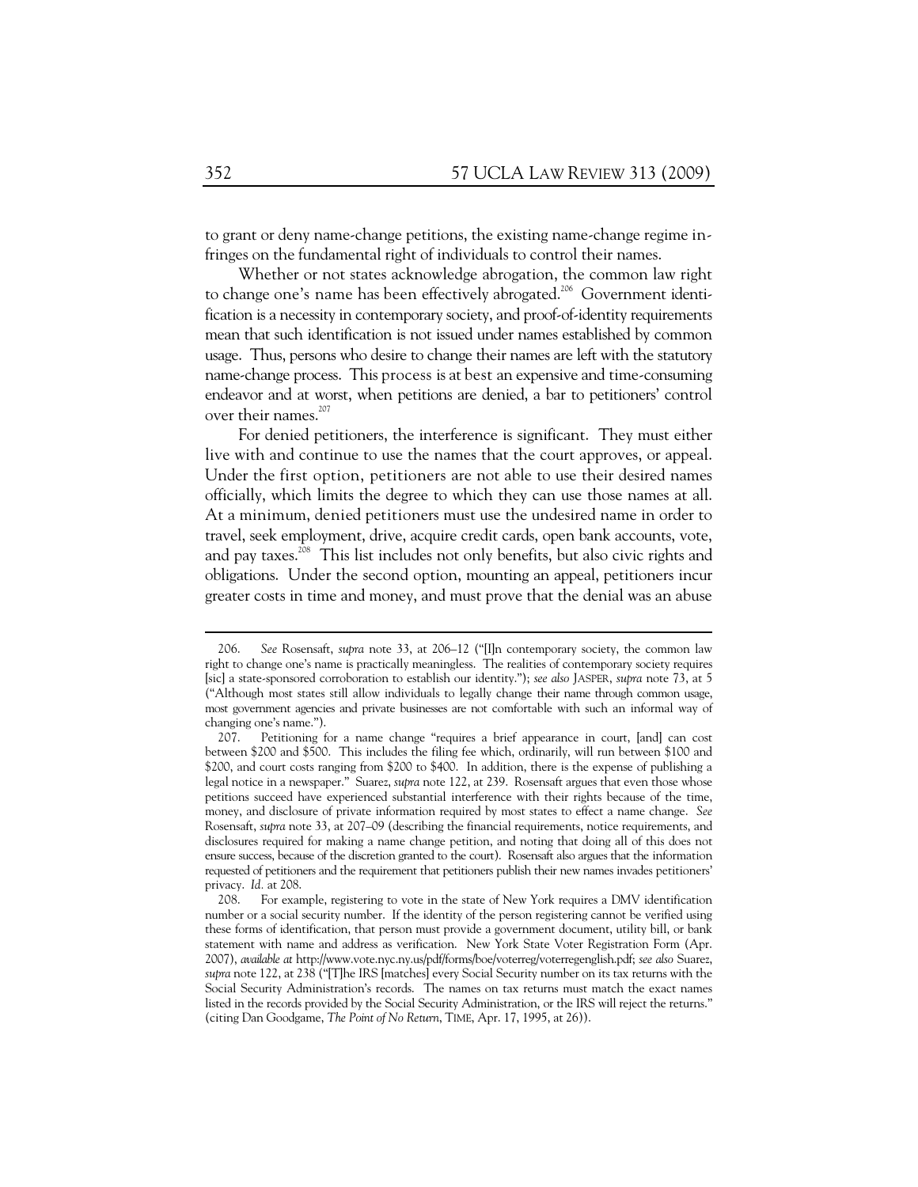to grant or deny name-change petitions, the existing name-change regime infringes on the fundamental right of individuals to control their names.

Whether or not states acknowledge abrogation, the common law right to change one's name has been effectively abrogated.[206] Government identification is a necessity in contemporary society, and proof-of-identity requirements mean that such identification is not issued under names established by common usage. Thus, persons who desire to change their names are left with the statutory name-change process. This process is at best an expensive and time-consuming endeavor and at worst, when petitions are denied, a bar to petitioners' control over their names.[207]

For denied petitioners, the interference is significant. They must either live with and continue to use the names that the court approves, or appeal. Under the first option, petitioners are not able to use their desired names officially, which limits the degree to which they can use those names at all. At a minimum, denied petitioners must use the undesired name in order to travel, seek employment, drive, acquire credit cards, open bank accounts, vote, and pay taxes.[208] This list includes not only benefits, but also civic rights and obligations. Under the second option, mounting an appeal, petitioners incur greater costs in time and money, and must prove that the denial was an abuse

---

206. *See* Rosensaft, *supra* note 33, at 206–12 ("[I]n contemporary society, the common law right to change one's name is practically meaningless. The realities of contemporary society requires [sic] a state-sponsored corroboration to establish our identity."); *see also* JASPER, *supra* note 73, at 5 ("Although most states still allow individuals to legally change their name through common usage, most government agencies and private businesses are not comfortable with such an informal way of changing one's name.").

207. Petitioning for a name change "requires a brief appearance in court, [and] can cost between $200 and $500. This includes the filing fee which, ordinarily, will run between $100 and $200, and court costs ranging from $200 to $400. In addition, there is the expense of publishing a legal notice in a newspaper." Suarez, *supra* note 122, at 239. Rosensaft argues that even those whose petitions succeed have experienced substantial interference with their rights because of the time, money, and disclosure of private information required by most states to effect a name change. *See* Rosensaft, *supra* note 33, at 207–09 (describing the financial requirements, notice requirements, and disclosures required for making a name change petition, and noting that doing all of this does not ensure success, because of the discretion granted to the court). Rosensaft also argues that the information requested of petitioners and the requirement that petitioners publish their new names invades petitioners' privacy. *Id.* at 208.

208. For example, registering to vote in the state of New York requires a DMV identification number or a social security number. If the identity of the person registering cannot be verified using these forms of identification, that person must provide a government document, utility bill, or bank statement with name and address as verification. New York State Voter Registration Form (Apr. 2007), *available at* http://www.vote.nyc.ny.us/pdf/forms/boe/voterreg/voterregenglish.pdf; *see also* Suarez, *supra* note 122, at 238 ("[T]he IRS [matches] every Social Security number on its tax returns with the Social Security Administration's records. The names on tax returns must match the exact names listed in the records provided by the Social Security Administration, or the IRS will reject the returns." (citing Dan Goodgame, *The Point of No Return*, TIME, Apr. 17, 1995, at 26)).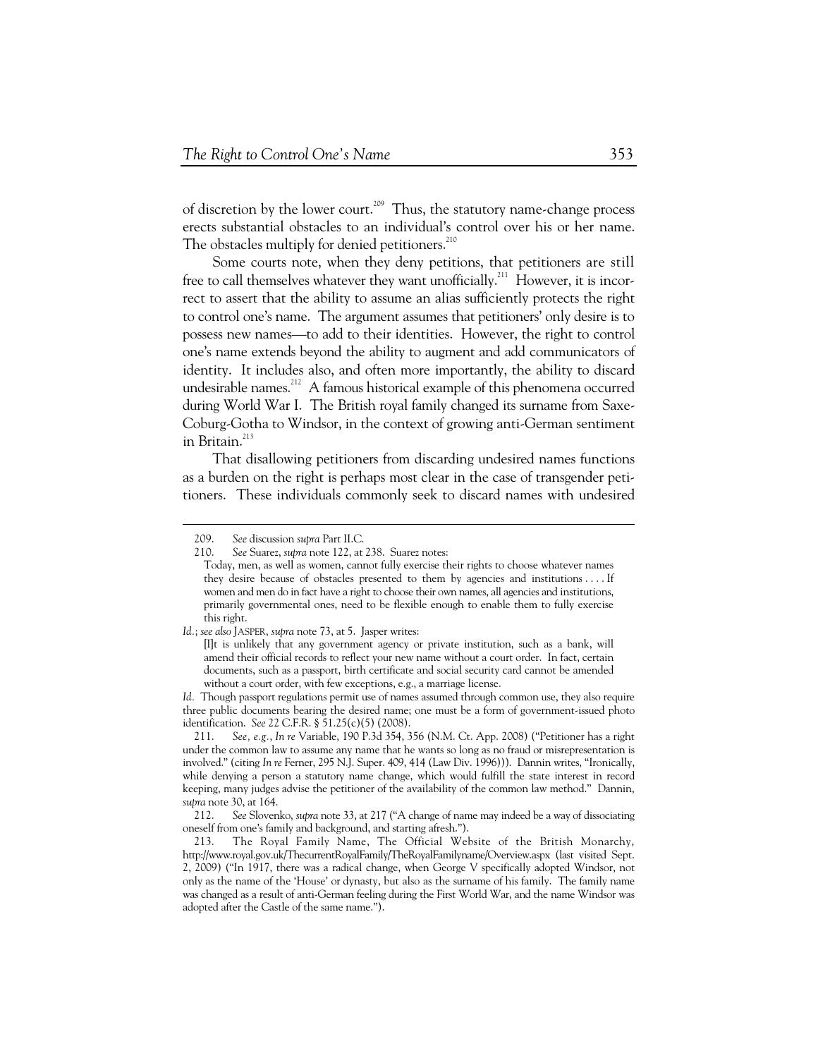of discretion by the lower court.[209] Thus, the statutory name-change process erects substantial obstacles to an individual's control over his or her name. The obstacles multiply for denied petitioners.[210]

Some courts note, when they deny petitions, that petitioners are still free to call themselves whatever they want unofficially.[211] However, it is incorrect to assert that the ability to assume an alias sufficiently protects the right to control one's name. The argument assumes that petitioners' only desire is to possess new names—to add to their identities. However, the right to control one's name extends beyond the ability to augment and add communicators of identity. It includes also, and often more importantly, the ability to discard undesirable names.[212] A famous historical example of this phenomena occurred during World War I. The British royal family changed its surname from Saxe-Coburg-Gotha to Windsor, in the context of growing anti-German sentiment in Britain.[213]

That disallowing petitioners from discarding undesired names functions as a burden on the right is perhaps most clear in the case of transgender petitioners. These individuals commonly seek to discard names with undesired

---

209. *See* discussion *supra* Part II.C.

210. *See* Suarez, *supra* note 122, at 238. Suarez notes:

> Today, men, as well as women, cannot fully exercise their rights to choose whatever names they desire because of obstacles presented to them by agencies and institutions . . . . If women and men do in fact have a right to choose their own names, all agencies and institutions, primarily governmental ones, need to be flexible enough to enable them to fully exercise this right.

*Id.*; *see also* JASPER, *supra* note 73, at 5. Jasper writes:

> [I]t is unlikely that any government agency or private institution, such as a bank, will amend their official records to reflect your new name without a court order. In fact, certain documents, such as a passport, birth certificate and social security card cannot be amended without a court order, with few exceptions, e.g., a marriage license.

*Id.* Though passport regulations permit use of names assumed through common use, they also require three public documents bearing the desired name; one must be a form of government-issued photo identification. *See* 22 C.F.R. § 51.25(c)(5) (2008).

211. *See, e.g.*, *In re* Variable, 190 P.3d 354, 356 (N.M. Ct. App. 2008) ("Petitioner has a right under the common law to assume any name that he wants so long as no fraud or misrepresentation is involved." (citing *In re* Ferner, 295 N.J. Super. 409, 414 (Law Div. 1996))). Dannin writes, "Ironically, while denying a person a statutory name change, which would fulfill the state interest in record keeping, many judges advise the petitioner of the availability of the common law method." Dannin, *supra* note 30, at 164.

212. *See* Slovenko, *supra* note 33, at 217 ("A change of name may indeed be a way of dissociating oneself from one's family and background, and starting afresh.").

213. The Royal Family Name, The Official Website of the British Monarchy, http://www.royal.gov.uk/ThecurrentRoyalFamily/TheRoyalFamilyname/Overview.aspx (last visited Sept. 2, 2009) ("In 1917, there was a radical change, when George V specifically adopted Windsor, not only as the name of the 'House' or dynasty, but also as the surname of his family. The family name was changed as a result of anti-German feeling during the First World War, and the name Windsor was adopted after the Castle of the same name.").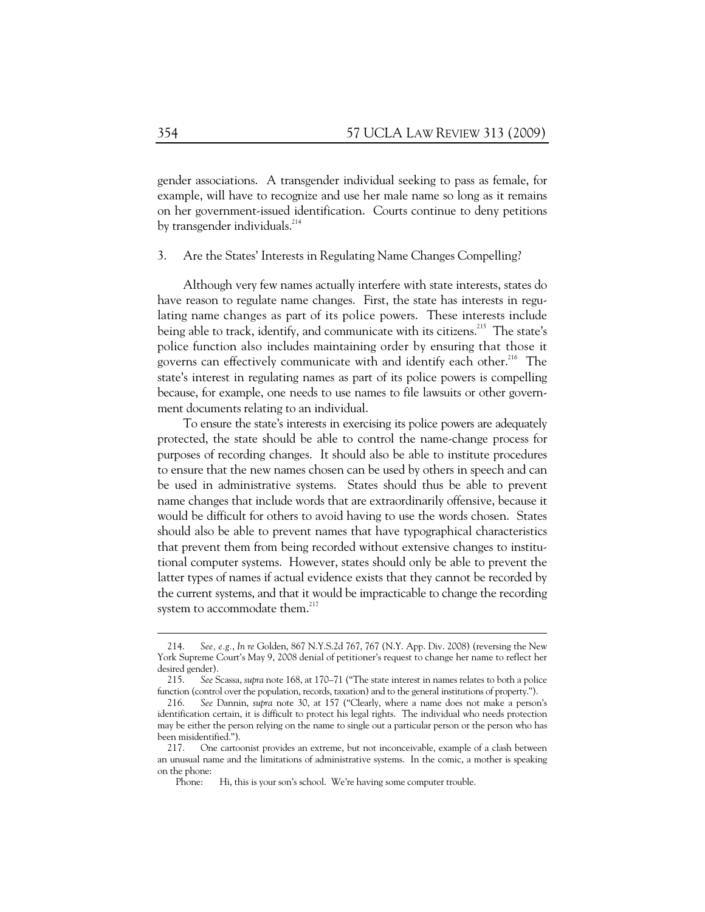gender associations. A transgender individual seeking to pass as female, for example, will have to recognize and use her male name so long as it remains on her government-issued identification. Courts continue to deny petitions by transgender individuals.[214]

### 3. Are the States' Interests in Regulating Name Changes Compelling?

Although very few names actually interfere with state interests, states do have reason to regulate name changes. First, the state has interests in regulating name changes as part of its police powers. These interests include being able to track, identify, and communicate with its citizens.[215] The state's police function also includes maintaining order by ensuring that those it governs can effectively communicate with and identify each other.[216] The state's interest in regulating names as part of its police powers is compelling because, for example, one needs to use names to file lawsuits or other government documents relating to an individual.

To ensure the state's interests in exercising its police powers are adequately protected, the state should be able to control the name-change process for purposes of recording changes. It should also be able to institute procedures to ensure that the new names chosen can be used by others in speech and can be used in administrative systems. States should thus be able to prevent name changes that include words that are extraordinarily offensive, because it would be difficult for others to avoid having to use the words chosen. States should also be able to prevent names that have typographical characteristics that prevent them from being recorded without extensive changes to institutional computer systems. However, states should only be able to prevent the latter types of names if actual evidence exists that they cannot be recorded by the current systems, and that it would be impracticable to change the recording system to accommodate them.[217]

---

214. *See, e.g.*, *In re* Golden, 867 N.Y.S.2d 767, 767 (N.Y. App. Div. 2008) (reversing the New York Supreme Court's May 9, 2008 denial of petitioner's request to change her name to reflect her desired gender).

215. *See* Scassa, *supra* note 168, at 170–71 ("The state interest in names relates to both a police function (control over the population, records, taxation) and to the general institutions of property.").

216. *See* Dannin, *supra* note 30, at 157 ("Clearly, where a name does not make a person's identification certain, it is difficult to protect his legal rights. The individual who needs protection may be either the person relying on the name to single out a particular person or the person who has been misidentified.").

217. One cartoonist provides an extreme, but not inconceivable, example of a clash between an unusual name and the limitations of administrative systems. In the comic, a mother is speaking on the phone:

Phone: Hi, this is your son's school. We're having some computer trouble.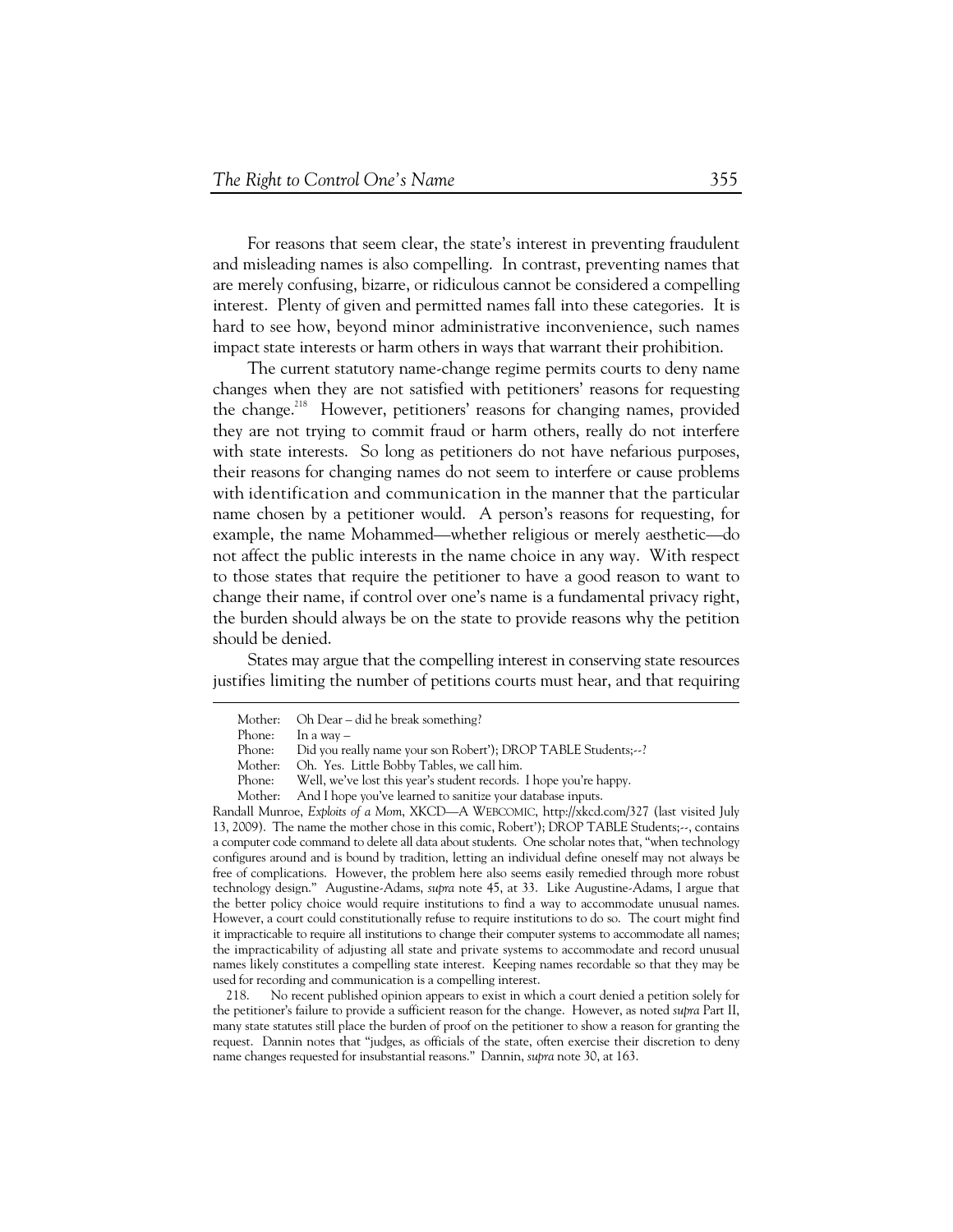For reasons that seem clear, the state's interest in preventing fraudulent and misleading names is also compelling. In contrast, preventing names that are merely confusing, bizarre, or ridiculous cannot be considered a compelling interest. Plenty of given and permitted names fall into these categories. It is hard to see how, beyond minor administrative inconvenience, such names impact state interests or harm others in ways that warrant their prohibition.

The current statutory name-change regime permits courts to deny name changes when they are not satisfied with petitioners' reasons for requesting the change.[218] However, petitioners' reasons for changing names, provided they are not trying to commit fraud or harm others, really do not interfere with state interests. So long as petitioners do not have nefarious purposes, their reasons for changing names do not seem to interfere or cause problems with identification and communication in the manner that the particular name chosen by a petitioner would. A person's reasons for requesting, for example, the name Mohammed—whether religious or merely aesthetic—do not affect the public interests in the name choice in any way. With respect to those states that require the petitioner to have a good reason to want to change their name, if control over one's name is a fundamental privacy right, the burden should always be on the state to provide reasons why the petition should be denied.

States may argue that the compelling interest in conserving state resources justifies limiting the number of petitions courts must hear, and that requiring

---

Mother: Oh Dear – did he break something?
Phone: In a way –
Phone: Did you really name your son Robert'); DROP TABLE Students;--?
Mother: Oh. Yes. Little Bobby Tables, we call him.
Phone: Well, we've lost this year's student records. I hope you're happy.
Mother: And I hope you've learned to sanitize your database inputs.

Randall Munroe, *Exploits of a Mom*, XKCD—A WEBCOMIC, http://xkcd.com/327 (last visited July 13, 2009). The name the mother chose in this comic, Robert'); DROP TABLE Students;--, contains a computer code command to delete all data about students. One scholar notes that, "when technology configures around and is bound by tradition, letting an individual define oneself may not always be free of complications. However, the problem here also seems easily remedied through more robust technology design." Augustine-Adams, *supra* note 45, at 33. Like Augustine-Adams, I argue that the better policy choice would require institutions to find a way to accommodate unusual names. However, a court could constitutionally refuse to require institutions to do so. The court might find it impracticable to require all institutions to change their computer systems to accommodate all names; the impracticability of adjusting all state and private systems to accommodate and record unusual names likely constitutes a compelling state interest. Keeping names recordable so that they may be used for recording and communication is a compelling interest.

218. No recent published opinion appears to exist in which a court denied a petition solely for the petitioner's failure to provide a sufficient reason for the change. However, as noted *supra* Part II, many state statutes still place the burden of proof on the petitioner to show a reason for granting the request. Dannin notes that "judges, as officials of the state, often exercise their discretion to deny name changes requested for insubstantial reasons." Dannin, *supra* note 30, at 163.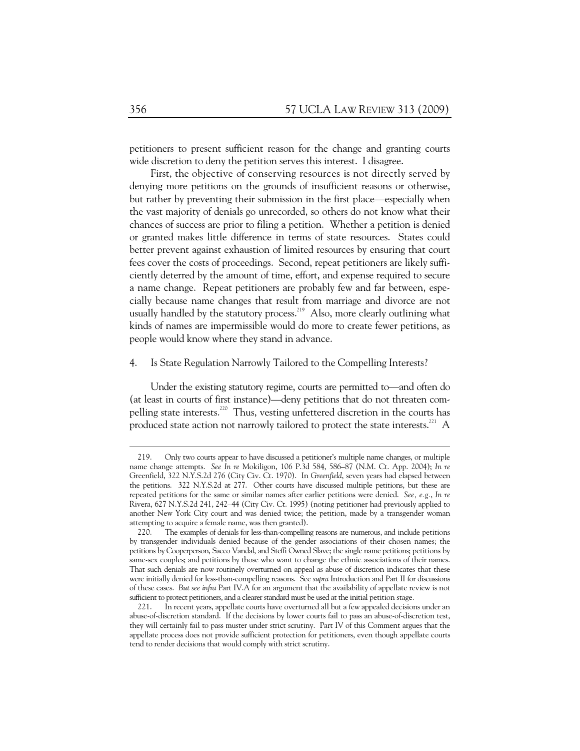petitioners to present sufficient reason for the change and granting courts wide discretion to deny the petition serves this interest. I disagree.

First, the objective of conserving resources is not directly served by denying more petitions on the grounds of insufficient reasons or otherwise, but rather by preventing their submission in the first place—especially when the vast majority of denials go unrecorded, so others do not know what their chances of success are prior to filing a petition. Whether a petition is denied or granted makes little difference in terms of state resources. States could better prevent against exhaustion of limited resources by ensuring that court fees cover the costs of proceedings. Second, repeat petitioners are likely sufficiently deterred by the amount of time, effort, and expense required to secure a name change. Repeat petitioners are probably few and far between, especially because name changes that result from marriage and divorce are not usually handled by the statutory process.[219] Also, more clearly outlining what kinds of names are impermissible would do more to create fewer petitions, as people would know where they stand in advance.

### 4. Is State Regulation Narrowly Tailored to the Compelling Interests?

Under the existing statutory regime, courts are permitted to—and often do (at least in courts of first instance)—deny petitions that do not threaten compelling state interests.[220] Thus, vesting unfettered discretion in the courts has produced state action not narrowly tailored to protect the state interests.[221] A

---

219. Only two courts appear to have discussed a petitioner's multiple name changes, or multiple name change attempts. *See In re* Mokiligon, 106 P.3d 584, 586–87 (N.M. Ct. App. 2004); *In re* Greenfield, 322 N.Y.S.2d 276 (City Civ. Ct. 1970). In *Greenfield*, seven years had elapsed between the petitions. 322 N.Y.S.2d at 277. Other courts have discussed multiple petitions, but these are repeated petitions for the same or similar names after earlier petitions were denied. *See, e.g.*, *In re* Rivera, 627 N.Y.S.2d 241, 242–44 (City Civ. Ct. 1995) (noting petitioner had previously applied to another New York City court and was denied twice; the petition, made by a transgender woman attempting to acquire a female name, was then granted).

220. The examples of denials for less-than-compelling reasons are numerous, and include petitions by transgender individuals denied because of the gender associations of their chosen names; the petitions by Cooperperson, Sacco Vandal, and Steffi Owned Slave; the single name petitions; petitions by same-sex couples; and petitions by those who want to change the ethnic associations of their names. That such denials are now routinely overturned on appeal as abuse of discretion indicates that these were initially denied for less-than-compelling reasons. See *supra* Introduction and Part II for discussions of these cases. *But see infra* Part IV.A for an argument that the availability of appellate review is not sufficient to protect petitioners, and a clearer standard must be used at the initial petition stage.

221. In recent years, appellate courts have overturned all but a few appealed decisions under an abuse-of-discretion standard. If the decisions by lower courts fail to pass an abuse-of-discretion test, they will certainly fail to pass muster under strict scrutiny. Part IV of this Comment argues that the appellate process does not provide sufficient protection for petitioners, even though appellate courts tend to render decisions that would comply with strict scrutiny.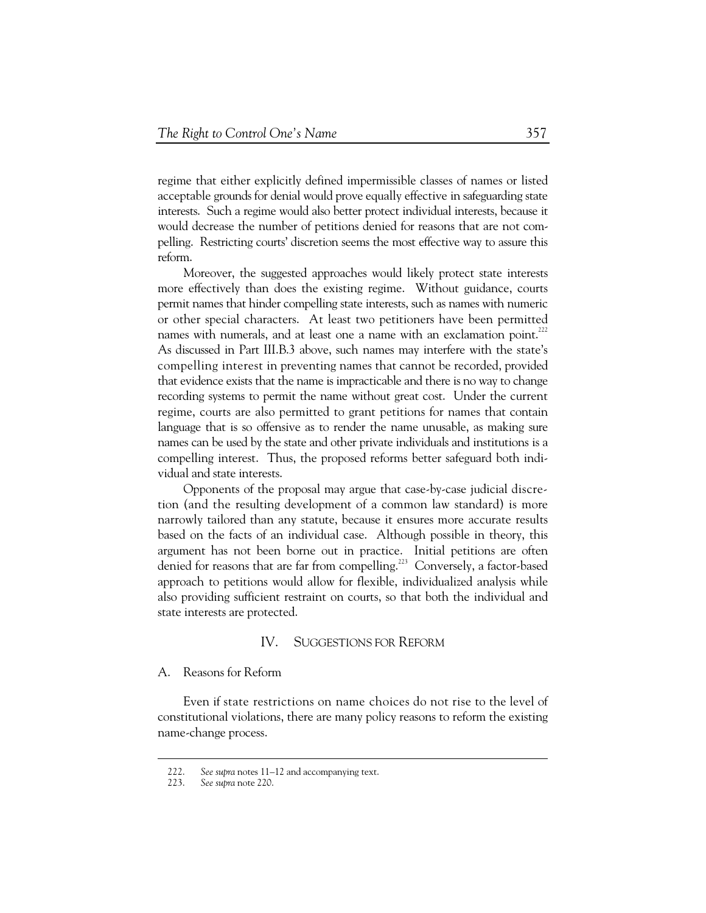regime that either explicitly defined impermissible classes of names or listed acceptable grounds for denial would prove equally effective in safeguarding state interests. Such a regime would also better protect individual interests, because it would decrease the number of petitions denied for reasons that are not compelling. Restricting courts' discretion seems the most effective way to assure this reform.

Moreover, the suggested approaches would likely protect state interests more effectively than does the existing regime. Without guidance, courts permit names that hinder compelling state interests, such as names with numeric or other special characters. At least two petitioners have been permitted names with numerals, and at least one a name with an exclamation point.[222] As discussed in Part III.B.3 above, such names may interfere with the state's compelling interest in preventing names that cannot be recorded, provided that evidence exists that the name is impracticable and there is no way to change recording systems to permit the name without great cost. Under the current regime, courts are also permitted to grant petitions for names that contain language that is so offensive as to render the name unusable, as making sure names can be used by the state and other private individuals and institutions is a compelling interest. Thus, the proposed reforms better safeguard both individual and state interests.

Opponents of the proposal may argue that case-by-case judicial discretion (and the resulting development of a common law standard) is more narrowly tailored than any statute, because it ensures more accurate results based on the facts of an individual case. Although possible in theory, this argument has not been borne out in practice. Initial petitions are often denied for reasons that are far from compelling.[223] Conversely, a factor-based approach to petitions would allow for flexible, individualized analysis while also providing sufficient restraint on courts, so that both the individual and state interests are protected.

## IV. SUGGESTIONS FOR REFORM

### A. Reasons for Reform

Even if state restrictions on name choices do not rise to the level of constitutional violations, there are many policy reasons to reform the existing name-change process.

---

222. *See supra* notes 11–12 and accompanying text.

223. *See supra* note 220.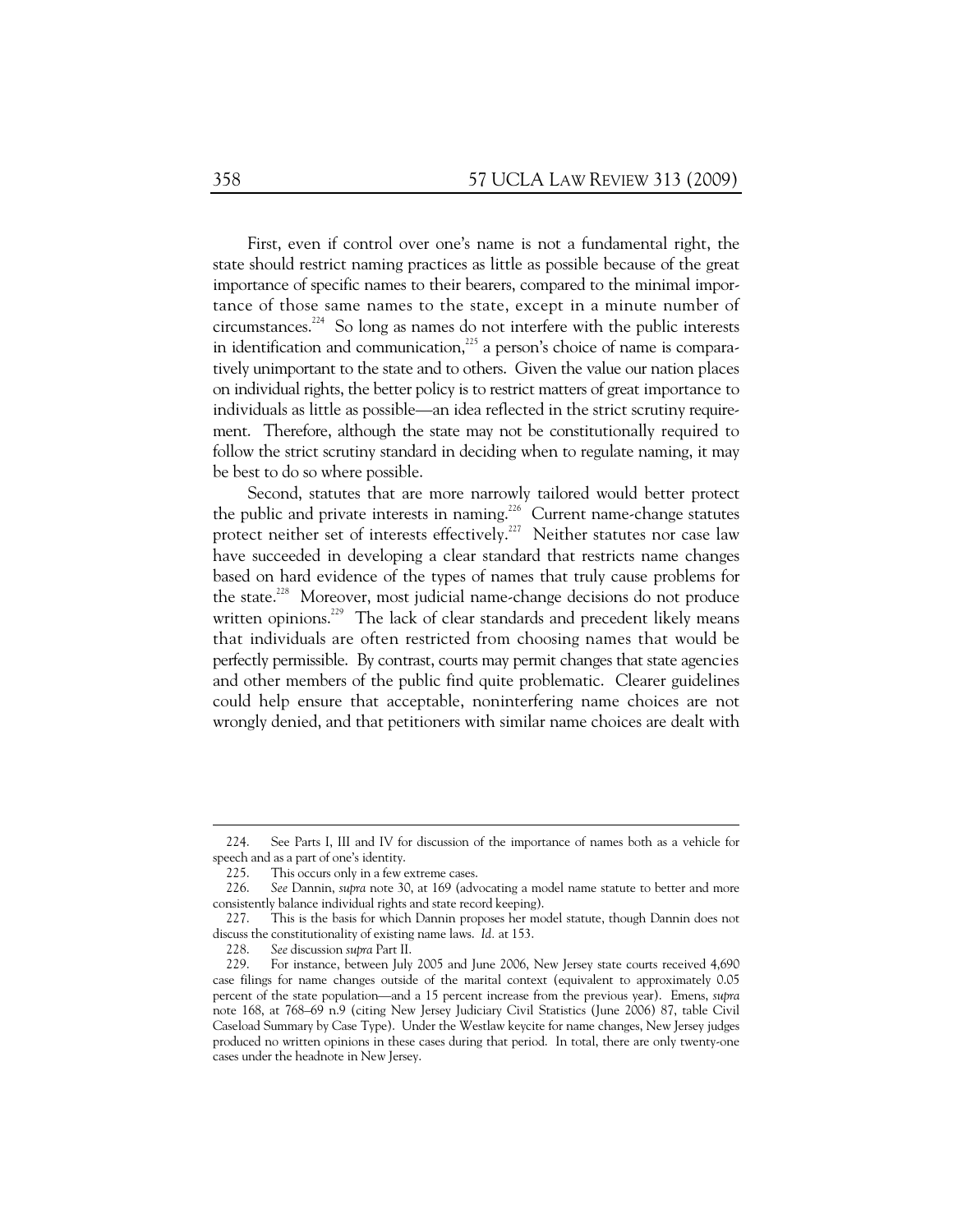First, even if control over one's name is not a fundamental right, the state should restrict naming practices as little as possible because of the great importance of specific names to their bearers, compared to the minimal importance of those same names to the state, except in a minute number of circumstances.[224] So long as names do not interfere with the public interests in identification and communication,[225] a person's choice of name is comparatively unimportant to the state and to others. Given the value our nation places on individual rights, the better policy is to restrict matters of great importance to individuals as little as possible—an idea reflected in the strict scrutiny requirement. Therefore, although the state may not be constitutionally required to follow the strict scrutiny standard in deciding when to regulate naming, it may be best to do so where possible.

Second, statutes that are more narrowly tailored would better protect the public and private interests in naming.[226] Current name-change statutes protect neither set of interests effectively.[227] Neither statutes nor case law have succeeded in developing a clear standard that restricts name changes based on hard evidence of the types of names that truly cause problems for the state.[228] Moreover, most judicial name-change decisions do not produce written opinions.[229] The lack of clear standards and precedent likely means that individuals are often restricted from choosing names that would be perfectly permissible. By contrast, courts may permit changes that state agencies and other members of the public find quite problematic. Clearer guidelines could help ensure that acceptable, noninterfering name choices are not wrongly denied, and that petitioners with similar name choices are dealt with

---

224. See Parts I, III and IV for discussion of the importance of names both as a vehicle for speech and as a part of one's identity.

225. This occurs only in a few extreme cases.

226. *See* Dannin, *supra* note 30, at 169 (advocating a model name statute to better and more consistently balance individual rights and state record keeping).

227. This is the basis for which Dannin proposes her model statute, though Dannin does not discuss the constitutionality of existing name laws. *Id.* at 153.

228. *See* discussion *supra* Part II.

229. For instance, between July 2005 and June 2006, New Jersey state courts received 4,690 case filings for name changes outside of the marital context (equivalent to approximately 0.05 percent of the state population—and a 15 percent increase from the previous year). Emens, *supra* note 168, at 768–69 n.9 (citing New Jersey Judiciary Civil Statistics (June 2006) 87, table Civil Caseload Summary by Case Type). Under the Westlaw keycite for name changes, New Jersey judges produced no written opinions in these cases during that period. In total, there are only twenty-one cases under the headnote in New Jersey.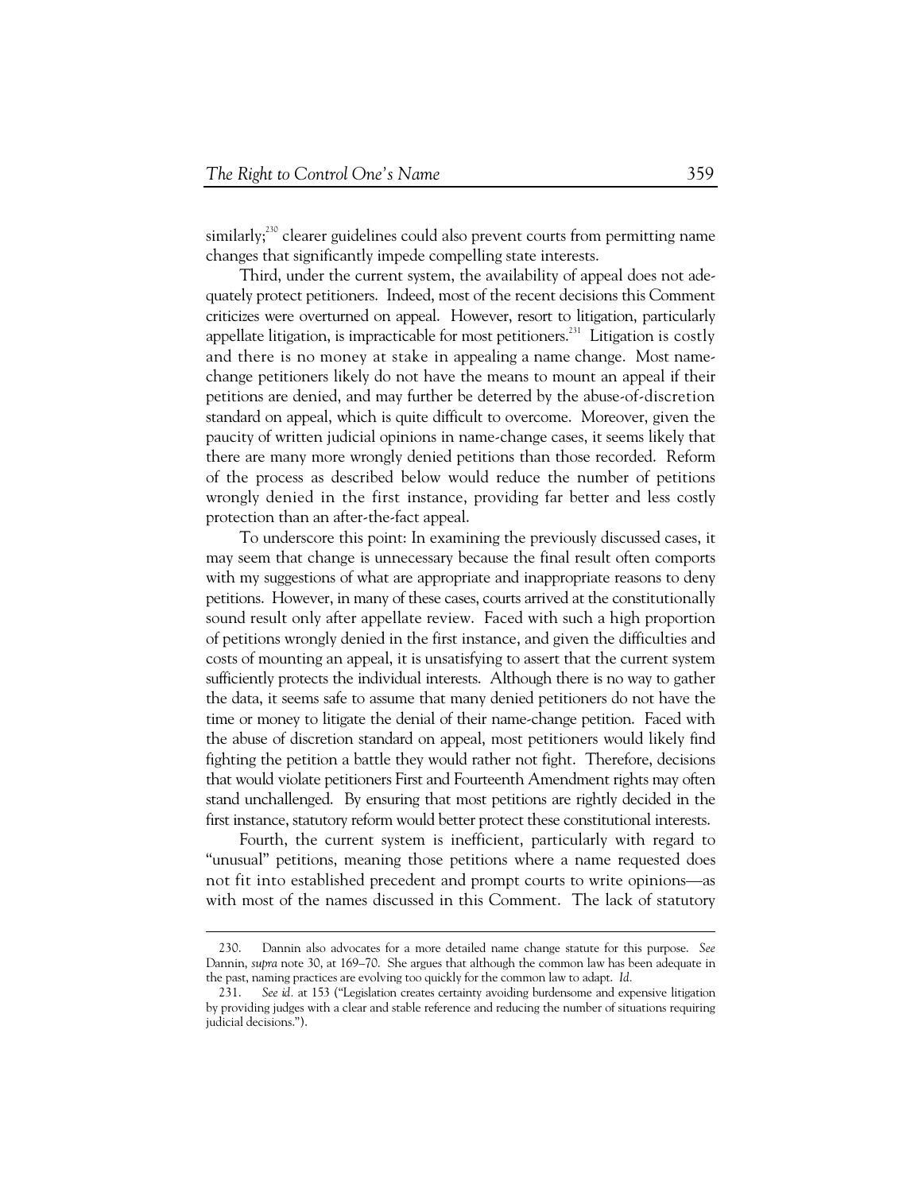similarly;[230] clearer guidelines could also prevent courts from permitting name changes that significantly impede compelling state interests.

Third, under the current system, the availability of appeal does not adequately protect petitioners. Indeed, most of the recent decisions this Comment criticizes were overturned on appeal. However, resort to litigation, particularly appellate litigation, is impracticable for most petitioners.[231] Litigation is costly and there is no money at stake in appealing a name change. Most name-change petitioners likely do not have the means to mount an appeal if their petitions are denied, and may further be deterred by the abuse-of-discretion standard on appeal, which is quite difficult to overcome. Moreover, given the paucity of written judicial opinions in name-change cases, it seems likely that there are many more wrongly denied petitions than those recorded. Reform of the process as described below would reduce the number of petitions wrongly denied in the first instance, providing far better and less costly protection than an after-the-fact appeal.

To underscore this point: In examining the previously discussed cases, it may seem that change is unnecessary because the final result often comports with my suggestions of what are appropriate and inappropriate reasons to deny petitions. However, in many of these cases, courts arrived at the constitutionally sound result only after appellate review. Faced with such a high proportion of petitions wrongly denied in the first instance, and given the difficulties and costs of mounting an appeal, it is unsatisfying to assert that the current system sufficiently protects the individual interests. Although there is no way to gather the data, it seems safe to assume that many denied petitioners do not have the time or money to litigate the denial of their name-change petition. Faced with the abuse of discretion standard on appeal, most petitioners would likely find fighting the petition a battle they would rather not fight. Therefore, decisions that would violate petitioners First and Fourteenth Amendment rights may often stand unchallenged. By ensuring that most petitions are rightly decided in the first instance, statutory reform would better protect these constitutional interests.

Fourth, the current system is inefficient, particularly with regard to "unusual" petitions, meaning those petitions where a name requested does not fit into established precedent and prompt courts to write opinions—as with most of the names discussed in this Comment. The lack of statutory

---

230. Dannin also advocates for a more detailed name change statute for this purpose. *See* Dannin, *supra* note 30, at 169–70. She argues that although the common law has been adequate in the past, naming practices are evolving too quickly for the common law to adapt. *Id.*

231. *See id.* at 153 ("Legislation creates certainty avoiding burdensome and expensive litigation by providing judges with a clear and stable reference and reducing the number of situations requiring judicial decisions.").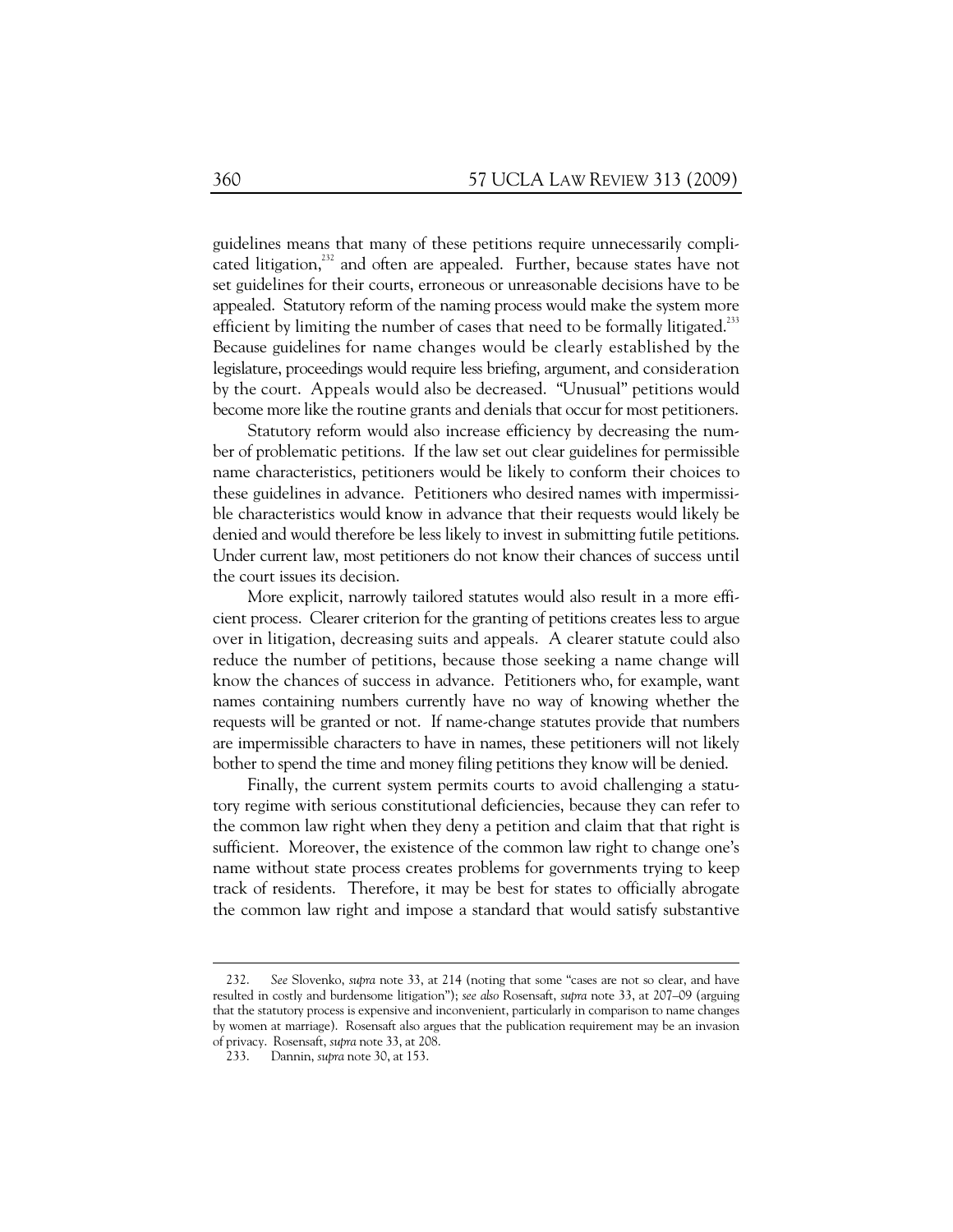guidelines means that many of these petitions require unnecessarily complicated litigation,[232] and often are appealed. Further, because states have not set guidelines for their courts, erroneous or unreasonable decisions have to be appealed. Statutory reform of the naming process would make the system more efficient by limiting the number of cases that need to be formally litigated.[233] Because guidelines for name changes would be clearly established by the legislature, proceedings would require less briefing, argument, and consideration by the court. Appeals would also be decreased. "Unusual" petitions would become more like the routine grants and denials that occur for most petitioners.

Statutory reform would also increase efficiency by decreasing the number of problematic petitions. If the law set out clear guidelines for permissible name characteristics, petitioners would be likely to conform their choices to these guidelines in advance. Petitioners who desired names with impermissible characteristics would know in advance that their requests would likely be denied and would therefore be less likely to invest in submitting futile petitions. Under current law, most petitioners do not know their chances of success until the court issues its decision.

More explicit, narrowly tailored statutes would also result in a more efficient process. Clearer criterion for the granting of petitions creates less to argue over in litigation, decreasing suits and appeals. A clearer statute could also reduce the number of petitions, because those seeking a name change will know the chances of success in advance. Petitioners who, for example, want names containing numbers currently have no way of knowing whether the requests will be granted or not. If name-change statutes provide that numbers are impermissible characters to have in names, these petitioners will not likely bother to spend the time and money filing petitions they know will be denied.

Finally, the current system permits courts to avoid challenging a statutory regime with serious constitutional deficiencies, because they can refer to the common law right when they deny a petition and claim that that right is sufficient. Moreover, the existence of the common law right to change one's name without state process creates problems for governments trying to keep track of residents. Therefore, it may be best for states to officially abrogate the common law right and impose a standard that would satisfy substantive

---

232. *See* Slovenko, *supra* note 33, at 214 (noting that some "cases are not so clear, and have resulted in costly and burdensome litigation"); *see also* Rosensaft, *supra* note 33, at 207–09 (arguing that the statutory process is expensive and inconvenient, particularly in comparison to name changes by women at marriage). Rosensaft also argues that the publication requirement may be an invasion of privacy. Rosensaft, *supra* note 33, at 208.

233. Dannin, *supra* note 30, at 153.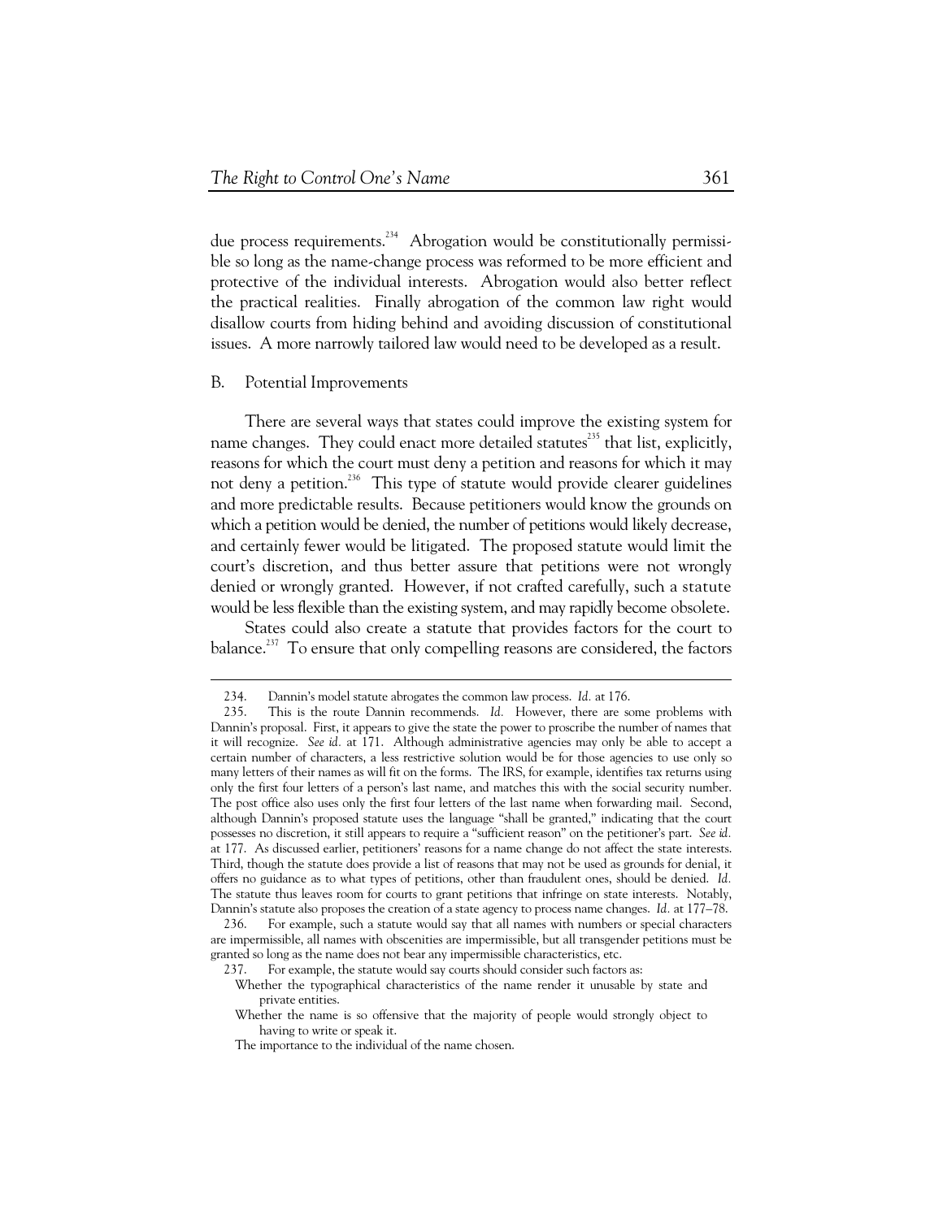due process requirements.[234] Abrogation would be constitutionally permissible so long as the name-change process was reformed to be more efficient and protective of the individual interests. Abrogation would also better reflect the practical realities. Finally abrogation of the common law right would disallow courts from hiding behind and avoiding discussion of constitutional issues. A more narrowly tailored law would need to be developed as a result.

## B. Potential Improvements

There are several ways that states could improve the existing system for name changes. They could enact more detailed statutes[235] that list, explicitly, reasons for which the court must deny a petition and reasons for which it may not deny a petition.[236] This type of statute would provide clearer guidelines and more predictable results. Because petitioners would know the grounds on which a petition would be denied, the number of petitions would likely decrease, and certainly fewer would be litigated. The proposed statute would limit the court's discretion, and thus better assure that petitions were not wrongly denied or wrongly granted. However, if not crafted carefully, such a statute would be less flexible than the existing system, and may rapidly become obsolete.

States could also create a statute that provides factors for the court to balance.[237] To ensure that only compelling reasons are considered, the factors

---

234. Dannin's model statute abrogates the common law process. *Id.* at 176.

235. This is the route Dannin recommends. *Id.* However, there are some problems with Dannin's proposal. First, it appears to give the state the power to proscribe the number of names that it will recognize. *See id.* at 171. Although administrative agencies may only be able to accept a certain number of characters, a less restrictive solution would be for those agencies to use only so many letters of their names as will fit on the forms. The IRS, for example, identifies tax returns using only the first four letters of a person's last name, and matches this with the social security number. The post office also uses only the first four letters of the last name when forwarding mail. Second, although Dannin's proposed statute uses the language "shall be granted," indicating that the court possesses no discretion, it still appears to require a "sufficient reason" on the petitioner's part. *See id.* at 177. As discussed earlier, petitioners' reasons for a name change do not affect the state interests. Third, though the statute does provide a list of reasons that may not be used as grounds for denial, it offers no guidance as to what types of petitions, other than fraudulent ones, should be denied. *Id.* The statute thus leaves room for courts to grant petitions that infringe on state interests. Notably, Dannin's statute also proposes the creation of a state agency to process name changes. *Id.* at 177–78.

236. For example, such a statute would say that all names with numbers or special characters are impermissible, all names with obscenities are impermissible, but all transgender petitions must be granted so long as the name does not bear any impermissible characteristics, etc.

237. For example, the statute would say courts should consider such factors as:

Whether the typographical characteristics of the name render it unusable by state and private entities.

Whether the name is so offensive that the majority of people would strongly object to having to write or speak it.

The importance to the individual of the name chosen.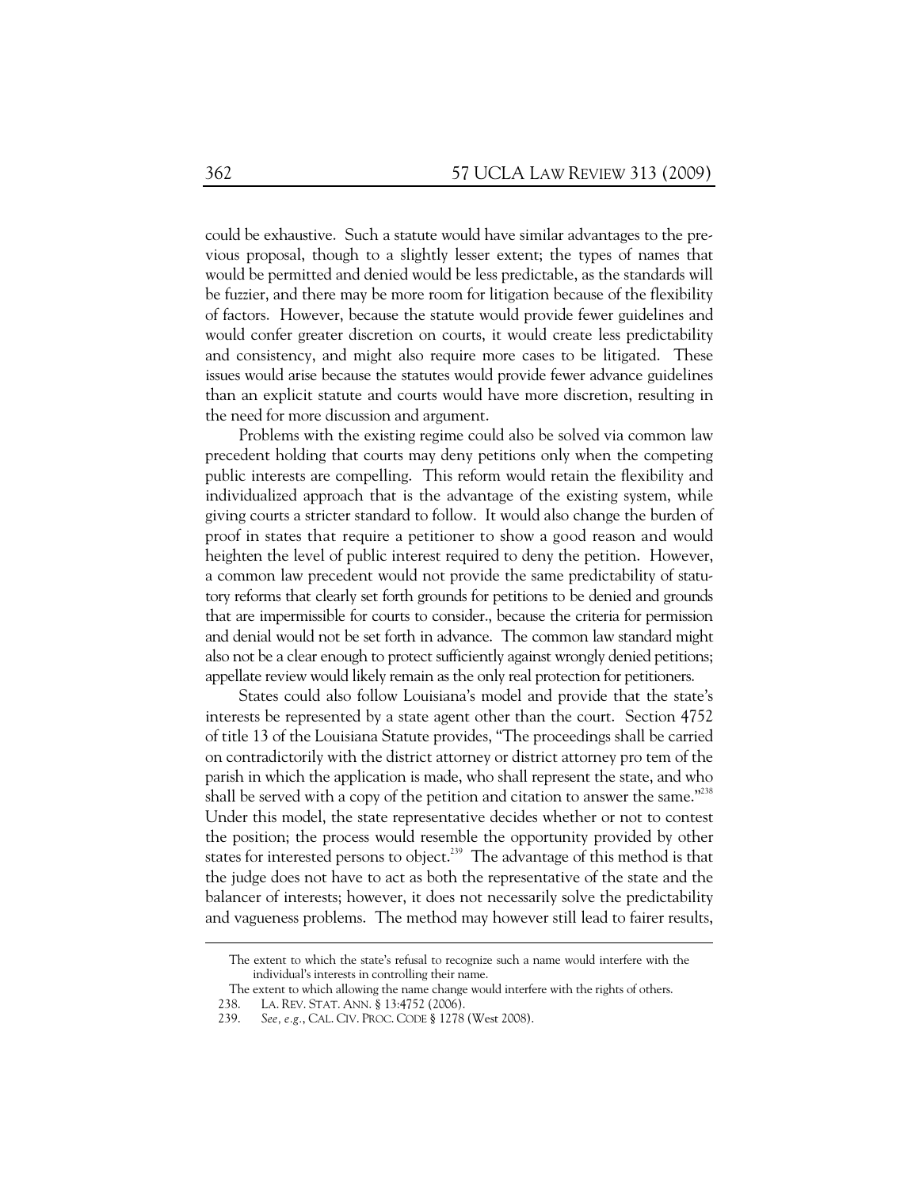could be exhaustive. Such a statute would have similar advantages to the previous proposal, though to a slightly lesser extent; the types of names that would be permitted and denied would be less predictable, as the standards will be fuzzier, and there may be more room for litigation because of the flexibility of factors. However, because the statute would provide fewer guidelines and would confer greater discretion on courts, it would create less predictability and consistency, and might also require more cases to be litigated. These issues would arise because the statutes would provide fewer advance guidelines than an explicit statute and courts would have more discretion, resulting in the need for more discussion and argument.

Problems with the existing regime could also be solved via common law precedent holding that courts may deny petitions only when the competing public interests are compelling. This reform would retain the flexibility and individualized approach that is the advantage of the existing system, while giving courts a stricter standard to follow. It would also change the burden of proof in states that require a petitioner to show a good reason and would heighten the level of public interest required to deny the petition. However, a common law precedent would not provide the same predictability of statutory reforms that clearly set forth grounds for petitions to be denied and grounds that are impermissible for courts to consider., because the criteria for permission and denial would not be set forth in advance. The common law standard might also not be a clear enough to protect sufficiently against wrongly denied petitions; appellate review would likely remain as the only real protection for petitioners.

States could also follow Louisiana's model and provide that the state's interests be represented by a state agent other than the court. Section 4752 of title 13 of the Louisiana Statute provides, "The proceedings shall be carried on contradictorily with the district attorney or district attorney pro tem of the parish in which the application is made, who shall represent the state, and who shall be served with a copy of the petition and citation to answer the same."[238] Under this model, the state representative decides whether or not to contest the position; the process would resemble the opportunity provided by other states for interested persons to object.[239] The advantage of this method is that the judge does not have to act as both the representative of the state and the balancer of interests; however, it does not necessarily solve the predictability and vagueness problems. The method may however still lead to fairer results,

---

The extent to which the state's refusal to recognize such a name would interfere with the individual's interests in controlling their name.

The extent to which allowing the name change would interfere with the rights of others.

238. LA. REV. STAT. ANN. § 13:4752 (2006).

239. *See, e.g.*, CAL. CIV. PROC. CODE § 1278 (West 2008).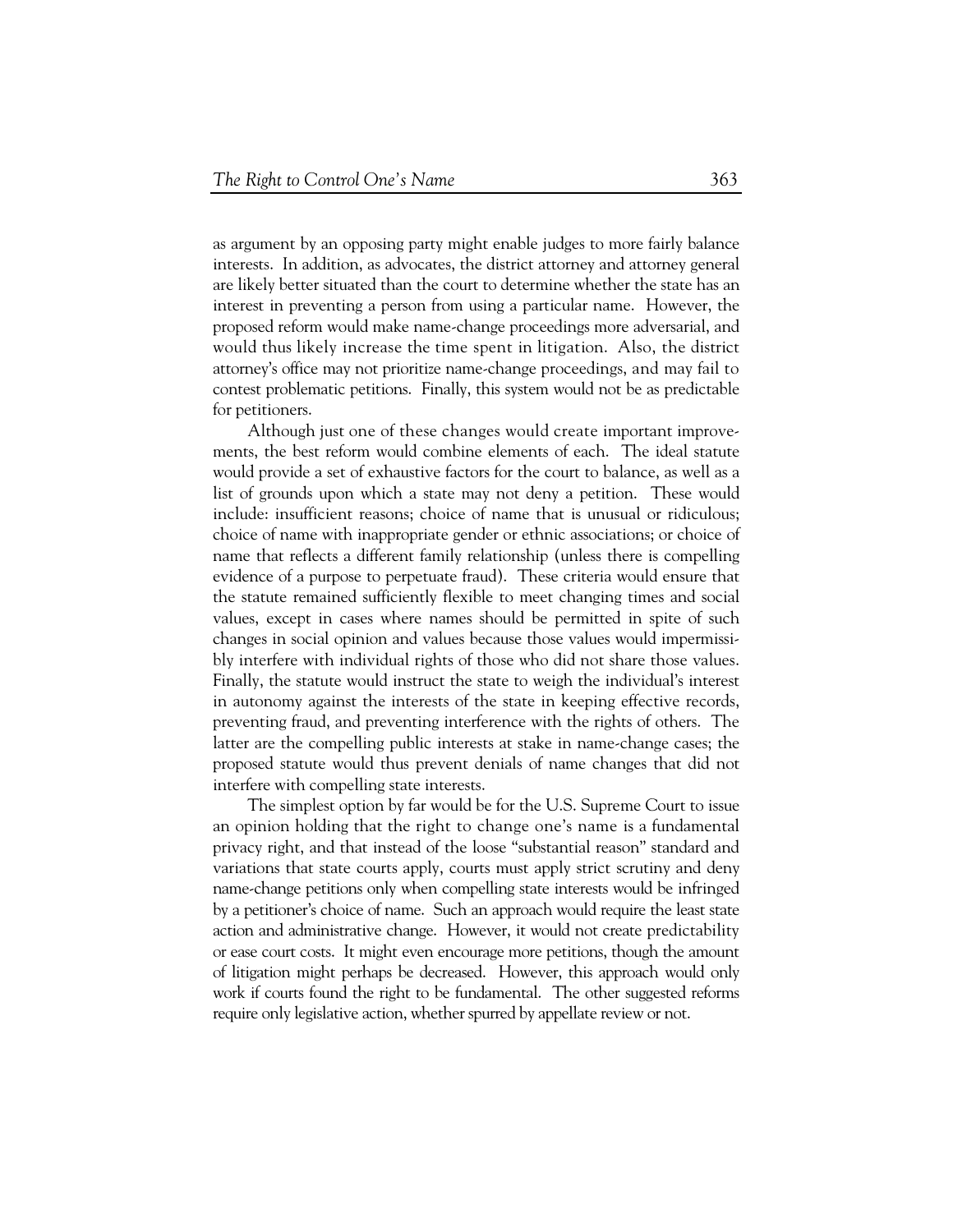as argument by an opposing party might enable judges to more fairly balance interests. In addition, as advocates, the district attorney and attorney general are likely better situated than the court to determine whether the state has an interest in preventing a person from using a particular name. However, the proposed reform would make name-change proceedings more adversarial, and would thus likely increase the time spent in litigation. Also, the district attorney's office may not prioritize name-change proceedings, and may fail to contest problematic petitions. Finally, this system would not be as predictable for petitioners.

Although just one of these changes would create important improvements, the best reform would combine elements of each. The ideal statute would provide a set of exhaustive factors for the court to balance, as well as a list of grounds upon which a state may not deny a petition. These would include: insufficient reasons; choice of name that is unusual or ridiculous; choice of name with inappropriate gender or ethnic associations; or choice of name that reflects a different family relationship (unless there is compelling evidence of a purpose to perpetuate fraud). These criteria would ensure that the statute remained sufficiently flexible to meet changing times and social values, except in cases where names should be permitted in spite of such changes in social opinion and values because those values would impermissibly interfere with individual rights of those who did not share those values. Finally, the statute would instruct the state to weigh the individual's interest in autonomy against the interests of the state in keeping effective records, preventing fraud, and preventing interference with the rights of others. The latter are the compelling public interests at stake in name-change cases; the proposed statute would thus prevent denials of name changes that did not interfere with compelling state interests.

The simplest option by far would be for the U.S. Supreme Court to issue an opinion holding that the right to change one's name is a fundamental privacy right, and that instead of the loose "substantial reason" standard and variations that state courts apply, courts must apply strict scrutiny and deny name-change petitions only when compelling state interests would be infringed by a petitioner's choice of name. Such an approach would require the least state action and administrative change. However, it would not create predictability or ease court costs. It might even encourage more petitions, though the amount of litigation might perhaps be decreased. However, this approach would only work if courts found the right to be fundamental. The other suggested reforms require only legislative action, whether spurred by appellate review or not.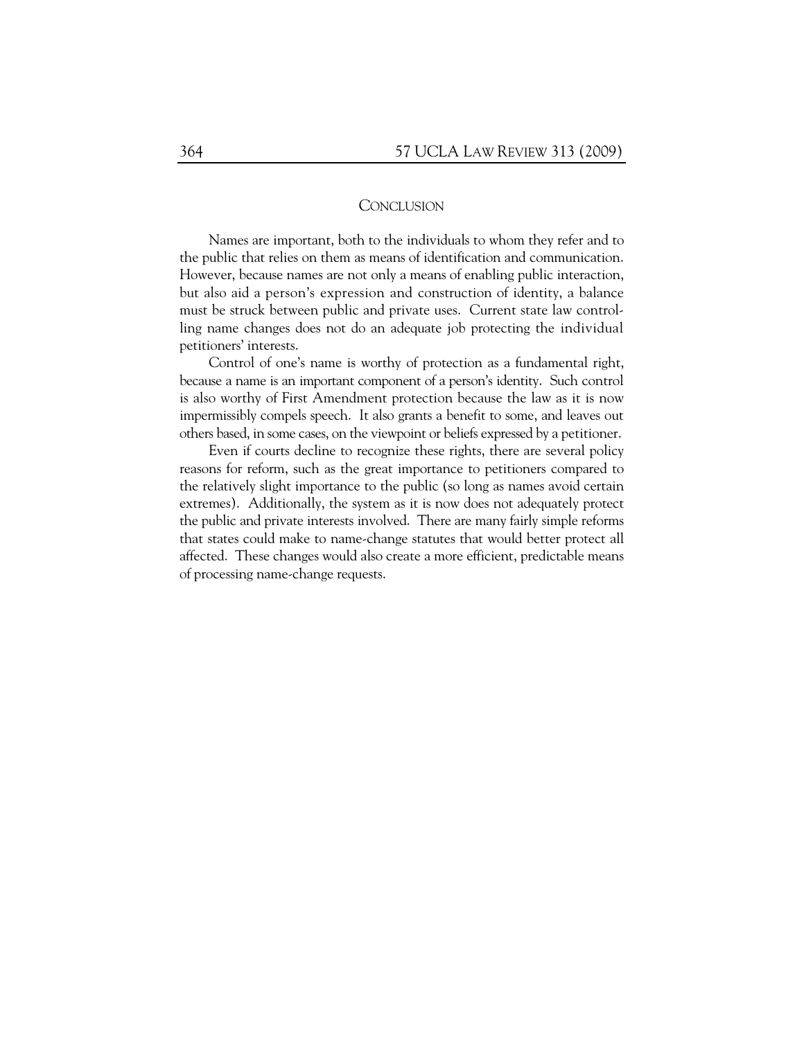## CONCLUSION

Names are important, both to the individuals to whom they refer and to the public that relies on them as means of identification and communication. However, because names are not only a means of enabling public interaction, but also aid a person's expression and construction of identity, a balance must be struck between public and private uses. Current state law controlling name changes does not do an adequate job protecting the individual petitioners' interests.

Control of one's name is worthy of protection as a fundamental right, because a name is an important component of a person's identity. Such control is also worthy of First Amendment protection because the law as it is now impermissibly compels speech. It also grants a benefit to some, and leaves out others based, in some cases, on the viewpoint or beliefs expressed by a petitioner.

Even if courts decline to recognize these rights, there are several policy reasons for reform, such as the great importance to petitioners compared to the relatively slight importance to the public (so long as names avoid certain extremes). Additionally, the system as it is now does not adequately protect the public and private interests involved. There are many fairly simple reforms that states could make to name-change statutes that would better protect all affected. These changes would also create a more efficient, predictable means of processing name-change requests.